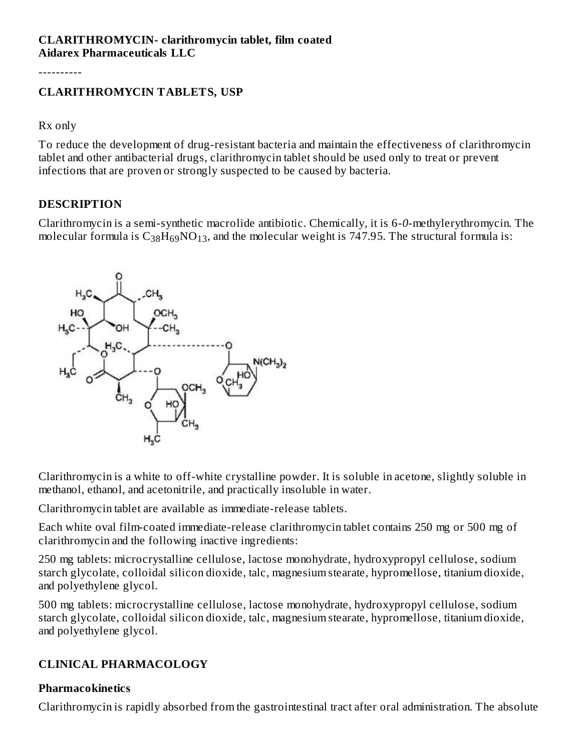**CLARITHROMYCIN- clarithromycin tablet, film coated**
**Aidarex Pharmaceuticals LLC**

----------

**CLARITHROMYCIN TABLETS, USP**

Rx only

To reduce the development of drug-resistant bacteria and maintain the effectiveness of clarithromycin tablet and other antibacterial drugs, clarithromycin tablet should be used only to treat or prevent infections that are proven or strongly suspected to be caused by bacteria.

## DESCRIPTION

Clarithromycin is a semi-synthetic macrolide antibiotic. Chemically, it is 6-*0*-methylerythromycin. The molecular formula is $C_{38}H_{69}NO_{13}$, and the molecular weight is 747.95. The structural formula is:

Clarithromycin is a white to off-white crystalline powder. It is soluble in acetone, slightly soluble in methanol, ethanol, and acetonitrile, and practically insoluble in water.

Clarithromycin tablet are available as immediate-release tablets.

Each white oval film-coated immediate-release clarithromycin tablet contains 250 mg or 500 mg of clarithromycin and the following inactive ingredients:

250 mg tablets: microcrystalline cellulose, lactose monohydrate, hydroxypropyl cellulose, sodium starch glycolate, colloidal silicon dioxide, talc, magnesium stearate, hypromellose, titanium dioxide, and polyethylene glycol.

500 mg tablets: microcrystalline cellulose, lactose monohydrate, hydroxypropyl cellulose, sodium starch glycolate, colloidal silicon dioxide, talc, magnesium stearate, hypromellose, titanium dioxide, and polyethylene glycol.

## CLINICAL PHARMACOLOGY

### Pharmacokinetics

Clarithromycin is rapidly absorbed from the gastrointestinal tract after oral administration. The absolute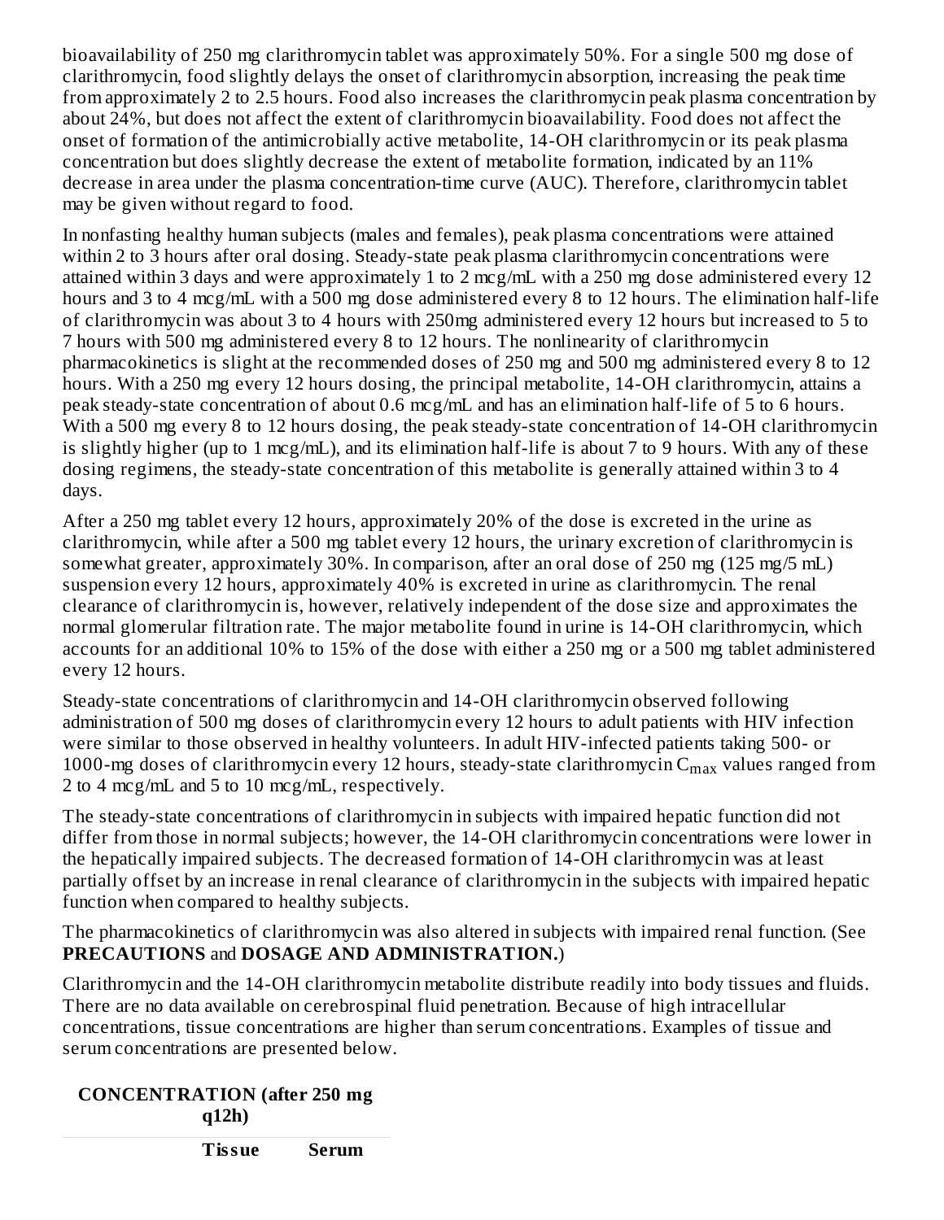bioavailability of 250 mg clarithromycin tablet was approximately 50%. For a single 500 mg dose of clarithromycin, food slightly delays the onset of clarithromycin absorption, increasing the peak time from approximately 2 to 2.5 hours. Food also increases the clarithromycin peak plasma concentration by about 24%, but does not affect the extent of clarithromycin bioavailability. Food does not affect the onset of formation of the antimicrobially active metabolite, 14-OH clarithromycin or its peak plasma concentration but does slightly decrease the extent of metabolite formation, indicated by an 11% decrease in area under the plasma concentration-time curve (AUC). Therefore, clarithromycin tablet may be given without regard to food.

In nonfasting healthy human subjects (males and females), peak plasma concentrations were attained within 2 to 3 hours after oral dosing. Steady-state peak plasma clarithromycin concentrations were attained within 3 days and were approximately 1 to 2 mcg/mL with a 250 mg dose administered every 12 hours and 3 to 4 mcg/mL with a 500 mg dose administered every 8 to 12 hours. The elimination half-life of clarithromycin was about 3 to 4 hours with 250mg administered every 12 hours but increased to 5 to 7 hours with 500 mg administered every 8 to 12 hours. The nonlinearity of clarithromycin pharmacokinetics is slight at the recommended doses of 250 mg and 500 mg administered every 8 to 12 hours. With a 250 mg every 12 hours dosing, the principal metabolite, 14-OH clarithromycin, attains a peak steady-state concentration of about 0.6 mcg/mL and has an elimination half-life of 5 to 6 hours. With a 500 mg every 8 to 12 hours dosing, the peak steady-state concentration of 14-OH clarithromycin is slightly higher (up to 1 mcg/mL), and its elimination half-life is about 7 to 9 hours. With any of these dosing regimens, the steady-state concentration of this metabolite is generally attained within 3 to 4 days.

After a 250 mg tablet every 12 hours, approximately 20% of the dose is excreted in the urine as clarithromycin, while after a 500 mg tablet every 12 hours, the urinary excretion of clarithromycin is somewhat greater, approximately 30%. In comparison, after an oral dose of 250 mg (125 mg/5 mL) suspension every 12 hours, approximately 40% is excreted in urine as clarithromycin. The renal clearance of clarithromycin is, however, relatively independent of the dose size and approximates the normal glomerular filtration rate. The major metabolite found in urine is 14-OH clarithromycin, which accounts for an additional 10% to 15% of the dose with either a 250 mg or a 500 mg tablet administered every 12 hours.

Steady-state concentrations of clarithromycin and 14-OH clarithromycin observed following administration of 500 mg doses of clarithromycin every 12 hours to adult patients with HIV infection were similar to those observed in healthy volunteers. In adult HIV-infected patients taking 500- or 1000-mg doses of clarithromycin every 12 hours, steady-state clarithromycin $C_{max}$ values ranged from 2 to 4 mcg/mL and 5 to 10 mcg/mL, respectively.

The steady-state concentrations of clarithromycin in subjects with impaired hepatic function did not differ from those in normal subjects; however, the 14-OH clarithromycin concentrations were lower in the hepatically impaired subjects. The decreased formation of 14-OH clarithromycin was at least partially offset by an increase in renal clearance of clarithromycin in the subjects with impaired hepatic function when compared to healthy subjects.

The pharmacokinetics of clarithromycin was also altered in subjects with impaired renal function. (See **PRECAUTIONS** and **DOSAGE AND ADMINISTRATION.**)

Clarithromycin and the 14-OH clarithromycin metabolite distribute readily into body tissues and fluids. There are no data available on cerebrospinal fluid penetration. Because of high intracellular concentrations, tissue concentrations are higher than serum concentrations. Examples of tissue and serum concentrations are presented below.

| **CONCENTRATION (after 250 mg q12h)** | | |
|---|---|---|
| | **Tissue** | **Serum** |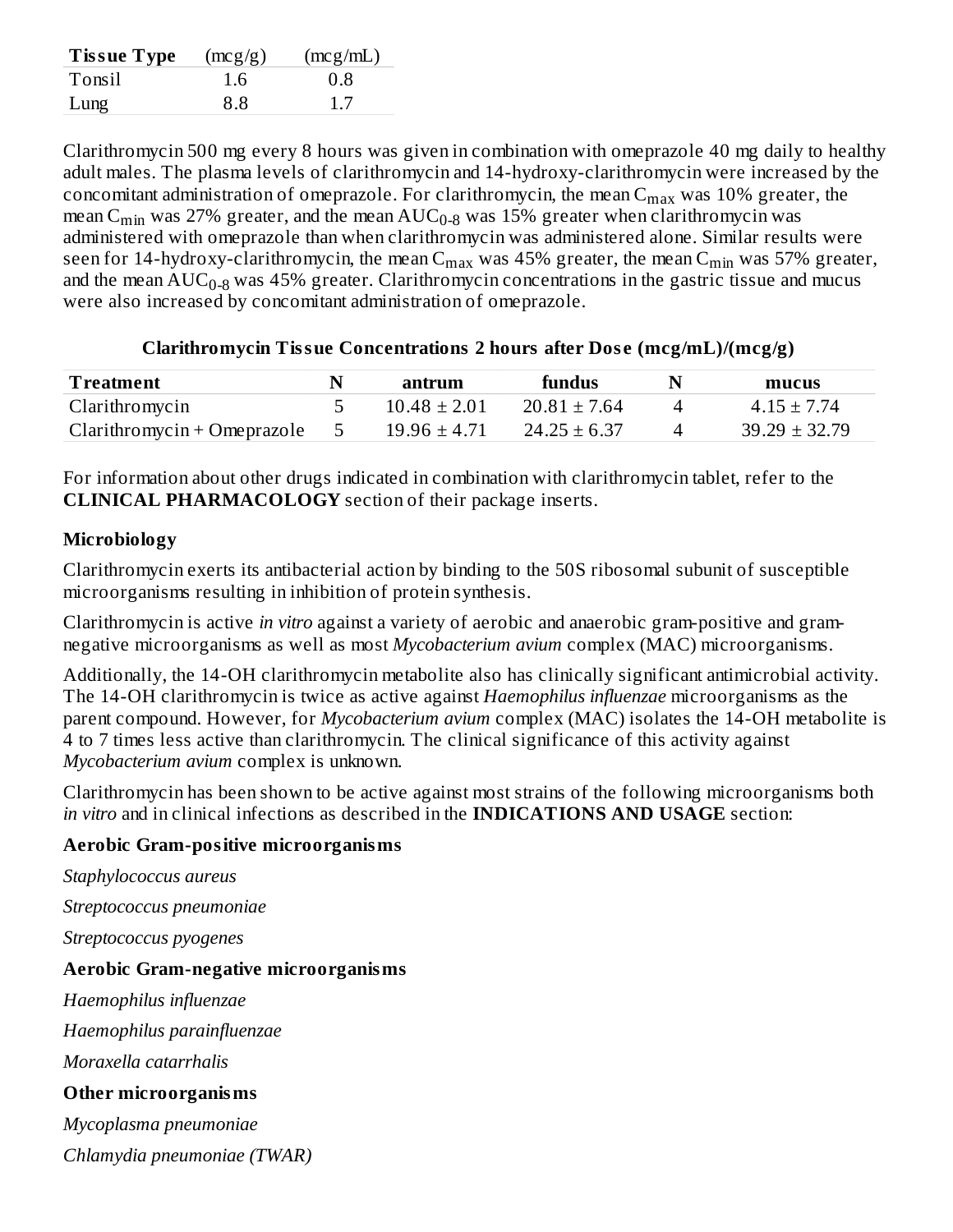| Tissue Type | (mcg/g) | (mcg/mL) |
| --- | --- | --- |
| Tonsil | 1.6 | 0.8 |
| Lung | 8.8 | 1.7 |

Clarithromycin 500 mg every 8 hours was given in combination with omeprazole 40 mg daily to healthy adult males. The plasma levels of clarithromycin and 14-hydroxy-clarithromycin were increased by the concomitant administration of omeprazole. For clarithromycin, the mean $C_{max}$ was 10% greater, the mean $C_{min}$ was 27% greater, and the mean $AUC_{0-8}$ was 15% greater when clarithromycin was administered with omeprazole than when clarithromycin was administered alone. Similar results were seen for 14-hydroxy-clarithromycin, the mean $C_{max}$ was 45% greater, the mean $C_{min}$ was 57% greater, and the mean $AUC_{0-8}$ was 45% greater. Clarithromycin concentrations in the gastric tissue and mucus were also increased by concomitant administration of omeprazole.

**Clarithromycin Tissue Concentrations 2 hours after Dose (mcg/mL)/(mcg/g)**

| Treatment | N | antrum | fundus | N | mucus |
| --- | --- | --- | --- | --- | --- |
| Clarithromycin | 5 | 10.48 ± 2.01 | 20.81 ± 7.64 | 4 | 4.15 ± 7.74 |
| Clarithromycin + Omeprazole | 5 | 19.96 ± 4.71 | 24.25 ± 6.37 | 4 | 39.29 ± 32.79 |

For information about other drugs indicated in combination with clarithromycin tablet, refer to the **CLINICAL PHARMACOLOGY** section of their package inserts.

**Microbiology**

Clarithromycin exerts its antibacterial action by binding to the 50S ribosomal subunit of susceptible microorganisms resulting in inhibition of protein synthesis.

Clarithromycin is active *in vitro* against a variety of aerobic and anaerobic gram-positive and gram-negative microorganisms as well as most *Mycobacterium avium* complex (MAC) microorganisms.

Additionally, the 14-OH clarithromycin metabolite also has clinically significant antimicrobial activity. The 14-OH clarithromycin is twice as active against *Haemophilus influenzae* microorganisms as the parent compound. However, for *Mycobacterium avium* complex (MAC) isolates the 14-OH metabolite is 4 to 7 times less active than clarithromycin. The clinical significance of this activity against *Mycobacterium avium* complex is unknown.

Clarithromycin has been shown to be active against most strains of the following microorganisms both *in vitro* and in clinical infections as described in the **INDICATIONS AND USAGE** section:

**Aerobic Gram-positive microorganisms**

*Staphylococcus aureus*

*Streptococcus pneumoniae*

*Streptococcus pyogenes*

**Aerobic Gram-negative microorganisms**

*Haemophilus influenzae*

*Haemophilus parainfluenzae*

*Moraxella catarrhalis*

**Other microorganisms**

*Mycoplasma pneumoniae*

*Chlamydia pneumoniae (TWAR)*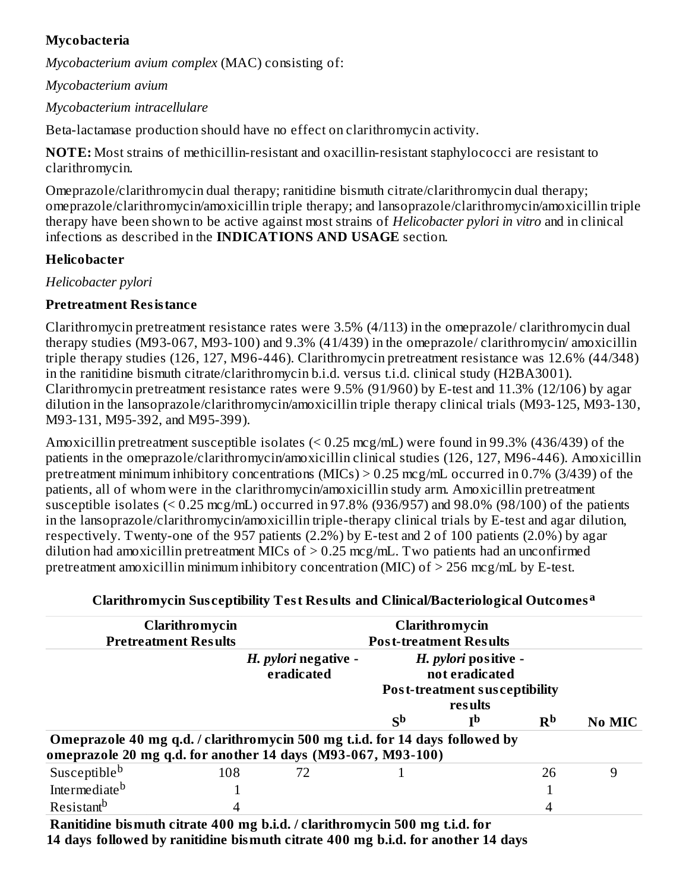**Mycobacteria**

*Mycobacterium avium complex* (MAC) consisting of:

*Mycobacterium avium*

*Mycobacterium intracellulare*

Beta-lactamase production should have no effect on clarithromycin activity.

**NOTE:** Most strains of methicillin-resistant and oxacillin-resistant staphylococci are resistant to clarithromycin.

Omeprazole/clarithromycin dual therapy; ranitidine bismuth citrate/clarithromycin dual therapy; omeprazole/clarithromycin/amoxicillin triple therapy; and lansoprazole/clarithromycin/amoxicillin triple therapy have been shown to be active against most strains of *Helicobacter pylori in vitro* and in clinical infections as described in the **INDICATIONS AND USAGE** section.

**Helicobacter**

*Helicobacter pylori*

**Pretreatment Resistance**

Clarithromycin pretreatment resistance rates were 3.5% (4/113) in the omeprazole/ clarithromycin dual therapy studies (M93-067, M93-100) and 9.3% (41/439) in the omeprazole/ clarithromycin/ amoxicillin triple therapy studies (126, 127, M96-446). Clarithromycin pretreatment resistance was 12.6% (44/348) in the ranitidine bismuth citrate/clarithromycin b.i.d. versus t.i.d. clinical study (H2BA3001). Clarithromycin pretreatment resistance rates were 9.5% (91/960) by E-test and 11.3% (12/106) by agar dilution in the lansoprazole/clarithromycin/amoxicillin triple therapy clinical trials (M93-125, M93-130, M93-131, M95-392, and M95-399).

Amoxicillin pretreatment susceptible isolates (< 0.25 mcg/mL) were found in 99.3% (436/439) of the patients in the omeprazole/clarithromycin/amoxicillin clinical studies (126, 127, M96-446). Amoxicillin pretreatment minimum inhibitory concentrations (MICs) > 0.25 mcg/mL occurred in 0.7% (3/439) of the patients, all of whom were in the clarithromycin/amoxicillin study arm. Amoxicillin pretreatment susceptible isolates (< 0.25 mcg/mL) occurred in 97.8% (936/957) and 98.0% (98/100) of the patients in the lansoprazole/clarithromycin/amoxicillin triple-therapy clinical trials by E-test and agar dilution, respectively. Twenty-one of the 957 patients (2.2%) by E-test and 2 of 100 patients (2.0%) by agar dilution had amoxicillin pretreatment MICs of > 0.25 mcg/mL. Two patients had an unconfirmed pretreatment amoxicillin minimum inhibitory concentration (MIC) of > 256 mcg/mL by E-test.

**Clarithromycin Susceptibility Test Results and Clinical/Bacteriological Outcomes**[a]

| **Clarithromycin Pretreatment Results** | | **Clarithromycin Post-treatment Results** | | | | |
|---|---|---|---|---|---|---|
| | | ***H. pylori* negative - eradicated** | ***H. pylori* positive - not eradicated Post-treatment susceptibility results** | | | |
| | | | **S**[b] | **I**[b] | **R**[b] | **No MIC** |
| **Omeprazole 40 mg q.d. / clarithromycin 500 mg t.i.d. for 14 days followed by omeprazole 20 mg q.d. for another 14 days (M93-067, M93-100)** | | | | | | |
| Susceptible[b] | 108 | 72 | 1 | | 26 | 9 |
| Intermediate[b] | 1 | | | | 1 | |
| Resistant[b] | 4 | | | | 4 | |
| **Ranitidine bismuth citrate 400 mg b.i.d. / clarithromycin 500 mg t.i.d. for 14 days followed by ranitidine bismuth citrate 400 mg b.i.d. for another 14 days** | | | | | | |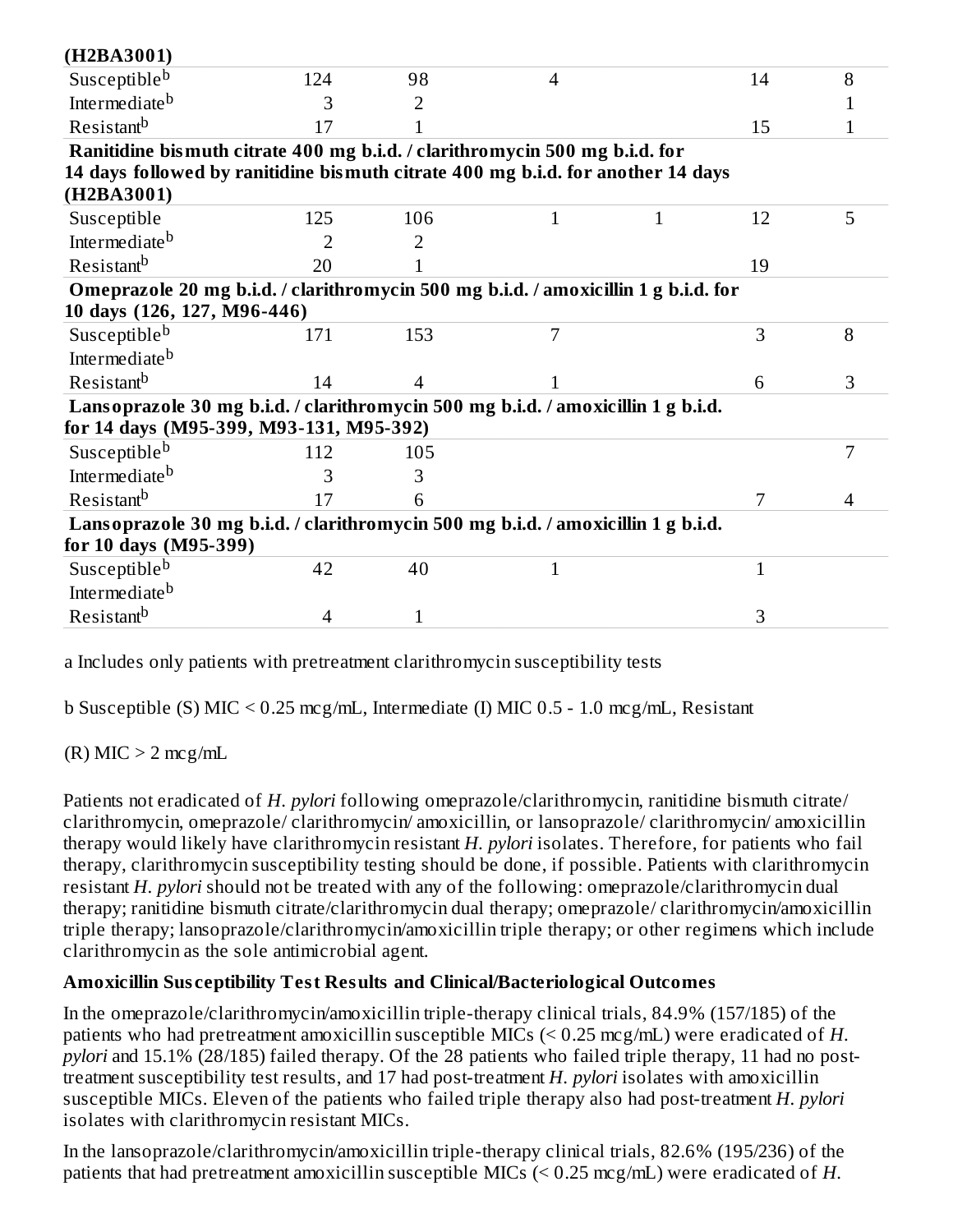| | | | | | | |
|---|---|---|---|---|---|---|
| **(H2BA3001)** | | | | | | |
| Susceptible[b] | 124 | 98 | 4 | | 14 | 8 |
| Intermediate[b] | 3 | 2 | | | | 1 |
| Resistant[b] | 17 | 1 | | | 15 | 1 |
| **Ranitidine bismuth citrate 400 mg b.i.d. / clarithromycin 500 mg b.i.d. for 14 days followed by ranitidine bismuth citrate 400 mg b.i.d. for another 14 days (H2BA3001)** | | | | | | |
| Susceptible | 125 | 106 | 1 | 1 | 12 | 5 |
| Intermediate[b] | 2 | 2 | | | | |
| Resistant[b] | 20 | 1 | | | 19 | |
| **Omeprazole 20 mg b.i.d. / clarithromycin 500 mg b.i.d. / amoxicillin 1 g b.i.d. for 10 days (126, 127, M96-446)** | | | | | | |
| Susceptible[b] | 171 | 153 | 7 | | 3 | 8 |
| Intermediate[b] | | | | | | |
| Resistant[b] | 14 | 4 | 1 | | 6 | 3 |
| **Lansoprazole 30 mg b.i.d. / clarithromycin 500 mg b.i.d. / amoxicillin 1 g b.i.d. for 14 days (M95-399, M93-131, M95-392)** | | | | | | |
| Susceptible[b] | 112 | 105 | | | | 7 |
| Intermediate[b] | 3 | 3 | | | | |
| Resistant[b] | 17 | 6 | | | 7 | 4 |
| **Lansoprazole 30 mg b.i.d. / clarithromycin 500 mg b.i.d. / amoxicillin 1 g b.i.d. for 10 days (M95-399)** | | | | | | |
| Susceptible[b] | 42 | 40 | 1 | | 1 | |
| Intermediate[b] | | | | | | |
| Resistant[b] | 4 | 1 | | | 3 | |

a Includes only patients with pretreatment clarithromycin susceptibility tests

b Susceptible (S) MIC < 0.25 mcg/mL, Intermediate (I) MIC 0.5 - 1.0 mcg/mL, Resistant (R) MIC > 2 mcg/mL

Patients not eradicated of *H. pylori* following omeprazole/clarithromycin, ranitidine bismuth citrate/ clarithromycin, omeprazole/ clarithromycin/ amoxicillin, or lansoprazole/ clarithromycin/ amoxicillin therapy would likely have clarithromycin resistant *H. pylori* isolates. Therefore, for patients who fail therapy, clarithromycin susceptibility testing should be done, if possible. Patients with clarithromycin resistant *H. pylori* should not be treated with any of the following: omeprazole/clarithromycin dual therapy; ranitidine bismuth citrate/clarithromycin dual therapy; omeprazole/ clarithromycin/amoxicillin triple therapy; lansoprazole/clarithromycin/amoxicillin triple therapy; or other regimens which include clarithromycin as the sole antimicrobial agent.

**Amoxicillin Susceptibility Test Results and Clinical/Bacteriological Outcomes**

In the omeprazole/clarithromycin/amoxicillin triple-therapy clinical trials, 84.9% (157/185) of the patients who had pretreatment amoxicillin susceptible MICs (< 0.25 mcg/mL) were eradicated of *H. pylori* and 15.1% (28/185) failed therapy. Of the 28 patients who failed triple therapy, 11 had no post-treatment susceptibility test results, and 17 had post-treatment *H. pylori* isolates with amoxicillin susceptible MICs. Eleven of the patients who failed triple therapy also had post-treatment *H. pylori* isolates with clarithromycin resistant MICs.

In the lansoprazole/clarithromycin/amoxicillin triple-therapy clinical trials, 82.6% (195/236) of the patients that had pretreatment amoxicillin susceptible MICs (< 0.25 mcg/mL) were eradicated of *H.*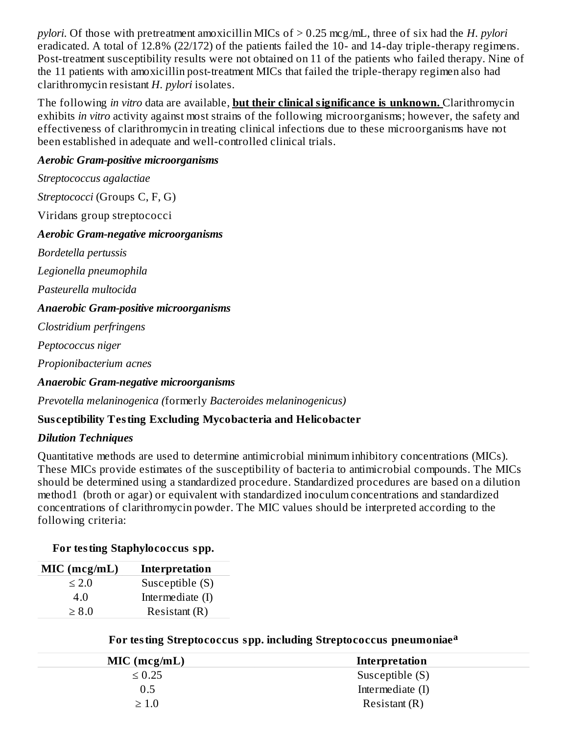*pylori*. Of those with pretreatment amoxicillin MICs of > 0.25 mcg/mL, three of six had the *H. pylori* eradicated. A total of 12.8% (22/172) of the patients failed the 10- and 14-day triple-therapy regimens. Post-treatment susceptibility results were not obtained on 11 of the patients who failed therapy. Nine of the 11 patients with amoxicillin post-treatment MICs that failed the triple-therapy regimen also had clarithromycin resistant *H. pylori* isolates.

The following *in vitro* data are available, **but their clinical significance is unknown.** Clarithromycin exhibits *in vitro* activity against most strains of the following microorganisms; however, the safety and effectiveness of clarithromycin in treating clinical infections due to these microorganisms have not been established in adequate and well-controlled clinical trials.

***Aerobic Gram-positive microorganisms***

*Streptococcus agalactiae*

*Streptococci* (Groups C, F, G)

Viridans group streptococci

***Aerobic Gram-negative microorganisms***

*Bordetella pertussis*

*Legionella pneumophila*

*Pasteurella multocida*

***Anaerobic Gram-positive microorganisms***

*Clostridium perfringens*

*Peptococcus niger*

*Propionibacterium acnes*

***Anaerobic Gram-negative microorganisms***

*Prevotella melaninogenica (*formerly *Bacteroides melaninogenicus)*

**Susceptibility Testing Excluding Mycobacteria and Helicobacter**

***Dilution Techniques***

Quantitative methods are used to determine antimicrobial minimum inhibitory concentrations (MICs). These MICs provide estimates of the susceptibility of bacteria to antimicrobial compounds. The MICs should be determined using a standardized procedure. Standardized procedures are based on a dilution method1 (broth or agar) or equivalent with standardized inoculum concentrations and standardized concentrations of clarithromycin powder. The MIC values should be interpreted according to the following criteria:

**For testing Staphylococcus spp.**

| MIC (mcg/mL) | Interpretation |
|---|---|
| ≤ 2.0 | Susceptible (S) |
| 4.0 | Intermediate (I) |
| ≥ 8.0 | Resistant (R) |

**For testing Streptococcus spp. including Streptococcus pneumoniae[a]**

| MIC (mcg/mL) | Interpretation |
|---|---|
| ≤ 0.25 | Susceptible (S) |
| 0.5 | Intermediate (I) |
| ≥ 1.0 | Resistant (R) |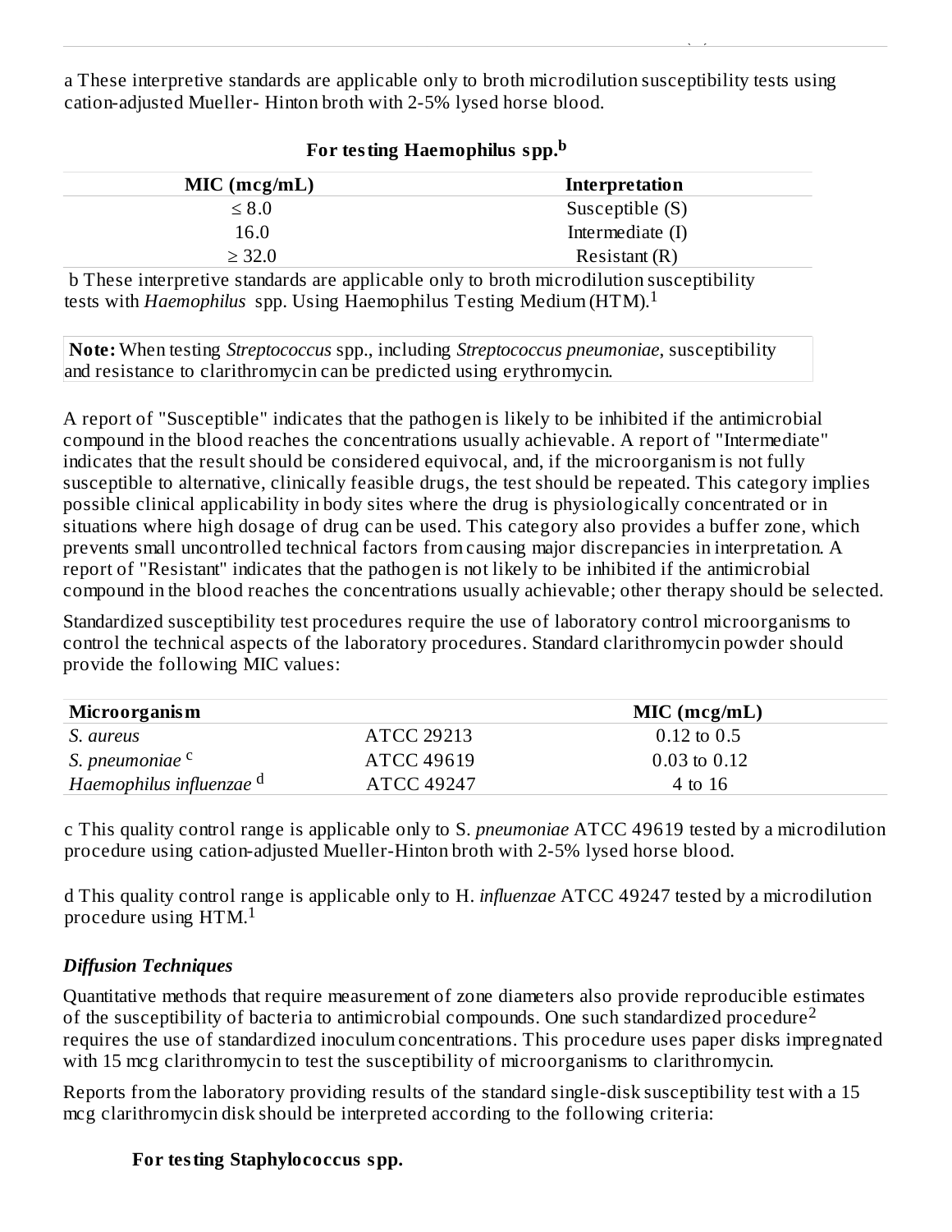a These interpretive standards are applicable only to broth microdilution susceptibility tests using cation-adjusted Mueller- Hinton broth with 2-5% lysed horse blood.

**For testing Haemophilus spp.**[b]

| MIC (mcg/mL) | Interpretation |
|---|---|
| ≤ 8.0 | Susceptible (S) |
| 16.0 | Intermediate (I) |
| ≥ 32.0 | Resistant (R) |

b These interpretive standards are applicable only to broth microdilution susceptibility tests with *Haemophilus* spp. Using Haemophilus Testing Medium (HTM).[1]

**Note:** When testing *Streptococcus* spp., including *Streptococcus pneumoniae*, susceptibility and resistance to clarithromycin can be predicted using erythromycin.

A report of "Susceptible" indicates that the pathogen is likely to be inhibited if the antimicrobial compound in the blood reaches the concentrations usually achievable. A report of "Intermediate" indicates that the result should be considered equivocal, and, if the microorganism is not fully susceptible to alternative, clinically feasible drugs, the test should be repeated. This category implies possible clinical applicability in body sites where the drug is physiologically concentrated or in situations where high dosage of drug can be used. This category also provides a buffer zone, which prevents small uncontrolled technical factors from causing major discrepancies in interpretation. A report of "Resistant" indicates that the pathogen is not likely to be inhibited if the antimicrobial compound in the blood reaches the concentrations usually achievable; other therapy should be selected.

Standardized susceptibility test procedures require the use of laboratory control microorganisms to control the technical aspects of the laboratory procedures. Standard clarithromycin powder should provide the following MIC values:

| Microorganism | | MIC (mcg/mL) |
|---|---|---|
| *S. aureus* | ATCC 29213 | 0.12 to 0.5 |
| *S. pneumoniae* [c] | ATCC 49619 | 0.03 to 0.12 |
| *Haemophilus influenzae* [d] | ATCC 49247 | 4 to 16 |

c This quality control range is applicable only to S. *pneumoniae* ATCC 49619 tested by a microdilution procedure using cation-adjusted Mueller-Hinton broth with 2-5% lysed horse blood.

d This quality control range is applicable only to H. *influenzae* ATCC 49247 tested by a microdilution procedure using HTM.[1]

### *Diffusion Techniques*

Quantitative methods that require measurement of zone diameters also provide reproducible estimates of the susceptibility of bacteria to antimicrobial compounds. One such standardized procedure[2] requires the use of standardized inoculum concentrations. This procedure uses paper disks impregnated with 15 mcg clarithromycin to test the susceptibility of microorganisms to clarithromycin.

Reports from the laboratory providing results of the standard single-disk susceptibility test with a 15 mcg clarithromycin disk should be interpreted according to the following criteria:

**For testing Staphylococcus spp.**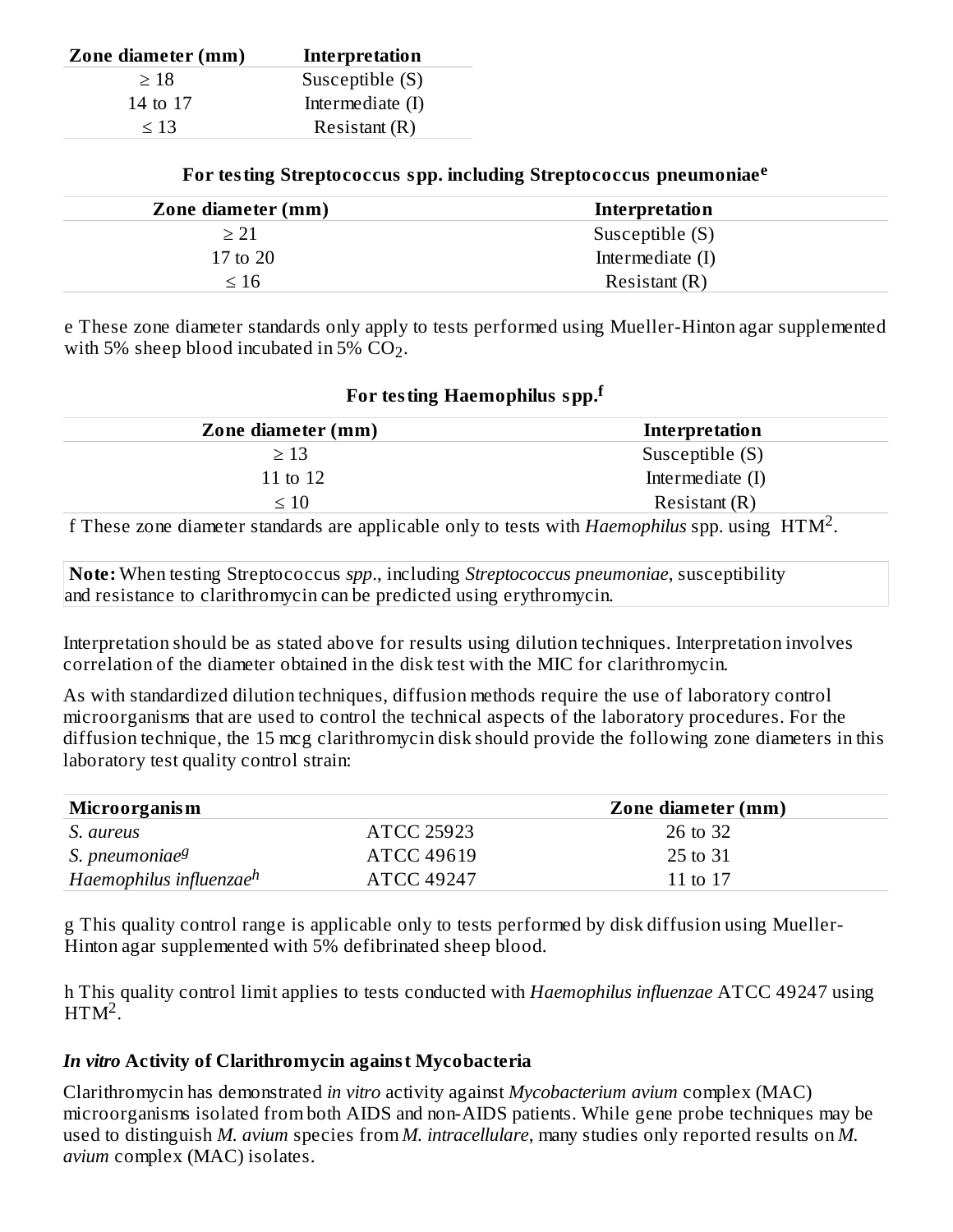| Zone diameter (mm) | Interpretation |
| --- | --- |
| ≥ 18 | Susceptible (S) |
| 14 to 17 | Intermediate (I) |
| ≤ 13 | Resistant (R) |

**For testing Streptococcus spp. including Streptococcus pneumoniae[e]**

| Zone diameter (mm) | Interpretation |
| --- | --- |
| ≥ 21 | Susceptible (S) |
| 17 to 20 | Intermediate (I) |
| ≤ 16 | Resistant (R) |

e These zone diameter standards only apply to tests performed using Mueller-Hinton agar supplemented with 5% sheep blood incubated in 5% $CO_2$.

**For testing Haemophilus spp.[f]**

| Zone diameter (mm) | Interpretation |
| --- | --- |
| ≥ 13 | Susceptible (S) |
| 11 to 12 | Intermediate (I) |
| ≤ 10 | Resistant (R) |

f These zone diameter standards are applicable only to tests with *Haemophilus* spp. using HTM[2].

**Note:** When testing Streptococcus *spp*., including *Streptococcus pneumoniae*, susceptibility and resistance to clarithromycin can be predicted using erythromycin.

Interpretation should be as stated above for results using dilution techniques. Interpretation involves correlation of the diameter obtained in the disk test with the MIC for clarithromycin.

As with standardized dilution techniques, diffusion methods require the use of laboratory control microorganisms that are used to control the technical aspects of the laboratory procedures. For the diffusion technique, the 15 mcg clarithromycin disk should provide the following zone diameters in this laboratory test quality control strain:

| Microorganism | | Zone diameter (mm) |
| --- | --- | --- |
| *S. aureus* | ATCC 25923 | 26 to 32 |
| *S. pneumoniae*[g] | ATCC 49619 | 25 to 31 |
| *Haemophilus influenzae*[h] | ATCC 49247 | 11 to 17 |

g This quality control range is applicable only to tests performed by disk diffusion using Mueller-Hinton agar supplemented with 5% defibrinated sheep blood.

h This quality control limit applies to tests conducted with *Haemophilus influenzae* ATCC 49247 using HTM[2].

### *In vitro* Activity of Clarithromycin against Mycobacteria

Clarithromycin has demonstrated *in vitro* activity against *Mycobacterium avium* complex (MAC) microorganisms isolated from both AIDS and non-AIDS patients. While gene probe techniques may be used to distinguish *M. avium* species from *M. intracellulare*, many studies only reported results on *M. avium* complex (MAC) isolates.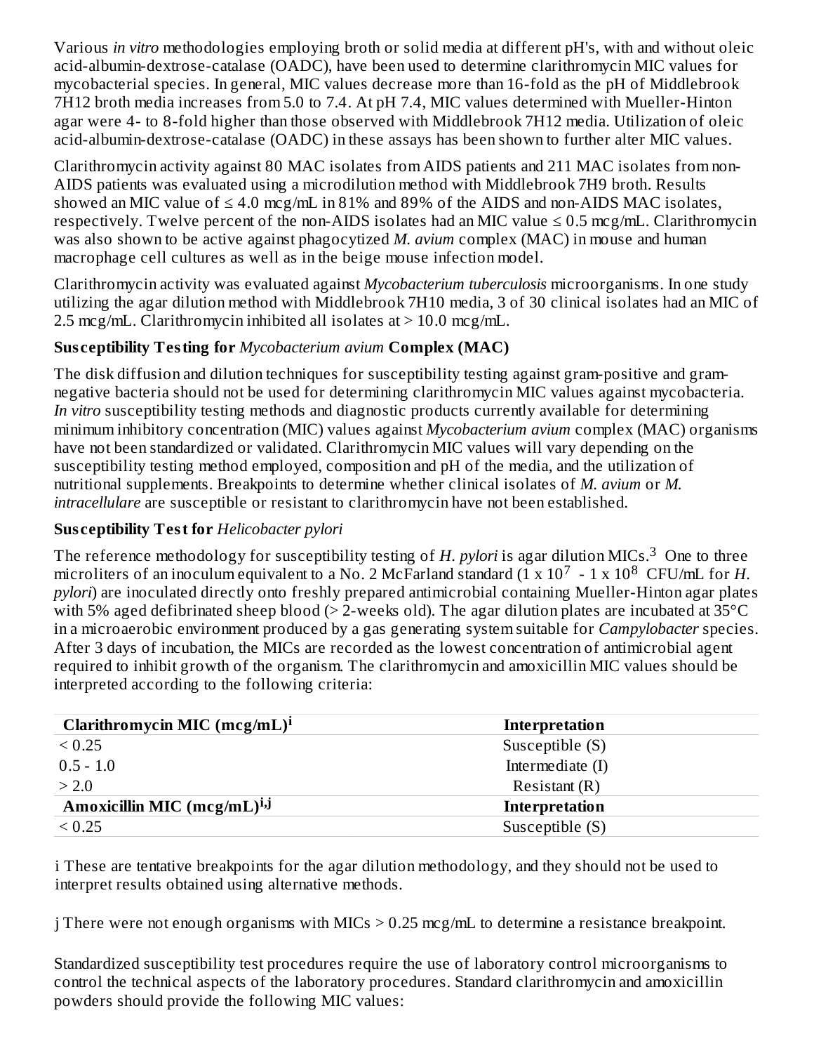Various *in vitro* methodologies employing broth or solid media at different pH's, with and without oleic acid-albumin-dextrose-catalase (OADC), have been used to determine clarithromycin MIC values for mycobacterial species. In general, MIC values decrease more than 16-fold as the pH of Middlebrook 7H12 broth media increases from 5.0 to 7.4. At pH 7.4, MIC values determined with Mueller-Hinton agar were 4- to 8-fold higher than those observed with Middlebrook 7H12 media. Utilization of oleic acid-albumin-dextrose-catalase (OADC) in these assays has been shown to further alter MIC values.

Clarithromycin activity against 80 MAC isolates from AIDS patients and 211 MAC isolates from non-AIDS patients was evaluated using a microdilution method with Middlebrook 7H9 broth. Results showed an MIC value of ≤ 4.0 mcg/mL in 81% and 89% of the AIDS and non-AIDS MAC isolates, respectively. Twelve percent of the non-AIDS isolates had an MIC value ≤ 0.5 mcg/mL. Clarithromycin was also shown to be active against phagocytized *M. avium* complex (MAC) in mouse and human macrophage cell cultures as well as in the beige mouse infection model.

Clarithromycin activity was evaluated against *Mycobacterium tuberculosis* microorganisms. In one study utilizing the agar dilution method with Middlebrook 7H10 media, 3 of 30 clinical isolates had an MIC of 2.5 mcg/mL. Clarithromycin inhibited all isolates at > 10.0 mcg/mL.

**Susceptibility Testing for *Mycobacterium avium* Complex (MAC)**

The disk diffusion and dilution techniques for susceptibility testing against gram-positive and gram-negative bacteria should not be used for determining clarithromycin MIC values against mycobacteria. *In vitro* susceptibility testing methods and diagnostic products currently available for determining minimum inhibitory concentration (MIC) values against *Mycobacterium avium* complex (MAC) organisms have not been standardized or validated. Clarithromycin MIC values will vary depending on the susceptibility testing method employed, composition and pH of the media, and the utilization of nutritional supplements. Breakpoints to determine whether clinical isolates of *M. avium* or *M. intracellulare* are susceptible or resistant to clarithromycin have not been established.

**Susceptibility Test for *Helicobacter pylori***

The reference methodology for susceptibility testing of *H. pylori* is agar dilution MICs.[3] One to three microliters of an inoculum equivalent to a No. 2 McFarland standard ($1 \times 10^7$ - $1 \times 10^8$ CFU/mL for *H. pylori*) are inoculated directly onto freshly prepared antimicrobial containing Mueller-Hinton agar plates with 5% aged defibrinated sheep blood (> 2-weeks old). The agar dilution plates are incubated at 35°C in a microaerobic environment produced by a gas generating system suitable for *Campylobacter* species. After 3 days of incubation, the MICs are recorded as the lowest concentration of antimicrobial agent required to inhibit growth of the organism. The clarithromycin and amoxicillin MIC values should be interpreted according to the following criteria:

| Clarithromycin MIC (mcg/mL)[i] | Interpretation |
|---|---|
| < 0.25 | Susceptible (S) |
| 0.5 - 1.0 | Intermediate (I) |
| > 2.0 | Resistant (R) |
| **Amoxicillin MIC (mcg/mL)[i,j]** | **Interpretation** |
| < 0.25 | Susceptible (S) |

i These are tentative breakpoints for the agar dilution methodology, and they should not be used to interpret results obtained using alternative methods.

j There were not enough organisms with MICs > 0.25 mcg/mL to determine a resistance breakpoint.

Standardized susceptibility test procedures require the use of laboratory control microorganisms to control the technical aspects of the laboratory procedures. Standard clarithromycin and amoxicillin powders should provide the following MIC values: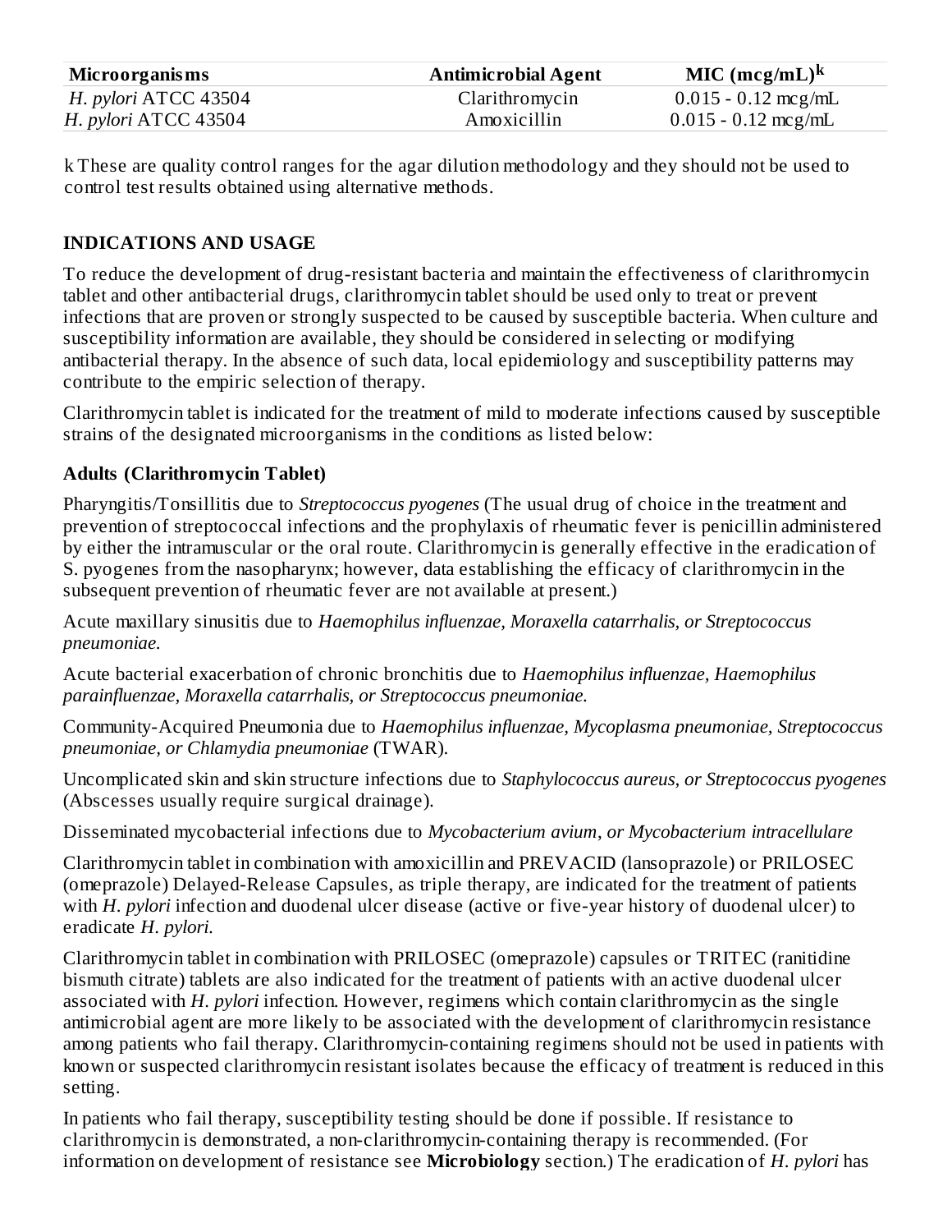| Microorganisms | Antimicrobial Agent | MIC (mcg/mL)[k] |
| --- | --- | --- |
| *H. pylori* ATCC 43504 | Clarithromycin | 0.015 - 0.12 mcg/mL |
| *H. pylori* ATCC 43504 | Amoxicillin | 0.015 - 0.12 mcg/mL |

k These are quality control ranges for the agar dilution methodology and they should not be used to control test results obtained using alternative methods.

## INDICATIONS AND USAGE

To reduce the development of drug-resistant bacteria and maintain the effectiveness of clarithromycin tablet and other antibacterial drugs, clarithromycin tablet should be used only to treat or prevent infections that are proven or strongly suspected to be caused by susceptible bacteria. When culture and susceptibility information are available, they should be considered in selecting or modifying antibacterial therapy. In the absence of such data, local epidemiology and susceptibility patterns may contribute to the empiric selection of therapy.

Clarithromycin tablet is indicated for the treatment of mild to moderate infections caused by susceptible strains of the designated microorganisms in the conditions as listed below:

### Adults (Clarithromycin Tablet)

Pharyngitis/Tonsillitis due to *Streptococcus pyogenes* (The usual drug of choice in the treatment and prevention of streptococcal infections and the prophylaxis of rheumatic fever is penicillin administered by either the intramuscular or the oral route. Clarithromycin is generally effective in the eradication of S. pyogenes from the nasopharynx; however, data establishing the efficacy of clarithromycin in the subsequent prevention of rheumatic fever are not available at present.)

Acute maxillary sinusitis due to *Haemophilus influenzae, Moraxella catarrhalis, or Streptococcus pneumoniae.*

Acute bacterial exacerbation of chronic bronchitis due to *Haemophilus influenzae, Haemophilus parainfluenzae, Moraxella catarrhalis, or Streptococcus pneumoniae.*

Community-Acquired Pneumonia due to *Haemophilus influenzae, Mycoplasma pneumoniae, Streptococcus pneumoniae, or Chlamydia pneumoniae* (TWAR).

Uncomplicated skin and skin structure infections due to *Staphylococcus aureus, or Streptococcus pyogenes* (Abscesses usually require surgical drainage).

Disseminated mycobacterial infections due to *Mycobacterium avium, or Mycobacterium intracellulare*

Clarithromycin tablet in combination with amoxicillin and PREVACID (lansoprazole) or PRILOSEC (omeprazole) Delayed-Release Capsules, as triple therapy, are indicated for the treatment of patients with *H. pylori* infection and duodenal ulcer disease (active or five-year history of duodenal ulcer) to eradicate *H. pylori.*

Clarithromycin tablet in combination with PRILOSEC (omeprazole) capsules or TRITEC (ranitidine bismuth citrate) tablets are also indicated for the treatment of patients with an active duodenal ulcer associated with *H. pylori* infection. However, regimens which contain clarithromycin as the single antimicrobial agent are more likely to be associated with the development of clarithromycin resistance among patients who fail therapy. Clarithromycin-containing regimens should not be used in patients with known or suspected clarithromycin resistant isolates because the efficacy of treatment is reduced in this setting.

In patients who fail therapy, susceptibility testing should be done if possible. If resistance to clarithromycin is demonstrated, a non-clarithromycin-containing therapy is recommended. (For information on development of resistance see **Microbiology** section.) The eradication of *H. pylori* has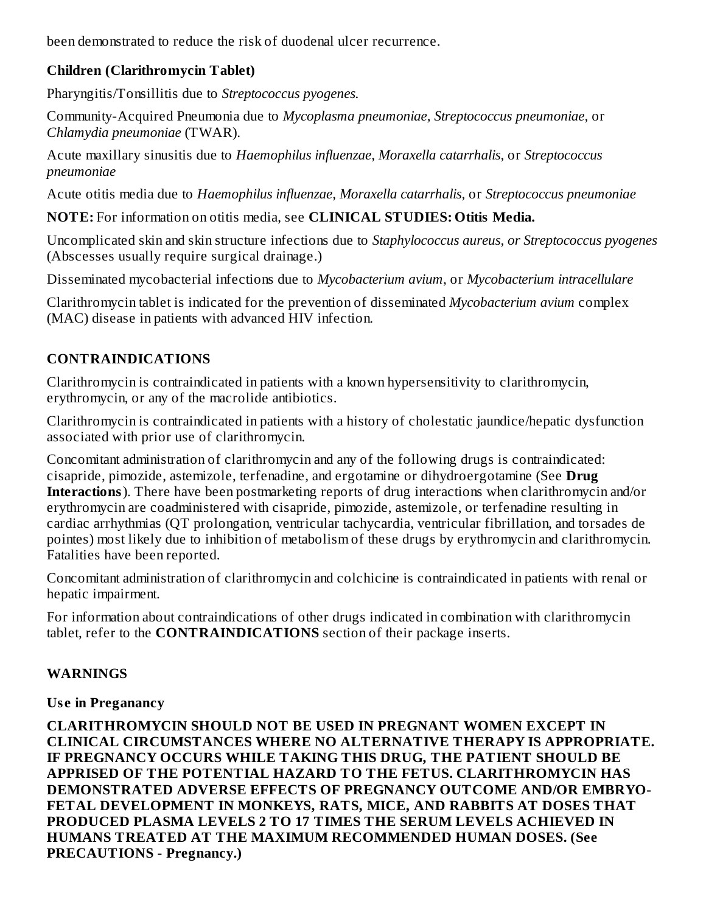been demonstrated to reduce the risk of duodenal ulcer recurrence.

**Children (Clarithromycin Tablet)**

Pharyngitis/Tonsillitis due to *Streptococcus pyogenes.*

Community-Acquired Pneumonia due to *Mycoplasma pneumoniae, Streptococcus pneumoniae,* or *Chlamydia pneumoniae* (TWAR).

Acute maxillary sinusitis due to *Haemophilus influenzae, Moraxella catarrhalis,* or *Streptococcus pneumoniae*

Acute otitis media due to *Haemophilus influenzae, Moraxella catarrhalis,* or *Streptococcus pneumoniae*

**NOTE:** For information on otitis media, see **CLINICAL STUDIES: Otitis Media.**

Uncomplicated skin and skin structure infections due to *Staphylococcus aureus, or Streptococcus pyogenes* (Abscesses usually require surgical drainage.)

Disseminated mycobacterial infections due to *Mycobacterium avium*, or *Mycobacterium intracellulare*

Clarithromycin tablet is indicated for the prevention of disseminated *Mycobacterium avium* complex (MAC) disease in patients with advanced HIV infection.

## CONTRAINDICATIONS

Clarithromycin is contraindicated in patients with a known hypersensitivity to clarithromycin, erythromycin, or any of the macrolide antibiotics.

Clarithromycin is contraindicated in patients with a history of cholestatic jaundice/hepatic dysfunction associated with prior use of clarithromycin.

Concomitant administration of clarithromycin and any of the following drugs is contraindicated: cisapride, pimozide, astemizole, terfenadine, and ergotamine or dihydroergotamine (See **Drug Interactions**). There have been postmarketing reports of drug interactions when clarithromycin and/or erythromycin are coadministered with cisapride, pimozide, astemizole, or terfenadine resulting in cardiac arrhythmias (QT prolongation, ventricular tachycardia, ventricular fibrillation, and torsades de pointes) most likely due to inhibition of metabolism of these drugs by erythromycin and clarithromycin. Fatalities have been reported.

Concomitant administration of clarithromycin and colchicine is contraindicated in patients with renal or hepatic impairment.

For information about contraindications of other drugs indicated in combination with clarithromycin tablet, refer to the **CONTRAINDICATIONS** section of their package inserts.

## WARNINGS

**Use in Preganancy**

**CLARITHROMYCIN SHOULD NOT BE USED IN PREGNANT WOMEN EXCEPT IN CLINICAL CIRCUMSTANCES WHERE NO ALTERNATIVE THERAPY IS APPROPRIATE. IF PREGNANCY OCCURS WHILE TAKING THIS DRUG, THE PATIENT SHOULD BE APPRISED OF THE POTENTIAL HAZARD TO THE FETUS. CLARITHROMYCIN HAS DEMONSTRATED ADVERSE EFFECTS OF PREGNANCY OUTCOME AND/OR EMBRYO-FETAL DEVELOPMENT IN MONKEYS, RATS, MICE, AND RABBITS AT DOSES THAT PRODUCED PLASMA LEVELS 2 TO 17 TIMES THE SERUM LEVELS ACHIEVED IN HUMANS TREATED AT THE MAXIMUM RECOMMENDED HUMAN DOSES. (See PRECAUTIONS - Pregnancy.)**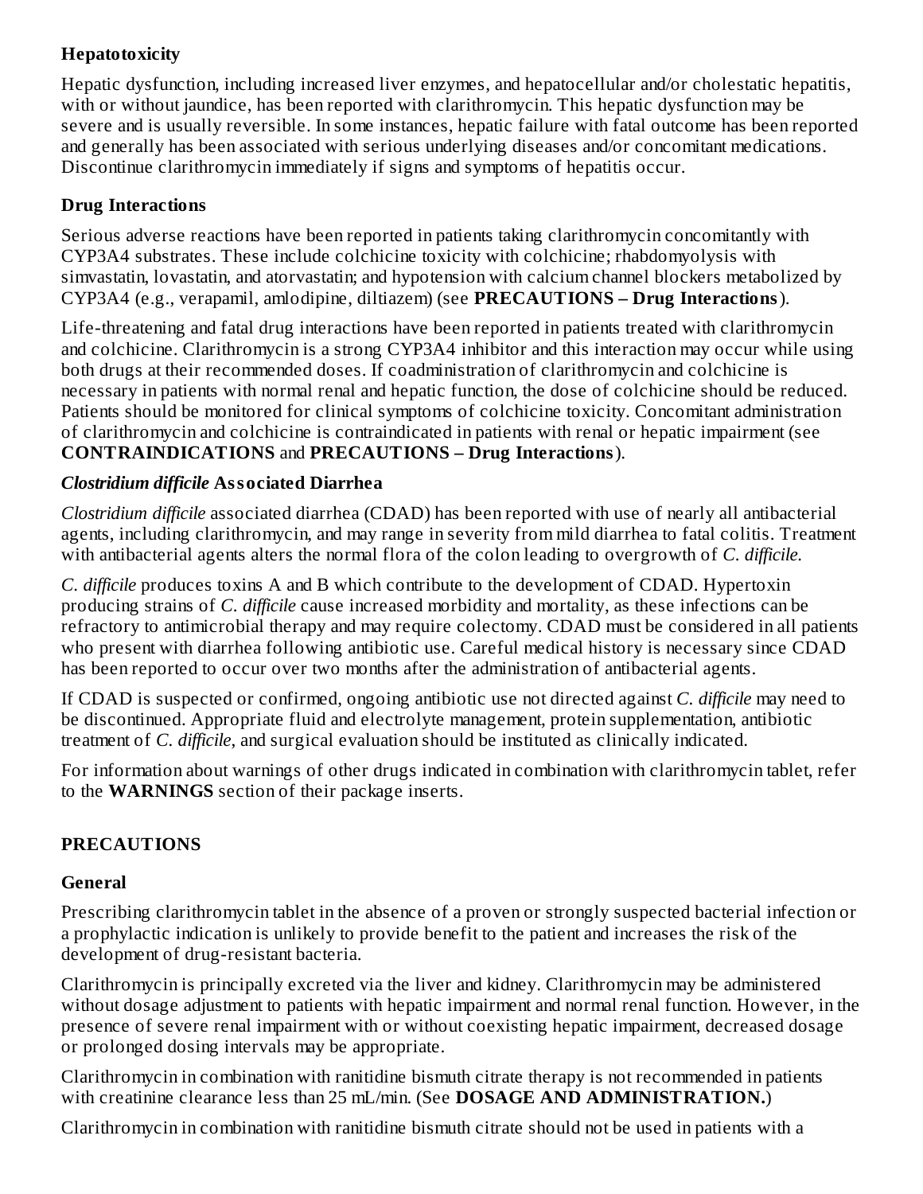### Hepatotoxicity

Hepatic dysfunction, including increased liver enzymes, and hepatocellular and/or cholestatic hepatitis, with or without jaundice, has been reported with clarithromycin. This hepatic dysfunction may be severe and is usually reversible. In some instances, hepatic failure with fatal outcome has been reported and generally has been associated with serious underlying diseases and/or concomitant medications. Discontinue clarithromycin immediately if signs and symptoms of hepatitis occur.

### Drug Interactions

Serious adverse reactions have been reported in patients taking clarithromycin concomitantly with CYP3A4 substrates. These include colchicine toxicity with colchicine; rhabdomyolysis with simvastatin, lovastatin, and atorvastatin; and hypotension with calcium channel blockers metabolized by CYP3A4 (e.g., verapamil, amlodipine, diltiazem) (see **PRECAUTIONS – Drug Interactions**).

Life-threatening and fatal drug interactions have been reported in patients treated with clarithromycin and colchicine. Clarithromycin is a strong CYP3A4 inhibitor and this interaction may occur while using both drugs at their recommended doses. If coadministration of clarithromycin and colchicine is necessary in patients with normal renal and hepatic function, the dose of colchicine should be reduced. Patients should be monitored for clinical symptoms of colchicine toxicity. Concomitant administration of clarithromycin and colchicine is contraindicated in patients with renal or hepatic impairment (see **CONTRAINDICATIONS** and **PRECAUTIONS – Drug Interactions**).

### *Clostridium difficile* Associated Diarrhea

*Clostridium difficile* associated diarrhea (CDAD) has been reported with use of nearly all antibacterial agents, including clarithromycin, and may range in severity from mild diarrhea to fatal colitis. Treatment with antibacterial agents alters the normal flora of the colon leading to overgrowth of *C. difficile*.

*C. difficile* produces toxins A and B which contribute to the development of CDAD. Hypertoxin producing strains of *C. difficile* cause increased morbidity and mortality, as these infections can be refractory to antimicrobial therapy and may require colectomy. CDAD must be considered in all patients who present with diarrhea following antibiotic use. Careful medical history is necessary since CDAD has been reported to occur over two months after the administration of antibacterial agents.

If CDAD is suspected or confirmed, ongoing antibiotic use not directed against *C. difficile* may need to be discontinued. Appropriate fluid and electrolyte management, protein supplementation, antibiotic treatment of *C. difficile*, and surgical evaluation should be instituted as clinically indicated.

For information about warnings of other drugs indicated in combination with clarithromycin tablet, refer to the **WARNINGS** section of their package inserts.

## PRECAUTIONS

### General

Prescribing clarithromycin tablet in the absence of a proven or strongly suspected bacterial infection or a prophylactic indication is unlikely to provide benefit to the patient and increases the risk of the development of drug-resistant bacteria.

Clarithromycin is principally excreted via the liver and kidney. Clarithromycin may be administered without dosage adjustment to patients with hepatic impairment and normal renal function. However, in the presence of severe renal impairment with or without coexisting hepatic impairment, decreased dosage or prolonged dosing intervals may be appropriate.

Clarithromycin in combination with ranitidine bismuth citrate therapy is not recommended in patients with creatinine clearance less than 25 mL/min. (See **DOSAGE AND ADMINISTRATION.**)

Clarithromycin in combination with ranitidine bismuth citrate should not be used in patients with a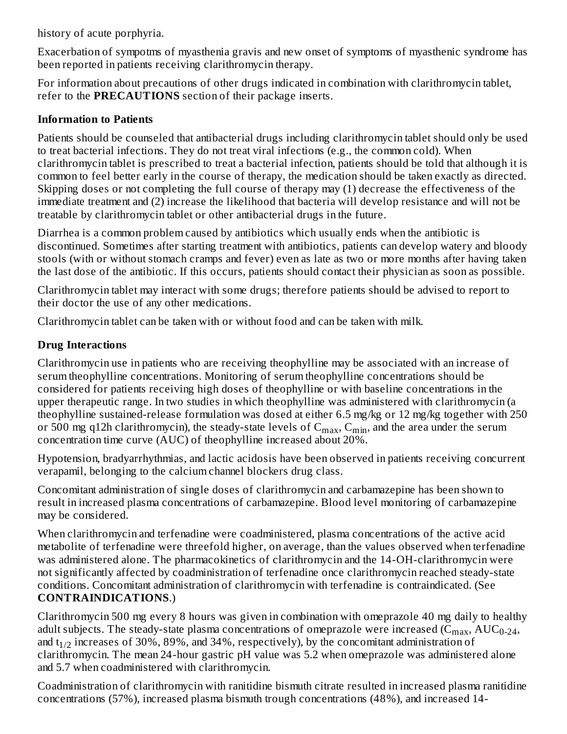history of acute porphyria.

Exacerbation of sympotms of myasthenia gravis and new onset of symptoms of myasthenic syndrome has been reported in patients receiving clarithromycin therapy.

For information about precautions of other drugs indicated in combination with clarithromycin tablet, refer to the **PRECAUTIONS** section of their package inserts.

**Information to Patients**

Patients should be counseled that antibacterial drugs including clarithromycin tablet should only be used to treat bacterial infections. They do not treat viral infections (e.g., the common cold). When clarithromycin tablet is prescribed to treat a bacterial infection, patients should be told that although it is common to feel better early in the course of therapy, the medication should be taken exactly as directed. Skipping doses or not completing the full course of therapy may (1) decrease the effectiveness of the immediate treatment and (2) increase the likelihood that bacteria will develop resistance and will not be treatable by clarithromycin tablet or other antibacterial drugs in the future.

Diarrhea is a common problem caused by antibiotics which usually ends when the antibiotic is discontinued. Sometimes after starting treatment with antibiotics, patients can develop watery and bloody stools (with or without stomach cramps and fever) even as late as two or more months after having taken the last dose of the antibiotic. If this occurs, patients should contact their physician as soon as possible.

Clarithromycin tablet may interact with some drugs; therefore patients should be advised to report to their doctor the use of any other medications.

Clarithromycin tablet can be taken with or without food and can be taken with milk.

**Drug Interactions**

Clarithromycin use in patients who are receiving theophylline may be associated with an increase of serum theophylline concentrations. Monitoring of serum theophylline concentrations should be considered for patients receiving high doses of theophylline or with baseline concentrations in the upper therapeutic range. In two studies in which theophylline was administered with clarithromycin (a theophylline sustained-release formulation was dosed at either 6.5 mg/kg or 12 mg/kg together with 250 or 500 mg q12h clarithromycin), the steady-state levels of $C_{max}$, $C_{min}$, and the area under the serum concentration time curve (AUC) of theophylline increased about 20%.

Hypotension, bradyarrhythmias, and lactic acidosis have been observed in patients receiving concurrent verapamil, belonging to the calcium channel blockers drug class.

Concomitant administration of single doses of clarithromycin and carbamazepine has been shown to result in increased plasma concentrations of carbamazepine. Blood level monitoring of carbamazepine may be considered.

When clarithromycin and terfenadine were coadministered, plasma concentrations of the active acid metabolite of terfenadine were threefold higher, on average, than the values observed when terfenadine was administered alone. The pharmacokinetics of clarithromycin and the 14-OH-clarithromycin were not significantly affected by coadministration of terfenadine once clarithromycin reached steady-state conditions. Concomitant administration of clarithromycin with terfenadine is contraindicated. (See **CONTRAINDICATIONS**.)

Clarithromycin 500 mg every 8 hours was given in combination with omeprazole 40 mg daily to healthy adult subjects. The steady-state plasma concentrations of omeprazole were increased ($C_{max}$, $AUC_{0-24}$, and $t_{1/2}$ increases of 30%, 89%, and 34%, respectively), by the concomitant administration of clarithromycin. The mean 24-hour gastric pH value was 5.2 when omeprazole was administered alone and 5.7 when coadministered with clarithromycin.

Coadministration of clarithromycin with ranitidine bismuth citrate resulted in increased plasma ranitidine concentrations (57%), increased plasma bismuth trough concentrations (48%), and increased 14-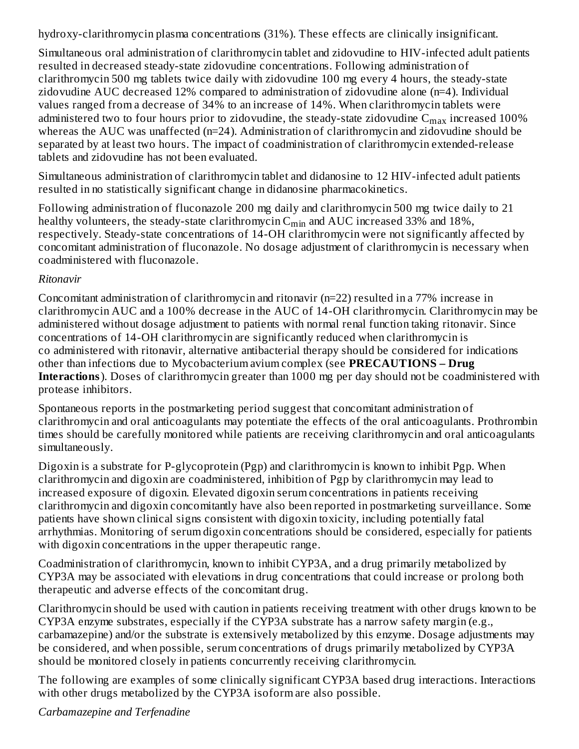hydroxy-clarithromycin plasma concentrations (31%). These effects are clinically insignificant.

Simultaneous oral administration of clarithromycin tablet and zidovudine to HIV-infected adult patients resulted in decreased steady-state zidovudine concentrations. Following administration of clarithromycin 500 mg tablets twice daily with zidovudine 100 mg every 4 hours, the steady-state zidovudine AUC decreased 12% compared to administration of zidovudine alone (n=4). Individual values ranged from a decrease of 34% to an increase of 14%. When clarithromycin tablets were administered two to four hours prior to zidovudine, the steady-state zidovudine $C_{max}$ increased 100% whereas the AUC was unaffected (n=24). Administration of clarithromycin and zidovudine should be separated by at least two hours. The impact of coadministration of clarithromycin extended-release tablets and zidovudine has not been evaluated.

Simultaneous administration of clarithromycin tablet and didanosine to 12 HIV-infected adult patients resulted in no statistically significant change in didanosine pharmacokinetics.

Following administration of fluconazole 200 mg daily and clarithromycin 500 mg twice daily to 21 healthy volunteers, the steady-state clarithromycin $C_{min}$ and AUC increased 33% and 18%, respectively. Steady-state concentrations of 14-OH clarithromycin were not significantly affected by concomitant administration of fluconazole. No dosage adjustment of clarithromycin is necessary when coadministered with fluconazole.

*Ritonavir*

Concomitant administration of clarithromycin and ritonavir (n=22) resulted in a 77% increase in clarithromycin AUC and a 100% decrease in the AUC of 14-OH clarithromycin. Clarithromycin may be administered without dosage adjustment to patients with normal renal function taking ritonavir. Since concentrations of 14-OH clarithromycin are significantly reduced when clarithromycin is co administered with ritonavir, alternative antibacterial therapy should be considered for indications other than infections due to Mycobacterium avium complex (see **PRECAUTIONS – Drug Interactions**). Doses of clarithromycin greater than 1000 mg per day should not be coadministered with protease inhibitors.

Spontaneous reports in the postmarketing period suggest that concomitant administration of clarithromycin and oral anticoagulants may potentiate the effects of the oral anticoagulants. Prothrombin times should be carefully monitored while patients are receiving clarithromycin and oral anticoagulants simultaneously.

Digoxin is a substrate for P-glycoprotein (Pgp) and clarithromycin is known to inhibit Pgp. When clarithromycin and digoxin are coadministered, inhibition of Pgp by clarithromycin may lead to increased exposure of digoxin. Elevated digoxin serum concentrations in patients receiving clarithromycin and digoxin concomitantly have also been reported in postmarketing surveillance. Some patients have shown clinical signs consistent with digoxin toxicity, including potentially fatal arrhythmias. Monitoring of serum digoxin concentrations should be considered, especially for patients with digoxin concentrations in the upper therapeutic range.

Coadministration of clarithromycin, known to inhibit CYP3A, and a drug primarily metabolized by CYP3A may be associated with elevations in drug concentrations that could increase or prolong both therapeutic and adverse effects of the concomitant drug.

Clarithromycin should be used with caution in patients receiving treatment with other drugs known to be CYP3A enzyme substrates, especially if the CYP3A substrate has a narrow safety margin (e.g., carbamazepine) and/or the substrate is extensively metabolized by this enzyme. Dosage adjustments may be considered, and when possible, serum concentrations of drugs primarily metabolized by CYP3A should be monitored closely in patients concurrently receiving clarithromycin.

The following are examples of some clinically significant CYP3A based drug interactions. Interactions with other drugs metabolized by the CYP3A isoform are also possible.

*Carbamazepine and Terfenadine*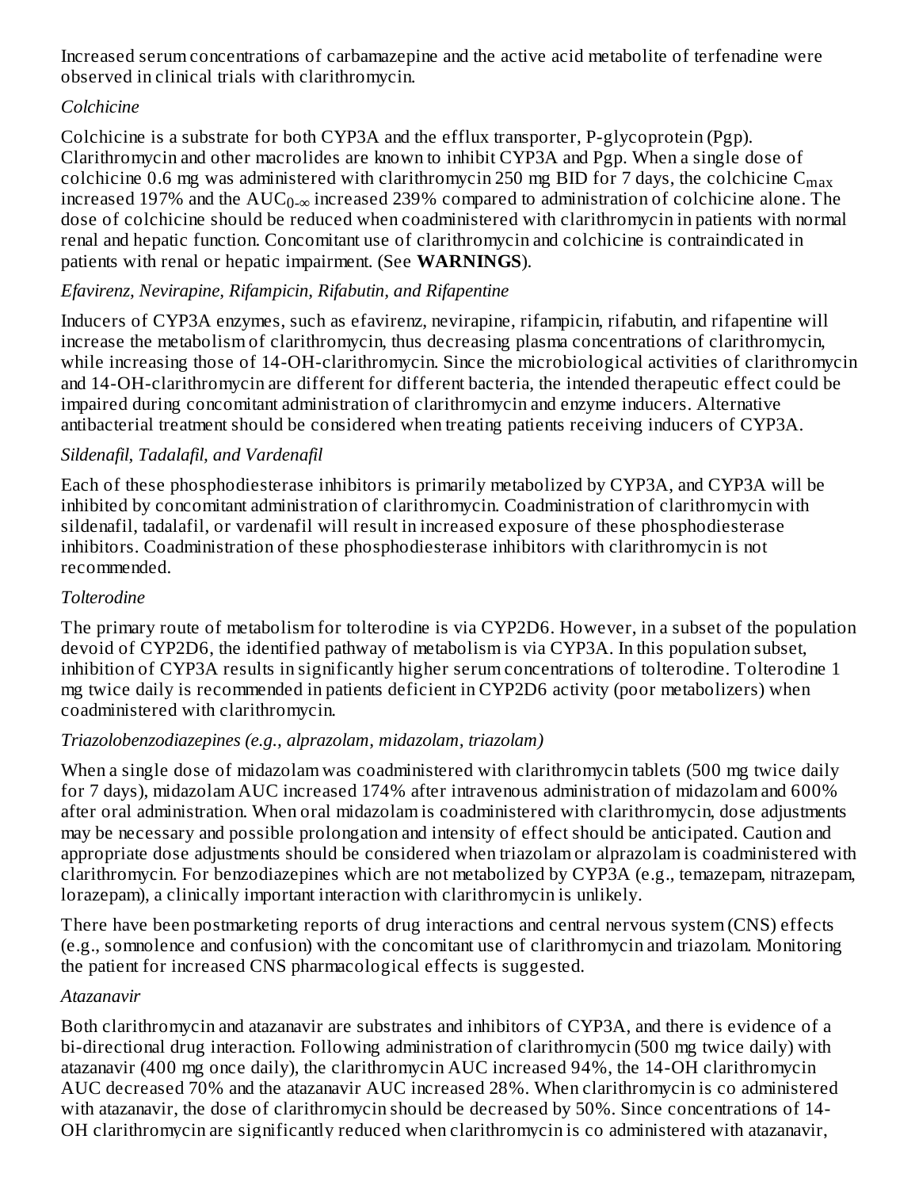Increased serum concentrations of carbamazepine and the active acid metabolite of terfenadine were observed in clinical trials with clarithromycin.

*Colchicine*

Colchicine is a substrate for both CYP3A and the efflux transporter, P-glycoprotein (Pgp). Clarithromycin and other macrolides are known to inhibit CYP3A and Pgp. When a single dose of colchicine 0.6 mg was administered with clarithromycin 250 mg BID for 7 days, the colchicine $C_{max}$ increased 197% and the $AUC_{0-\infty}$ increased 239% compared to administration of colchicine alone. The dose of colchicine should be reduced when coadministered with clarithromycin in patients with normal renal and hepatic function. Concomitant use of clarithromycin and colchicine is contraindicated in patients with renal or hepatic impairment. (See **WARNINGS**).

*Efavirenz, Nevirapine, Rifampicin, Rifabutin, and Rifapentine*

Inducers of CYP3A enzymes, such as efavirenz, nevirapine, rifampicin, rifabutin, and rifapentine will increase the metabolism of clarithromycin, thus decreasing plasma concentrations of clarithromycin, while increasing those of 14-OH-clarithromycin. Since the microbiological activities of clarithromycin and 14-OH-clarithromycin are different for different bacteria, the intended therapeutic effect could be impaired during concomitant administration of clarithromycin and enzyme inducers. Alternative antibacterial treatment should be considered when treating patients receiving inducers of CYP3A.

*Sildenafil, Tadalafil, and Vardenafil*

Each of these phosphodiesterase inhibitors is primarily metabolized by CYP3A, and CYP3A will be inhibited by concomitant administration of clarithromycin. Coadministration of clarithromycin with sildenafil, tadalafil, or vardenafil will result in increased exposure of these phosphodiesterase inhibitors. Coadministration of these phosphodiesterase inhibitors with clarithromycin is not recommended.

*Tolterodine*

The primary route of metabolism for tolterodine is via CYP2D6. However, in a subset of the population devoid of CYP2D6, the identified pathway of metabolism is via CYP3A. In this population subset, inhibition of CYP3A results in significantly higher serum concentrations of tolterodine. Tolterodine 1 mg twice daily is recommended in patients deficient in CYP2D6 activity (poor metabolizers) when coadministered with clarithromycin.

*Triazolobenzodiazepines (e.g., alprazolam, midazolam, triazolam)*

When a single dose of midazolam was coadministered with clarithromycin tablets (500 mg twice daily for 7 days), midazolam AUC increased 174% after intravenous administration of midazolam and 600% after oral administration. When oral midazolam is coadministered with clarithromycin, dose adjustments may be necessary and possible prolongation and intensity of effect should be anticipated. Caution and appropriate dose adjustments should be considered when triazolam or alprazolam is coadministered with clarithromycin. For benzodiazepines which are not metabolized by CYP3A (e.g., temazepam, nitrazepam, lorazepam), a clinically important interaction with clarithromycin is unlikely.

There have been postmarketing reports of drug interactions and central nervous system (CNS) effects (e.g., somnolence and confusion) with the concomitant use of clarithromycin and triazolam. Monitoring the patient for increased CNS pharmacological effects is suggested.

*Atazanavir*

Both clarithromycin and atazanavir are substrates and inhibitors of CYP3A, and there is evidence of a bi-directional drug interaction. Following administration of clarithromycin (500 mg twice daily) with atazanavir (400 mg once daily), the clarithromycin AUC increased 94%, the 14-OH clarithromycin AUC decreased 70% and the atazanavir AUC increased 28%. When clarithromycin is co administered with atazanavir, the dose of clarithromycin should be decreased by 50%. Since concentrations of 14-OH clarithromycin are significantly reduced when clarithromycin is co administered with atazanavir,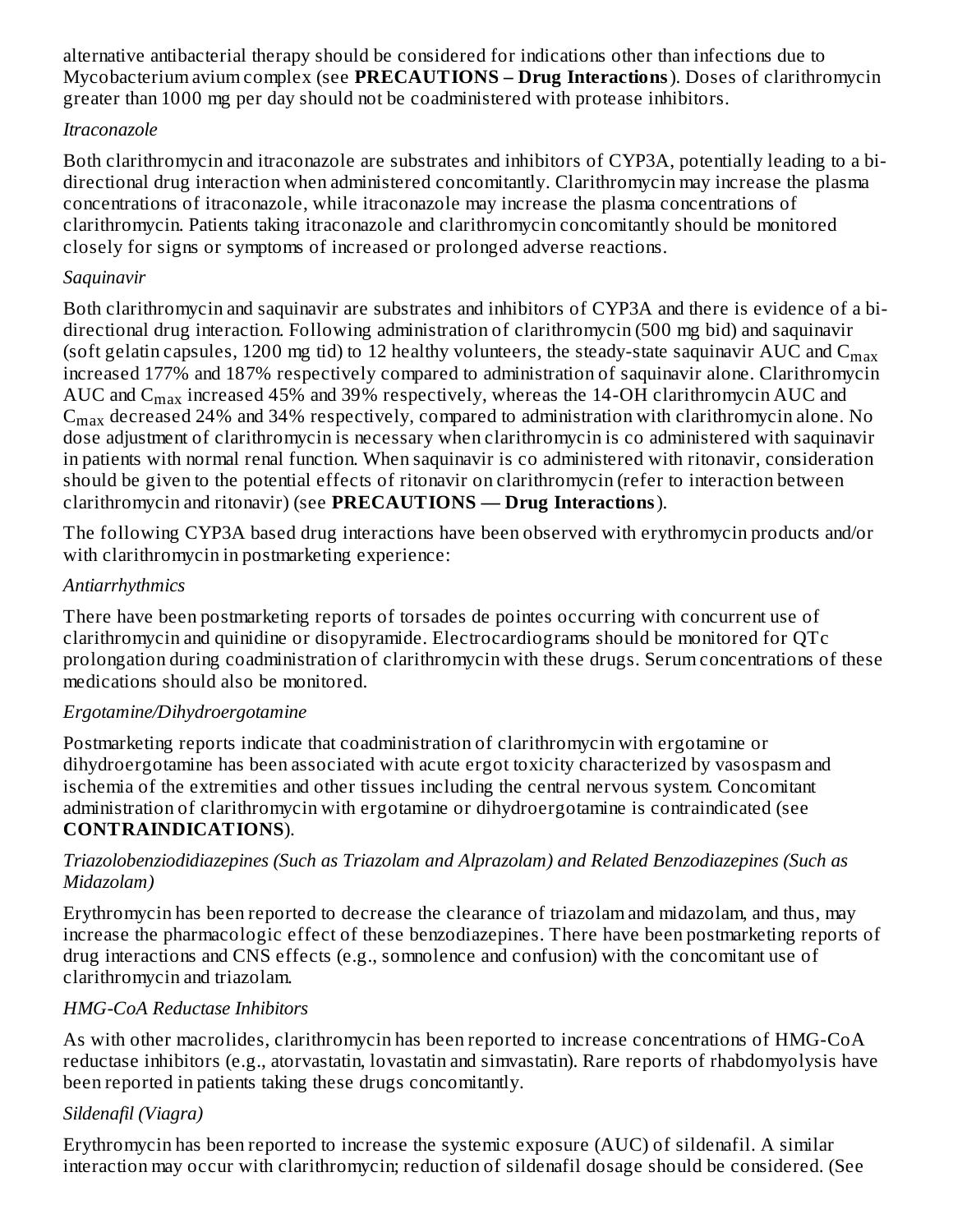alternative antibacterial therapy should be considered for indications other than infections due to Mycobacterium avium complex (see **PRECAUTIONS – Drug Interactions**). Doses of clarithromycin greater than 1000 mg per day should not be coadministered with protease inhibitors.

*Itraconazole*

Both clarithromycin and itraconazole are substrates and inhibitors of CYP3A, potentially leading to a bi-directional drug interaction when administered concomitantly. Clarithromycin may increase the plasma concentrations of itraconazole, while itraconazole may increase the plasma concentrations of clarithromycin. Patients taking itraconazole and clarithromycin concomitantly should be monitored closely for signs or symptoms of increased or prolonged adverse reactions.

*Saquinavir*

Both clarithromycin and saquinavir are substrates and inhibitors of CYP3A and there is evidence of a bi-directional drug interaction. Following administration of clarithromycin (500 mg bid) and saquinavir (soft gelatin capsules, 1200 mg tid) to 12 healthy volunteers, the steady-state saquinavir AUC and $C_{max}$ increased 177% and 187% respectively compared to administration of saquinavir alone. Clarithromycin AUC and $C_{max}$ increased 45% and 39% respectively, whereas the 14-OH clarithromycin AUC and $C_{max}$ decreased 24% and 34% respectively, compared to administration with clarithromycin alone. No dose adjustment of clarithromycin is necessary when clarithromycin is co administered with saquinavir in patients with normal renal function. When saquinavir is co administered with ritonavir, consideration should be given to the potential effects of ritonavir on clarithromycin (refer to interaction between clarithromycin and ritonavir) (see **PRECAUTIONS — Drug Interactions**).

The following CYP3A based drug interactions have been observed with erythromycin products and/or with clarithromycin in postmarketing experience:

*Antiarrhythmics*

There have been postmarketing reports of torsades de pointes occurring with concurrent use of clarithromycin and quinidine or disopyramide. Electrocardiograms should be monitored for QTc prolongation during coadministration of clarithromycin with these drugs. Serum concentrations of these medications should also be monitored.

*Ergotamine/Dihydroergotamine*

Postmarketing reports indicate that coadministration of clarithromycin with ergotamine or dihydroergotamine has been associated with acute ergot toxicity characterized by vasospasm and ischemia of the extremities and other tissues including the central nervous system. Concomitant administration of clarithromycin with ergotamine or dihydroergotamine is contraindicated (see **CONTRAINDICATIONS**).

*Triazolobenziodidiazepines (Such as Triazolam and Alprazolam) and Related Benzodiazepines (Such as Midazolam)*

Erythromycin has been reported to decrease the clearance of triazolam and midazolam, and thus, may increase the pharmacologic effect of these benzodiazepines. There have been postmarketing reports of drug interactions and CNS effects (e.g., somnolence and confusion) with the concomitant use of clarithromycin and triazolam.

*HMG-CoA Reductase Inhibitors*

As with other macrolides, clarithromycin has been reported to increase concentrations of HMG-CoA reductase inhibitors (e.g., atorvastatin, lovastatin and simvastatin). Rare reports of rhabdomyolysis have been reported in patients taking these drugs concomitantly.

*Sildenafil (Viagra)*

Erythromycin has been reported to increase the systemic exposure (AUC) of sildenafil. A similar interaction may occur with clarithromycin; reduction of sildenafil dosage should be considered. (See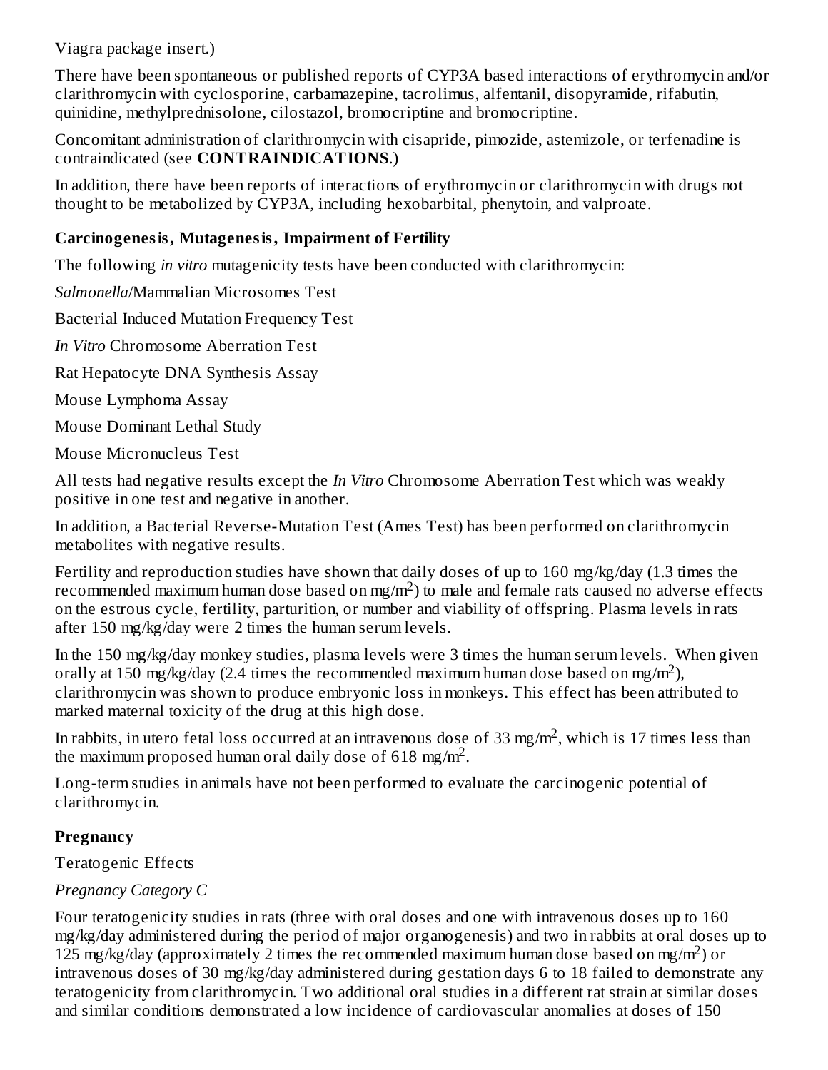Viagra package insert.)

There have been spontaneous or published reports of CYP3A based interactions of erythromycin and/or clarithromycin with cyclosporine, carbamazepine, tacrolimus, alfentanil, disopyramide, rifabutin, quinidine, methylprednisolone, cilostazol, bromocriptine and bromocriptine.

Concomitant administration of clarithromycin with cisapride, pimozide, astemizole, or terfenadine is contraindicated (see **CONTRAINDICATIONS**.)

In addition, there have been reports of interactions of erythromycin or clarithromycin with drugs not thought to be metabolized by CYP3A, including hexobarbital, phenytoin, and valproate.

### Carcinogenesis, Mutagenesis, Impairment of Fertility

The following *in vitro* mutagenicity tests have been conducted with clarithromycin:

*Salmonella*/Mammalian Microsomes Test

Bacterial Induced Mutation Frequency Test

*In Vitro* Chromosome Aberration Test

Rat Hepatocyte DNA Synthesis Assay

Mouse Lymphoma Assay

Mouse Dominant Lethal Study

Mouse Micronucleus Test

All tests had negative results except the *In Vitro* Chromosome Aberration Test which was weakly positive in one test and negative in another.

In addition, a Bacterial Reverse-Mutation Test (Ames Test) has been performed on clarithromycin metabolites with negative results.

Fertility and reproduction studies have shown that daily doses of up to 160 mg/kg/day (1.3 times the recommended maximum human dose based on mg/m$^2$) to male and female rats caused no adverse effects on the estrous cycle, fertility, parturition, or number and viability of offspring. Plasma levels in rats after 150 mg/kg/day were 2 times the human serum levels.

In the 150 mg/kg/day monkey studies, plasma levels were 3 times the human serum levels. When given orally at 150 mg/kg/day (2.4 times the recommended maximum human dose based on mg/m$^2$), clarithromycin was shown to produce embryonic loss in monkeys. This effect has been attributed to marked maternal toxicity of the drug at this high dose.

In rabbits, in utero fetal loss occurred at an intravenous dose of 33 mg/m$^2$, which is 17 times less than the maximum proposed human oral daily dose of 618 mg/m$^2$.

Long-term studies in animals have not been performed to evaluate the carcinogenic potential of clarithromycin.

### Pregnancy

Teratogenic Effects

*Pregnancy Category C*

Four teratogenicity studies in rats (three with oral doses and one with intravenous doses up to 160 mg/kg/day administered during the period of major organogenesis) and two in rabbits at oral doses up to 125 mg/kg/day (approximately 2 times the recommended maximum human dose based on mg/m$^2$) or intravenous doses of 30 mg/kg/day administered during gestation days 6 to 18 failed to demonstrate any teratogenicity from clarithromycin. Two additional oral studies in a different rat strain at similar doses and similar conditions demonstrated a low incidence of cardiovascular anomalies at doses of 150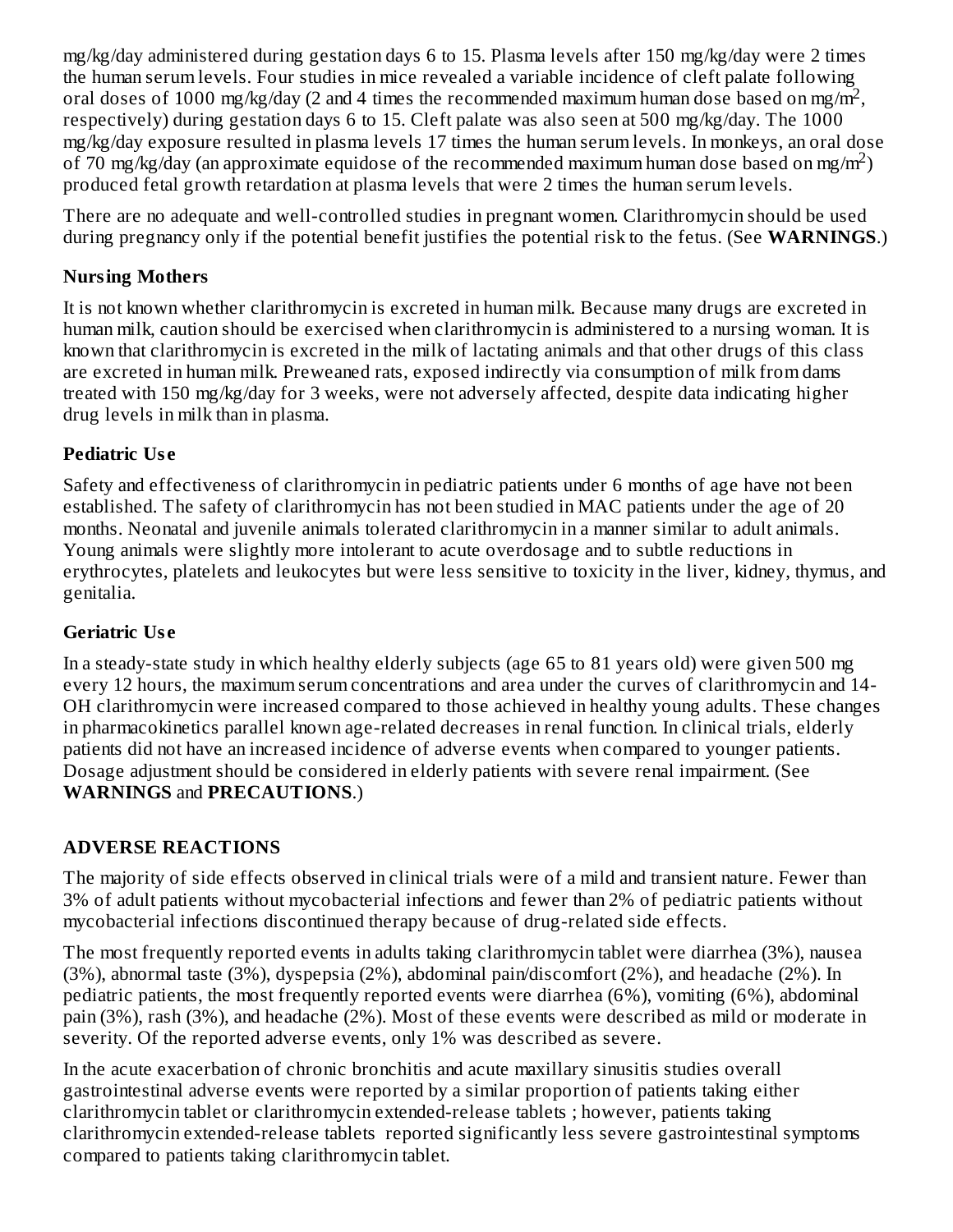mg/kg/day administered during gestation days 6 to 15. Plasma levels after 150 mg/kg/day were 2 times the human serum levels. Four studies in mice revealed a variable incidence of cleft palate following oral doses of 1000 mg/kg/day (2 and 4 times the recommended maximum human dose based on mg/$m^2$, respectively) during gestation days 6 to 15. Cleft palate was also seen at 500 mg/kg/day. The 1000 mg/kg/day exposure resulted in plasma levels 17 times the human serum levels. In monkeys, an oral dose of 70 mg/kg/day (an approximate equidose of the recommended maximum human dose based on mg/$m^2$) produced fetal growth retardation at plasma levels that were 2 times the human serum levels.

There are no adequate and well-controlled studies in pregnant women. Clarithromycin should be used during pregnancy only if the potential benefit justifies the potential risk to the fetus. (See **WARNINGS**.)

### Nursing Mothers

It is not known whether clarithromycin is excreted in human milk. Because many drugs are excreted in human milk, caution should be exercised when clarithromycin is administered to a nursing woman. It is known that clarithromycin is excreted in the milk of lactating animals and that other drugs of this class are excreted in human milk. Preweaned rats, exposed indirectly via consumption of milk from dams treated with 150 mg/kg/day for 3 weeks, were not adversely affected, despite data indicating higher drug levels in milk than in plasma.

### Pediatric Use

Safety and effectiveness of clarithromycin in pediatric patients under 6 months of age have not been established. The safety of clarithromycin has not been studied in MAC patients under the age of 20 months. Neonatal and juvenile animals tolerated clarithromycin in a manner similar to adult animals. Young animals were slightly more intolerant to acute overdosage and to subtle reductions in erythrocytes, platelets and leukocytes but were less sensitive to toxicity in the liver, kidney, thymus, and genitalia.

### Geriatric Use

In a steady-state study in which healthy elderly subjects (age 65 to 81 years old) were given 500 mg every 12 hours, the maximum serum concentrations and area under the curves of clarithromycin and 14-OH clarithromycin were increased compared to those achieved in healthy young adults. These changes in pharmacokinetics parallel known age-related decreases in renal function. In clinical trials, elderly patients did not have an increased incidence of adverse events when compared to younger patients. Dosage adjustment should be considered in elderly patients with severe renal impairment. (See **WARNINGS** and **PRECAUTIONS**.)

## ADVERSE REACTIONS

The majority of side effects observed in clinical trials were of a mild and transient nature. Fewer than 3% of adult patients without mycobacterial infections and fewer than 2% of pediatric patients without mycobacterial infections discontinued therapy because of drug-related side effects.

The most frequently reported events in adults taking clarithromycin tablet were diarrhea (3%), nausea (3%), abnormal taste (3%), dyspepsia (2%), abdominal pain/discomfort (2%), and headache (2%). In pediatric patients, the most frequently reported events were diarrhea (6%), vomiting (6%), abdominal pain (3%), rash (3%), and headache (2%). Most of these events were described as mild or moderate in severity. Of the reported adverse events, only 1% was described as severe.

In the acute exacerbation of chronic bronchitis and acute maxillary sinusitis studies overall gastrointestinal adverse events were reported by a similar proportion of patients taking either clarithromycin tablet or clarithromycin extended-release tablets ; however, patients taking clarithromycin extended-release tablets reported significantly less severe gastrointestinal symptoms compared to patients taking clarithromycin tablet.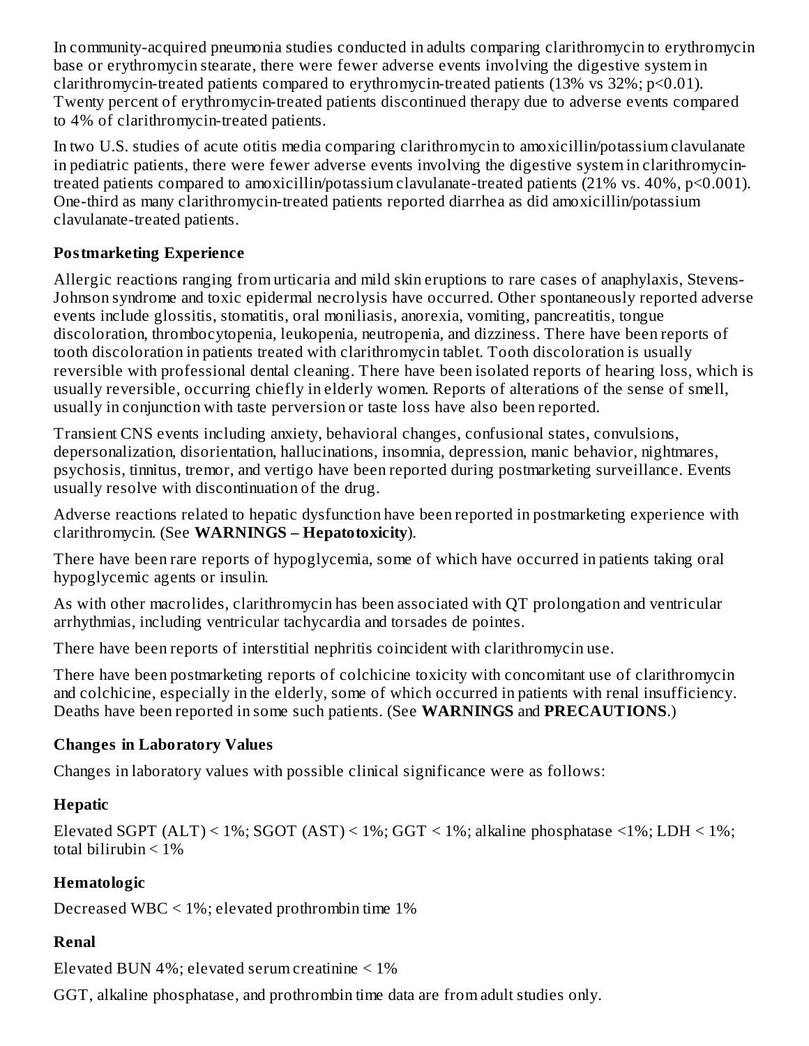In community-acquired pneumonia studies conducted in adults comparing clarithromycin to erythromycin base or erythromycin stearate, there were fewer adverse events involving the digestive system in clarithromycin-treated patients compared to erythromycin-treated patients (13% vs 32%; $p<0.01$). Twenty percent of erythromycin-treated patients discontinued therapy due to adverse events compared to 4% of clarithromycin-treated patients.

In two U.S. studies of acute otitis media comparing clarithromycin to amoxicillin/potassium clavulanate in pediatric patients, there were fewer adverse events involving the digestive system in clarithromycin-treated patients compared to amoxicillin/potassium clavulanate-treated patients (21% vs. 40%, $p<0.001$). One-third as many clarithromycin-treated patients reported diarrhea as did amoxicillin/potassium clavulanate-treated patients.

**Postmarketing Experience**

Allergic reactions ranging from urticaria and mild skin eruptions to rare cases of anaphylaxis, Stevens-Johnson syndrome and toxic epidermal necrolysis have occurred. Other spontaneously reported adverse events include glossitis, stomatitis, oral moniliasis, anorexia, vomiting, pancreatitis, tongue discoloration, thrombocytopenia, leukopenia, neutropenia, and dizziness. There have been reports of tooth discoloration in patients treated with clarithromycin tablet. Tooth discoloration is usually reversible with professional dental cleaning. There have been isolated reports of hearing loss, which is usually reversible, occurring chiefly in elderly women. Reports of alterations of the sense of smell, usually in conjunction with taste perversion or taste loss have also been reported.

Transient CNS events including anxiety, behavioral changes, confusional states, convulsions, depersonalization, disorientation, hallucinations, insomnia, depression, manic behavior, nightmares, psychosis, tinnitus, tremor, and vertigo have been reported during postmarketing surveillance. Events usually resolve with discontinuation of the drug.

Adverse reactions related to hepatic dysfunction have been reported in postmarketing experience with clarithromycin. (See **WARNINGS – Hepatotoxicity**).

There have been rare reports of hypoglycemia, some of which have occurred in patients taking oral hypoglycemic agents or insulin.

As with other macrolides, clarithromycin has been associated with QT prolongation and ventricular arrhythmias, including ventricular tachycardia and torsades de pointes.

There have been reports of interstitial nephritis coincident with clarithromycin use.

There have been postmarketing reports of colchicine toxicity with concomitant use of clarithromycin and colchicine, especially in the elderly, some of which occurred in patients with renal insufficiency. Deaths have been reported in some such patients. (See **WARNINGS** and **PRECAUTIONS**.)

**Changes in Laboratory Values**

Changes in laboratory values with possible clinical significance were as follows:

**Hepatic**

Elevated SGPT (ALT) < 1%; SGOT (AST) < 1%; GGT < 1%; alkaline phosphatase <1%; LDH < 1%; total bilirubin < 1%

**Hematologic**

Decreased WBC < 1%; elevated prothrombin time 1%

**Renal**

Elevated BUN 4%; elevated serum creatinine < 1%

GGT, alkaline phosphatase, and prothrombin time data are from adult studies only.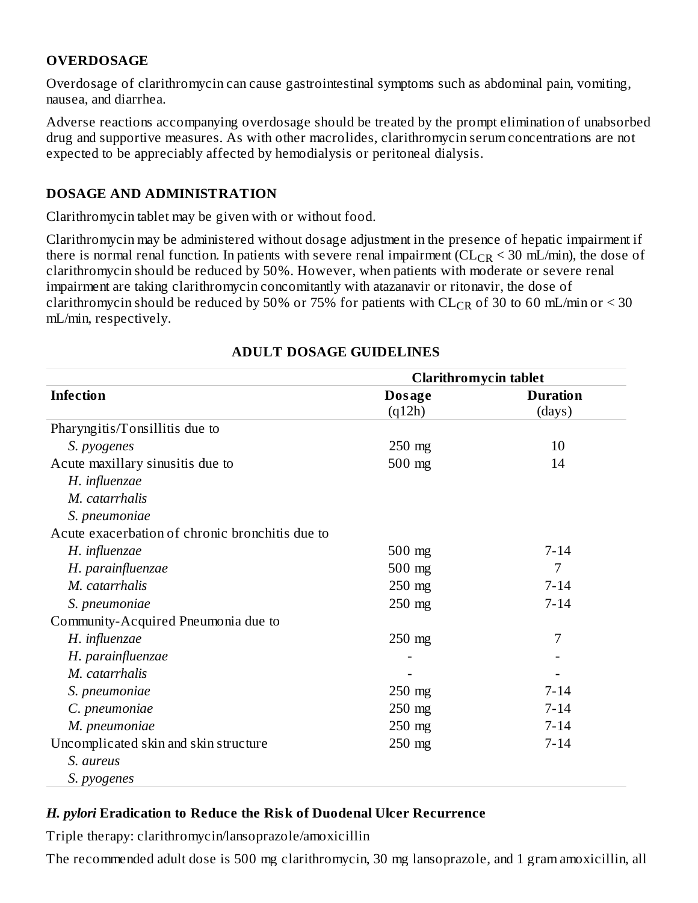## OVERDOSAGE

Overdosage of clarithromycin can cause gastrointestinal symptoms such as abdominal pain, vomiting, nausea, and diarrhea.

Adverse reactions accompanying overdosage should be treated by the prompt elimination of unabsorbed drug and supportive measures. As with other macrolides, clarithromycin serum concentrations are not expected to be appreciably affected by hemodialysis or peritoneal dialysis.

## DOSAGE AND ADMINISTRATION

Clarithromycin tablet may be given with or without food.

Clarithromycin may be administered without dosage adjustment in the presence of hepatic impairment if there is normal renal function. In patients with severe renal impairment ($CL_{CR}$ < 30 mL/min), the dose of clarithromycin should be reduced by 50%. However, when patients with moderate or severe renal impairment are taking clarithromycin concomitantly with atazanavir or ritonavir, the dose of clarithromycin should be reduced by 50% or 75% for patients with $CL_{CR}$ of 30 to 60 mL/min or < 30 mL/min, respectively.

**ADULT DOSAGE GUIDELINES**

| | Clarithromycin tablet | |
|---|---|---|
| **Infection** | **Dosage** (q12h) | **Duration** (days) |
| Pharyngitis/Tonsillitis due to | | |
| *S. pyogenes* | 250 mg | 10 |
| Acute maxillary sinusitis due to | 500 mg | 14 |
| *H. influenzae* | | |
| *M. catarrhalis* | | |
| *S. pneumoniae* | | |
| Acute exacerbation of chronic bronchitis due to | | |
| *H. influenzae* | 500 mg | 7-14 |
| *H. parainfluenzae* | 500 mg | 7 |
| *M. catarrhalis* | 250 mg | 7-14 |
| *S. pneumoniae* | 250 mg | 7-14 |
| Community-Acquired Pneumonia due to | | |
| *H. influenzae* | 250 mg | 7 |
| *H. parainfluenzae* | - | - |
| *M. catarrhalis* | - | - |
| *S. pneumoniae* | 250 mg | 7-14 |
| *C. pneumoniae* | 250 mg | 7-14 |
| *M. pneumoniae* | 250 mg | 7-14 |
| Uncomplicated skin and skin structure | 250 mg | 7-14 |
| *S. aureus* | | |
| *S. pyogenes* | | |

### *H. pylori* Eradication to Reduce the Risk of Duodenal Ulcer Recurrence

Triple therapy: clarithromycin/lansoprazole/amoxicillin

The recommended adult dose is 500 mg clarithromycin, 30 mg lansoprazole, and 1 gram amoxicillin, all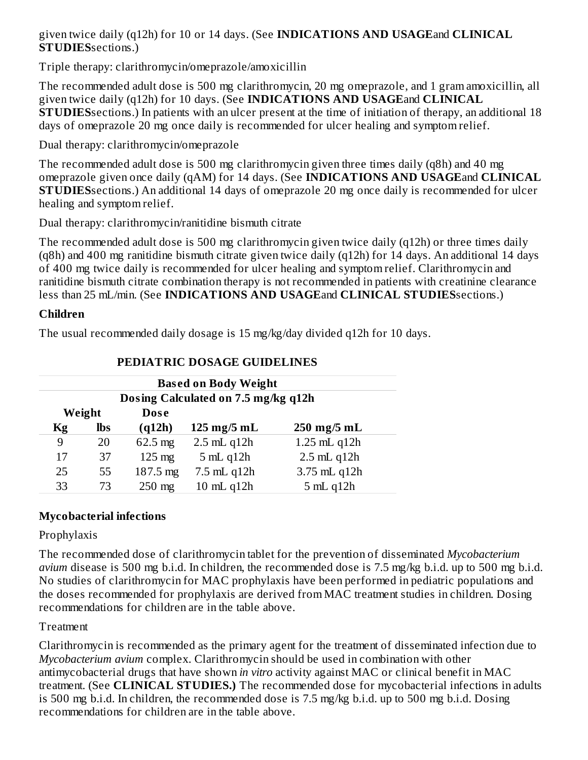given twice daily (q12h) for 10 or 14 days. (See **INDICATIONS AND USAGE** and **CLINICAL STUDIES** sections.)

Triple therapy: clarithromycin/omeprazole/amoxicillin

The recommended adult dose is 500 mg clarithromycin, 20 mg omeprazole, and 1 gram amoxicillin, all given twice daily (q12h) for 10 days. (See **INDICATIONS AND USAGE** and **CLINICAL STUDIES** sections.) In patients with an ulcer present at the time of initiation of therapy, an additional 18 days of omeprazole 20 mg once daily is recommended for ulcer healing and symptom relief.

Dual therapy: clarithromycin/omeprazole

The recommended adult dose is 500 mg clarithromycin given three times daily (q8h) and 40 mg omeprazole given once daily (qAM) for 14 days. (See **INDICATIONS AND USAGE** and **CLINICAL STUDIES** sections.) An additional 14 days of omeprazole 20 mg once daily is recommended for ulcer healing and symptom relief.

Dual therapy: clarithromycin/ranitidine bismuth citrate

The recommended adult dose is 500 mg clarithromycin given twice daily (q12h) or three times daily (q8h) and 400 mg ranitidine bismuth citrate given twice daily (q12h) for 14 days. An additional 14 days of 400 mg twice daily is recommended for ulcer healing and symptom relief. Clarithromycin and ranitidine bismuth citrate combination therapy is not recommended in patients with creatinine clearance less than 25 mL/min. (See **INDICATIONS AND USAGE** and **CLINICAL STUDIES** sections.)

**Children**

The usual recommended daily dosage is 15 mg/kg/day divided q12h for 10 days.

**PEDIATRIC DOSAGE GUIDELINES**

| Based on Body Weight | | | | |
|---|---|---|---|---|
| Dosing Calculated on 7.5 mg/kg q12h | | | | |
| Weight | | Dose | | |
| Kg | lbs | (q12h) | 125 mg/5 mL | 250 mg/5 mL |
| 9 | 20 | 62.5 mg | 2.5 mL q12h | 1.25 mL q12h |
| 17 | 37 | 125 mg | 5 mL q12h | 2.5 mL q12h |
| 25 | 55 | 187.5 mg | 7.5 mL q12h | 3.75 mL q12h |
| 33 | 73 | 250 mg | 10 mL q12h | 5 mL q12h |

**Mycobacterial infections**

Prophylaxis

The recommended dose of clarithromycin tablet for the prevention of disseminated *Mycobacterium avium* disease is 500 mg b.i.d. In children, the recommended dose is 7.5 mg/kg b.i.d. up to 500 mg b.i.d. No studies of clarithromycin for MAC prophylaxis have been performed in pediatric populations and the doses recommended for prophylaxis are derived from MAC treatment studies in children. Dosing recommendations for children are in the table above.

Treatment

Clarithromycin is recommended as the primary agent for the treatment of disseminated infection due to *Mycobacterium avium* complex. Clarithromycin should be used in combination with other antimycobacterial drugs that have shown *in vitro* activity against MAC or clinical benefit in MAC treatment. (See **CLINICAL STUDIES.)** The recommended dose for mycobacterial infections in adults is 500 mg b.i.d. In children, the recommended dose is 7.5 mg/kg b.i.d. up to 500 mg b.i.d. Dosing recommendations for children are in the table above.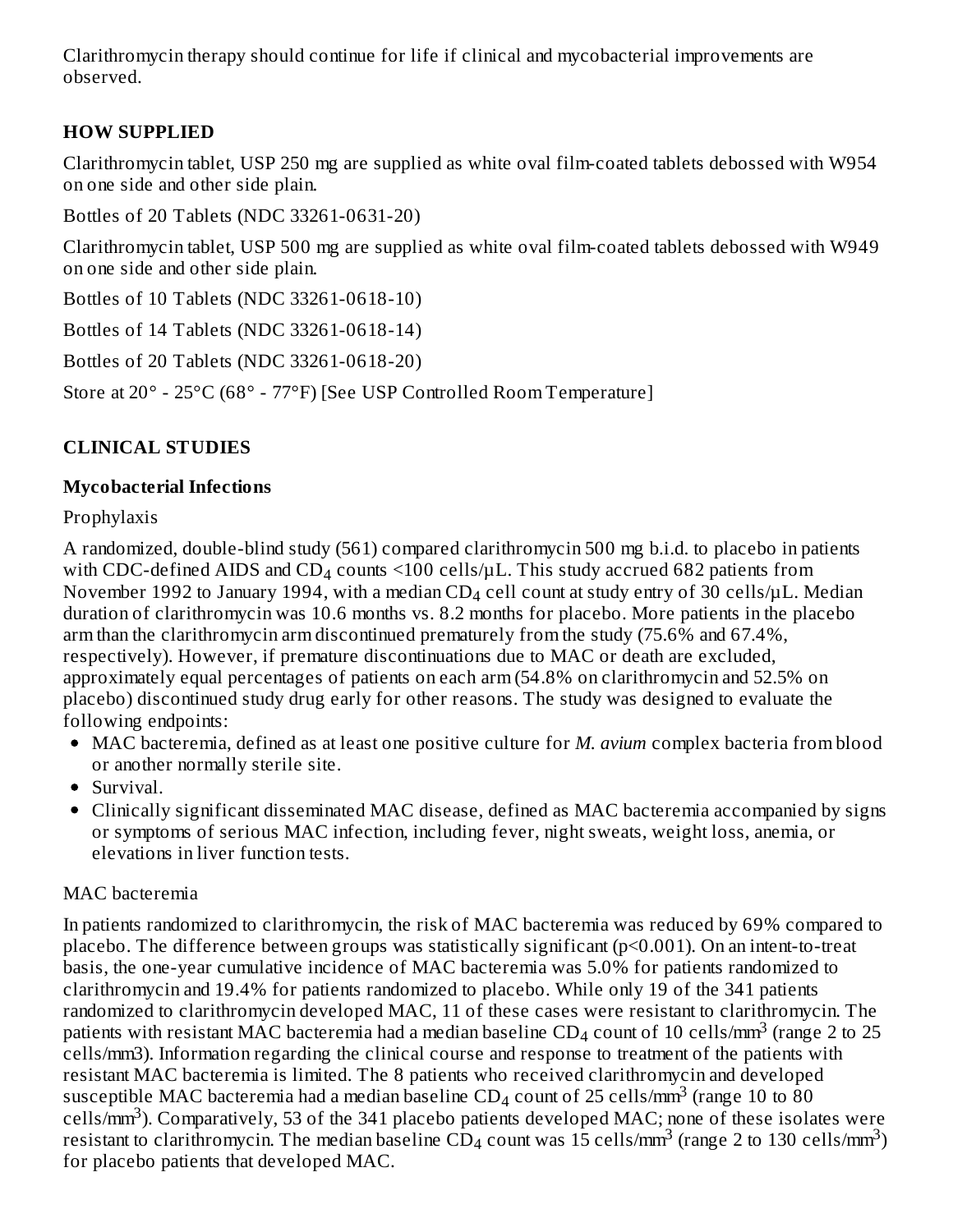Clarithromycin therapy should continue for life if clinical and mycobacterial improvements are observed.

## HOW SUPPLIED

Clarithromycin tablet, USP 250 mg are supplied as white oval film-coated tablets debossed with W954 on one side and other side plain.

Bottles of 20 Tablets (NDC 33261-0631-20)

Clarithromycin tablet, USP 500 mg are supplied as white oval film-coated tablets debossed with W949 on one side and other side plain.

Bottles of 10 Tablets (NDC 33261-0618-10)

Bottles of 14 Tablets (NDC 33261-0618-14)

Bottles of 20 Tablets (NDC 33261-0618-20)

Store at 20° - 25°C (68° - 77°F) [See USP Controlled Room Temperature]

## CLINICAL STUDIES

### Mycobacterial Infections

Prophylaxis

A randomized, double-blind study (561) compared clarithromycin 500 mg b.i.d. to placebo in patients with CDC-defined AIDS and $CD_4$ counts <100 cells/µL. This study accrued 682 patients from November 1992 to January 1994, with a median $CD_4$ cell count at study entry of 30 cells/µL. Median duration of clarithromycin was 10.6 months vs. 8.2 months for placebo. More patients in the placebo arm than the clarithromycin arm discontinued prematurely from the study (75.6% and 67.4%, respectively). However, if premature discontinuations due to MAC or death are excluded, approximately equal percentages of patients on each arm (54.8% on clarithromycin and 52.5% on placebo) discontinued study drug early for other reasons. The study was designed to evaluate the following endpoints:

- MAC bacteremia, defined as at least one positive culture for *M. avium* complex bacteria from blood or another normally sterile site.
- Survival.
- Clinically significant disseminated MAC disease, defined as MAC bacteremia accompanied by signs or symptoms of serious MAC infection, including fever, night sweats, weight loss, anemia, or elevations in liver function tests.

MAC bacteremia

In patients randomized to clarithromycin, the risk of MAC bacteremia was reduced by 69% compared to placebo. The difference between groups was statistically significant (p<0.001). On an intent-to-treat basis, the one-year cumulative incidence of MAC bacteremia was 5.0% for patients randomized to clarithromycin and 19.4% for patients randomized to placebo. While only 19 of the 341 patients randomized to clarithromycin developed MAC, 11 of these cases were resistant to clarithromycin. The patients with resistant MAC bacteremia had a median baseline $CD_4$ count of 10 cells/$mm^3$ (range 2 to 25 cells/mm3). Information regarding the clinical course and response to treatment of the patients with resistant MAC bacteremia is limited. The 8 patients who received clarithromycin and developed susceptible MAC bacteremia had a median baseline $CD_4$ count of 25 cells/$mm^3$ (range 10 to 80 cells/$mm^3$). Comparatively, 53 of the 341 placebo patients developed MAC; none of these isolates were resistant to clarithromycin. The median baseline $CD_4$ count was 15 cells/$mm^3$ (range 2 to 130 cells/$mm^3$) for placebo patients that developed MAC.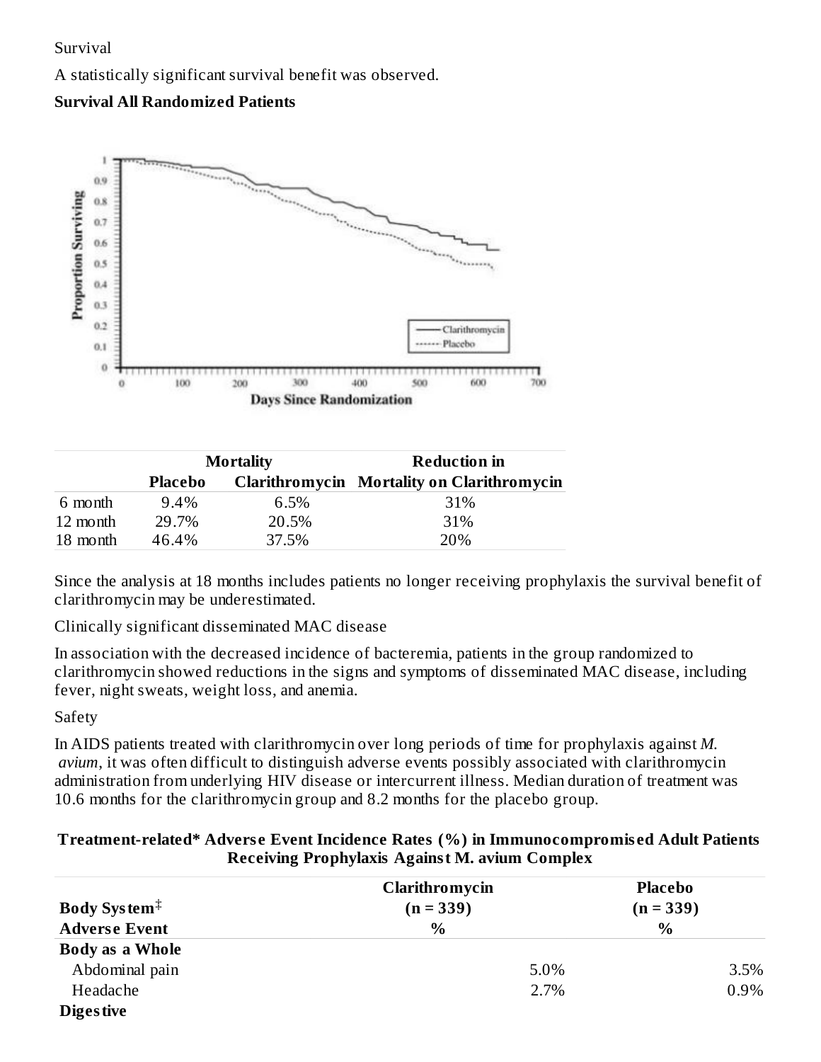Survival

A statistically significant survival benefit was observed.

**Survival All Randomized Patients**

| | Mortality | | Reduction in |
|---|---|---|---|
| | **Placebo** | **Clarithromycin** | **Mortality on Clarithromycin** |
| 6 month | 9.4% | 6.5% | 31% |
| 12 month | 29.7% | 20.5% | 31% |
| 18 month | 46.4% | 37.5% | 20% |

Since the analysis at 18 months includes patients no longer receiving prophylaxis the survival benefit of clarithromycin may be underestimated.

Clinically significant disseminated MAC disease

In association with the decreased incidence of bacteremia, patients in the group randomized to clarithromycin showed reductions in the signs and symptoms of disseminated MAC disease, including fever, night sweats, weight loss, and anemia.

Safety

In AIDS patients treated with clarithromycin over long periods of time for prophylaxis against *M. avium*, it was often difficult to distinguish adverse events possibly associated with clarithromycin administration from underlying HIV disease or intercurrent illness. Median duration of treatment was 10.6 months for the clarithromycin group and 8.2 months for the placebo group.

**Treatment-related* Adverse Event Incidence Rates (%) in Immunocompromised Adult Patients Receiving Prophylaxis Against M. avium Complex**

| **Body System**‡ **Adverse Event** | **Clarithromycin (n = 339) %** | **Placebo (n = 339) %** |
|---|---|---|
| **Body as a Whole** | | |
| Abdominal pain | 5.0% | 3.5% |
| Headache | 2.7% | 0.9% |
| **Digestive** | | |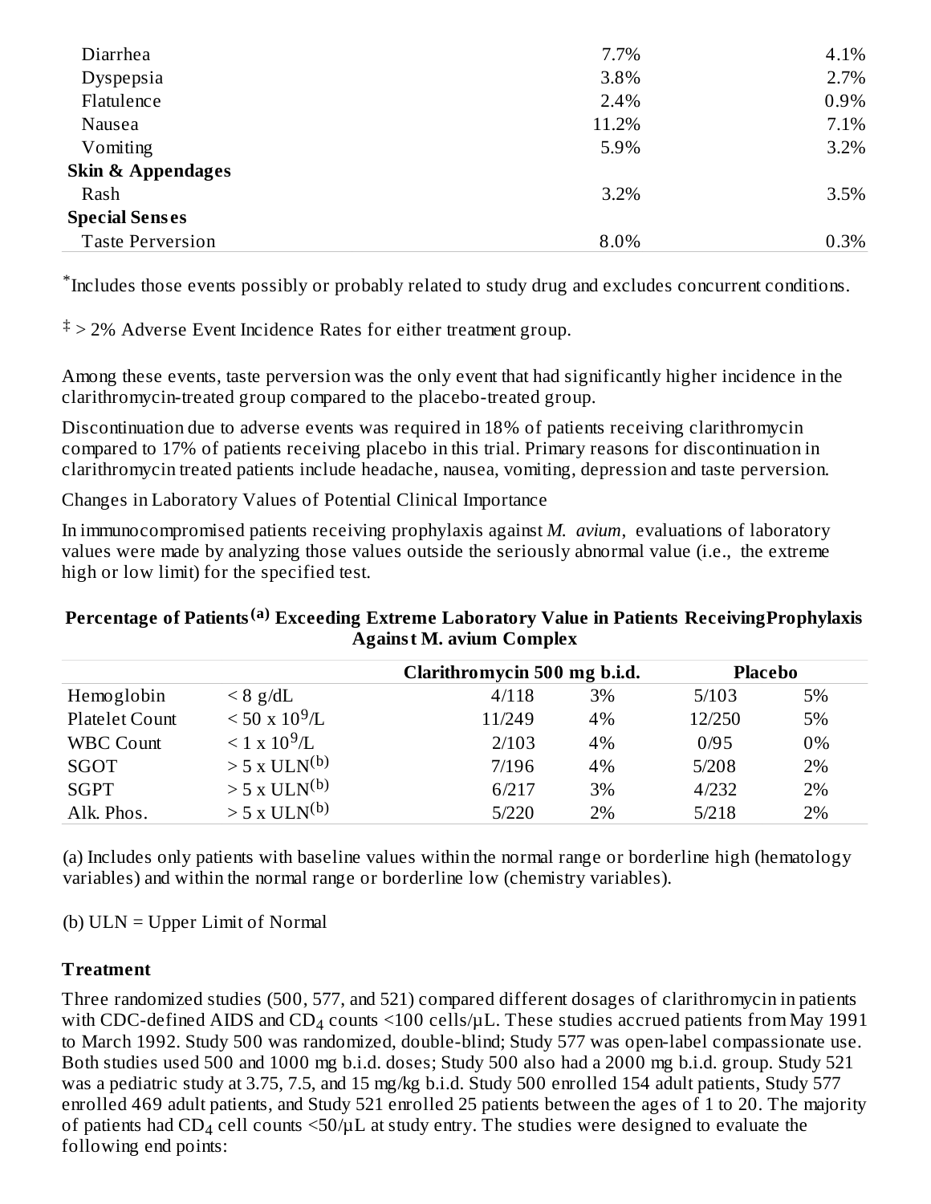| | | |
|---|---|---|
| Diarrhea | 7.7% | 4.1% |
| Dyspepsia | 3.8% | 2.7% |
| Flatulence | 2.4% | 0.9% |
| Nausea | 11.2% | 7.1% |
| Vomiting | 5.9% | 3.2% |
| **Skin & Appendages** | | |
| Rash | 3.2% | 3.5% |
| **Special Senses** | | |
| Taste Perversion | 8.0% | 0.3% |

*Includes those events possibly or probably related to study drug and excludes concurrent conditions.

‡ > 2% Adverse Event Incidence Rates for either treatment group.

Among these events, taste perversion was the only event that had significantly higher incidence in the clarithromycin-treated group compared to the placebo-treated group.

Discontinuation due to adverse events was required in 18% of patients receiving clarithromycin compared to 17% of patients receiving placebo in this trial. Primary reasons for discontinuation in clarithromycin treated patients include headache, nausea, vomiting, depression and taste perversion.

Changes in Laboratory Values of Potential Clinical Importance

In immunocompromised patients receiving prophylaxis against *M. avium*, evaluations of laboratory values were made by analyzing those values outside the seriously abnormal value (i.e., the extreme high or low limit) for the specified test.

**Percentage of Patients[(a)] Exceeding Extreme Laboratory Value in Patients Receiving Prophylaxis Against M. avium Complex**

| | | Clarithromycin 500 mg b.i.d. | | Placebo | |
|---|---|---|---|---|---|
| Hemoglobin | < 8 g/dL | 4/118 | 3% | 5/103 | 5% |
| Platelet Count | < 50 x $10^9$/L | 11/249 | 4% | 12/250 | 5% |
| WBC Count | < 1 x $10^9$/L | 2/103 | 4% | 0/95 | 0% |
| SGOT | > 5 x ULN[(b)] | 7/196 | 4% | 5/208 | 2% |
| SGPT | > 5 x ULN[(b)] | 6/217 | 3% | 4/232 | 2% |
| Alk. Phos. | > 5 x ULN[(b)] | 5/220 | 2% | 5/218 | 2% |

(a) Includes only patients with baseline values within the normal range or borderline high (hematology variables) and within the normal range or borderline low (chemistry variables).

(b) ULN = Upper Limit of Normal

**Treatment**

Three randomized studies (500, 577, and 521) compared different dosages of clarithromycin in patients with CDC-defined AIDS and $CD_4$ counts <100 cells/µL. These studies accrued patients from May 1991 to March 1992. Study 500 was randomized, double-blind; Study 577 was open-label compassionate use. Both studies used 500 and 1000 mg b.i.d. doses; Study 500 also had a 2000 mg b.i.d. group. Study 521 was a pediatric study at 3.75, 7.5, and 15 mg/kg b.i.d. Study 500 enrolled 154 adult patients, Study 577 enrolled 469 adult patients, and Study 521 enrolled 25 patients between the ages of 1 to 20. The majority of patients had $CD_4$ cell counts <50/µL at study entry. The studies were designed to evaluate the following end points: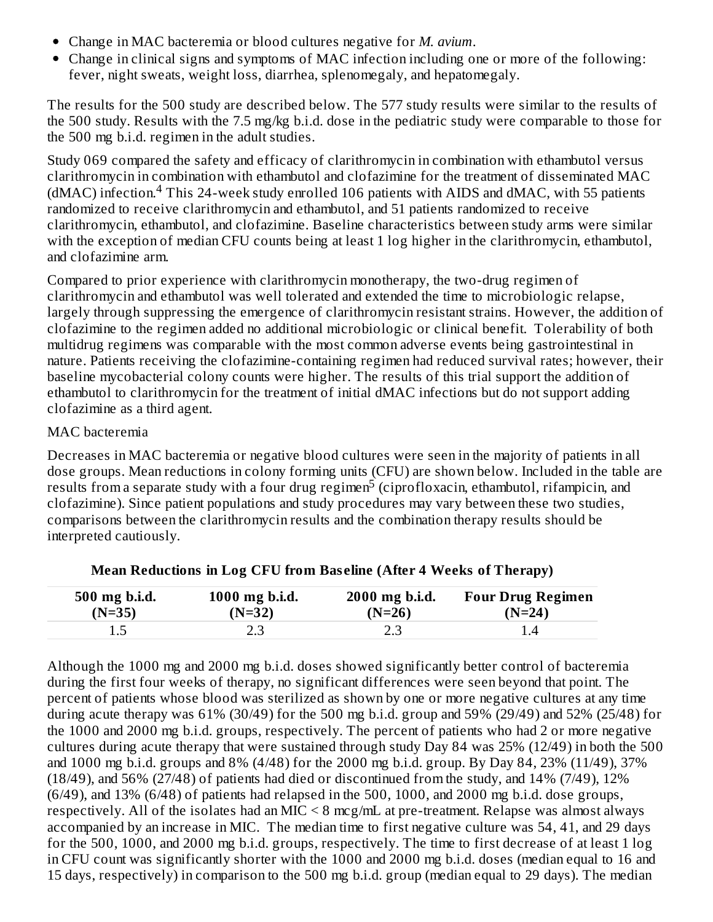- Change in MAC bacteremia or blood cultures negative for *M. avium*.
- Change in clinical signs and symptoms of MAC infection including one or more of the following: fever, night sweats, weight loss, diarrhea, splenomegaly, and hepatomegaly.

The results for the 500 study are described below. The 577 study results were similar to the results of the 500 study. Results with the 7.5 mg/kg b.i.d. dose in the pediatric study were comparable to those for the 500 mg b.i.d. regimen in the adult studies.

Study 069 compared the safety and efficacy of clarithromycin in combination with ethambutol versus clarithromycin in combination with ethambutol and clofazimine for the treatment of disseminated MAC (dMAC) infection.[4] This 24-week study enrolled 106 patients with AIDS and dMAC, with 55 patients randomized to receive clarithromycin and ethambutol, and 51 patients randomized to receive clarithromycin, ethambutol, and clofazimine. Baseline characteristics between study arms were similar with the exception of median CFU counts being at least 1 log higher in the clarithromycin, ethambutol, and clofazimine arm.

Compared to prior experience with clarithromycin monotherapy, the two-drug regimen of clarithromycin and ethambutol was well tolerated and extended the time to microbiologic relapse, largely through suppressing the emergence of clarithromycin resistant strains. However, the addition of clofazimine to the regimen added no additional microbiologic or clinical benefit. Tolerability of both multidrug regimens was comparable with the most common adverse events being gastrointestinal in nature. Patients receiving the clofazimine-containing regimen had reduced survival rates; however, their baseline mycobacterial colony counts were higher. The results of this trial support the addition of ethambutol to clarithromycin for the treatment of initial dMAC infections but do not support adding clofazimine as a third agent.

MAC bacteremia

Decreases in MAC bacteremia or negative blood cultures were seen in the majority of patients in all dose groups. Mean reductions in colony forming units (CFU) are shown below. Included in the table are results from a separate study with a four drug regimen[5] (ciprofloxacin, ethambutol, rifampicin, and clofazimine). Since patient populations and study procedures may vary between these two studies, comparisons between the clarithromycin results and the combination therapy results should be interpreted cautiously.

**Mean Reductions in Log CFU from Baseline (After 4 Weeks of Therapy)**

| 500 mg b.i.d. (N=35) | 1000 mg b.i.d. (N=32) | 2000 mg b.i.d. (N=26) | Four Drug Regimen (N=24) |
|---|---|---|---|
| 1.5 | 2.3 | 2.3 | 1.4 |

Although the 1000 mg and 2000 mg b.i.d. doses showed significantly better control of bacteremia during the first four weeks of therapy, no significant differences were seen beyond that point. The percent of patients whose blood was sterilized as shown by one or more negative cultures at any time during acute therapy was 61% (30/49) for the 500 mg b.i.d. group and 59% (29/49) and 52% (25/48) for the 1000 and 2000 mg b.i.d. groups, respectively. The percent of patients who had 2 or more negative cultures during acute therapy that were sustained through study Day 84 was 25% (12/49) in both the 500 and 1000 mg b.i.d. groups and 8% (4/48) for the 2000 mg b.i.d. group. By Day 84, 23% (11/49), 37% (18/49), and 56% (27/48) of patients had died or discontinued from the study, and 14% (7/49), 12% (6/49), and 13% (6/48) of patients had relapsed in the 500, 1000, and 2000 mg b.i.d. dose groups, respectively. All of the isolates had an MIC < 8 mcg/mL at pre-treatment. Relapse was almost always accompanied by an increase in MIC. The median time to first negative culture was 54, 41, and 29 days for the 500, 1000, and 2000 mg b.i.d. groups, respectively. The time to first decrease of at least 1 log in CFU count was significantly shorter with the 1000 and 2000 mg b.i.d. doses (median equal to 16 and 15 days, respectively) in comparison to the 500 mg b.i.d. group (median equal to 29 days). The median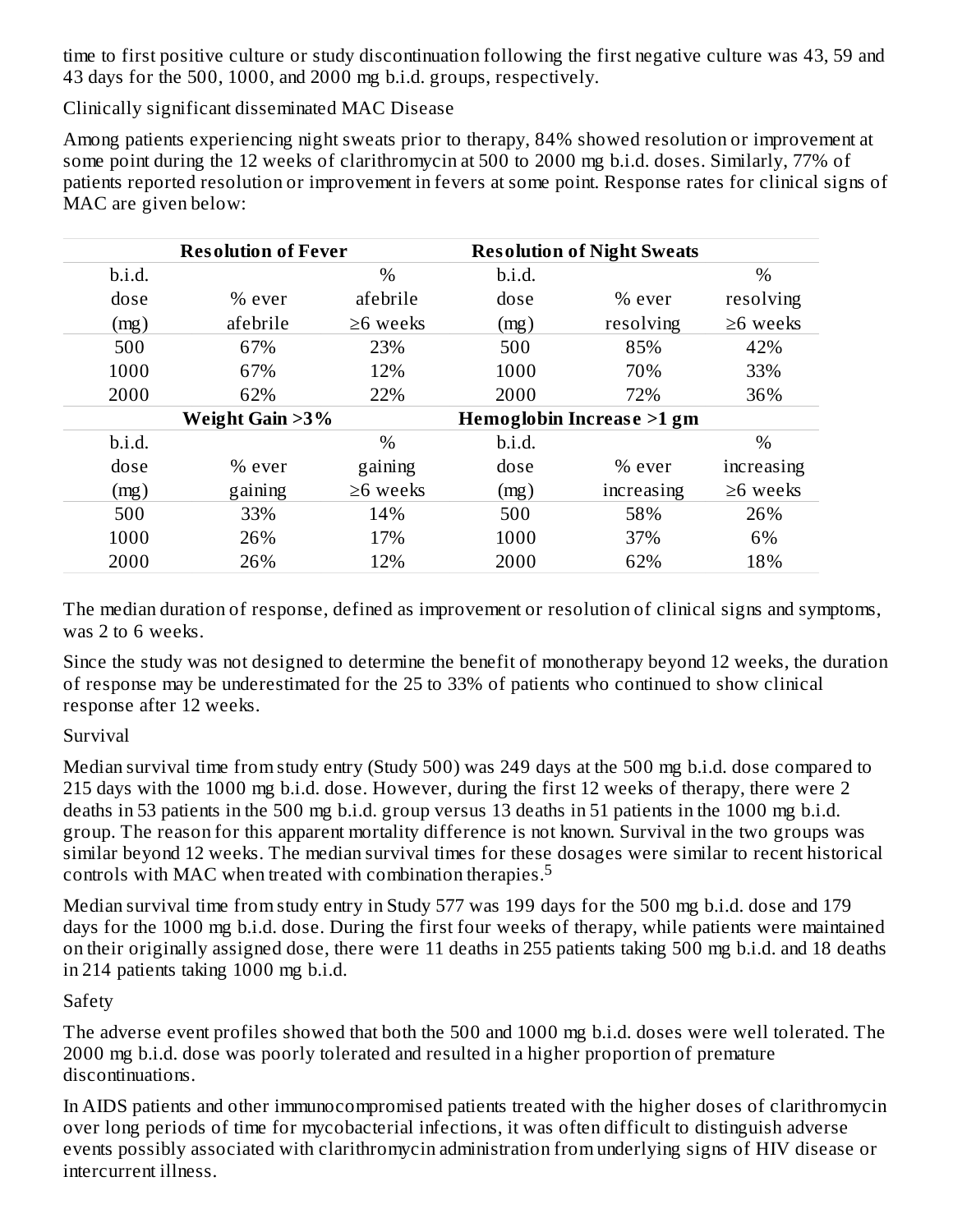time to first positive culture or study discontinuation following the first negative culture was 43, 59 and 43 days for the 500, 1000, and 2000 mg b.i.d. groups, respectively.

Clinically significant disseminated MAC Disease

Among patients experiencing night sweats prior to therapy, 84% showed resolution or improvement at some point during the 12 weeks of clarithromycin at 500 to 2000 mg b.i.d. doses. Similarly, 77% of patients reported resolution or improvement in fevers at some point. Response rates for clinical signs of MAC are given below:

| **Resolution of Fever** | | | **Resolution of Night Sweats** | | |
|---|---|---|---|---|---|
| b.i.d. dose (mg) | % ever afebrile | % afebrile ≥6 weeks | b.i.d. dose (mg) | % ever resolving | % resolving ≥6 weeks |
| 500 | 67% | 23% | 500 | 85% | 42% |
| 1000 | 67% | 12% | 1000 | 70% | 33% |
| 2000 | 62% | 22% | 2000 | 72% | 36% |
| **Weight Gain >3%** | | | **Hemoglobin Increase >1 gm** | | |
| b.i.d. dose (mg) | % ever gaining | % gaining ≥6 weeks | b.i.d. dose (mg) | % ever increasing | % increasing ≥6 weeks |
| 500 | 33% | 14% | 500 | 58% | 26% |
| 1000 | 26% | 17% | 1000 | 37% | 6% |
| 2000 | 26% | 12% | 2000 | 62% | 18% |

The median duration of response, defined as improvement or resolution of clinical signs and symptoms, was 2 to 6 weeks.

Since the study was not designed to determine the benefit of monotherapy beyond 12 weeks, the duration of response may be underestimated for the 25 to 33% of patients who continued to show clinical response after 12 weeks.

Survival

Median survival time from study entry (Study 500) was 249 days at the 500 mg b.i.d. dose compared to 215 days with the 1000 mg b.i.d. dose. However, during the first 12 weeks of therapy, there were 2 deaths in 53 patients in the 500 mg b.i.d. group versus 13 deaths in 51 patients in the 1000 mg b.i.d. group. The reason for this apparent mortality difference is not known. Survival in the two groups was similar beyond 12 weeks. The median survival times for these dosages were similar to recent historical controls with MAC when treated with combination therapies.[5]

Median survival time from study entry in Study 577 was 199 days for the 500 mg b.i.d. dose and 179 days for the 1000 mg b.i.d. dose. During the first four weeks of therapy, while patients were maintained on their originally assigned dose, there were 11 deaths in 255 patients taking 500 mg b.i.d. and 18 deaths in 214 patients taking 1000 mg b.i.d.

Safety

The adverse event profiles showed that both the 500 and 1000 mg b.i.d. doses were well tolerated. The 2000 mg b.i.d. dose was poorly tolerated and resulted in a higher proportion of premature discontinuations.

In AIDS patients and other immunocompromised patients treated with the higher doses of clarithromycin over long periods of time for mycobacterial infections, it was often difficult to distinguish adverse events possibly associated with clarithromycin administration from underlying signs of HIV disease or intercurrent illness.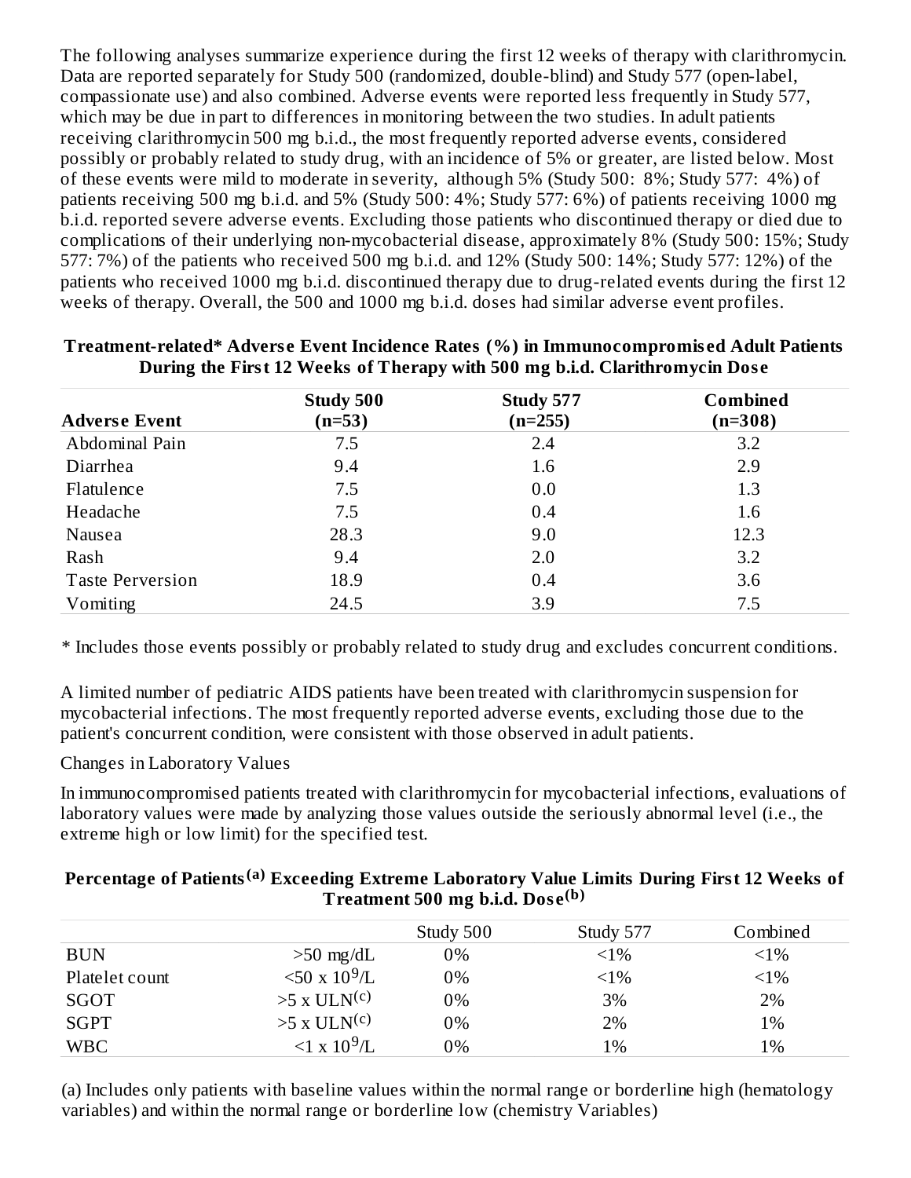The following analyses summarize experience during the first 12 weeks of therapy with clarithromycin. Data are reported separately for Study 500 (randomized, double-blind) and Study 577 (open-label, compassionate use) and also combined. Adverse events were reported less frequently in Study 577, which may be due in part to differences in monitoring between the two studies. In adult patients receiving clarithromycin 500 mg b.i.d., the most frequently reported adverse events, considered possibly or probably related to study drug, with an incidence of 5% or greater, are listed below. Most of these events were mild to moderate in severity, although 5% (Study 500: 8%; Study 577: 4%) of patients receiving 500 mg b.i.d. and 5% (Study 500: 4%; Study 577: 6%) of patients receiving 1000 mg b.i.d. reported severe adverse events. Excluding those patients who discontinued therapy or died due to complications of their underlying non-mycobacterial disease, approximately 8% (Study 500: 15%; Study 577: 7%) of the patients who received 500 mg b.i.d. and 12% (Study 500: 14%; Study 577: 12%) of the patients who received 1000 mg b.i.d. discontinued therapy due to drug-related events during the first 12 weeks of therapy. Overall, the 500 and 1000 mg b.i.d. doses had similar adverse event profiles.

**Treatment-related* Adverse Event Incidence Rates (%) in Immunocompromised Adult Patients During the First 12 Weeks of Therapy with 500 mg b.i.d. Clarithromycin Dose**

| Adverse Event | Study 500 (n=53) | Study 577 (n=255) | Combined (n=308) |
|---|---|---|---|
| Abdominal Pain | 7.5 | 2.4 | 3.2 |
| Diarrhea | 9.4 | 1.6 | 2.9 |
| Flatulence | 7.5 | 0.0 | 1.3 |
| Headache | 7.5 | 0.4 | 1.6 |
| Nausea | 28.3 | 9.0 | 12.3 |
| Rash | 9.4 | 2.0 | 3.2 |
| Taste Perversion | 18.9 | 0.4 | 3.6 |
| Vomiting | 24.5 | 3.9 | 7.5 |

* Includes those events possibly or probably related to study drug and excludes concurrent conditions.

A limited number of pediatric AIDS patients have been treated with clarithromycin suspension for mycobacterial infections. The most frequently reported adverse events, excluding those due to the patient's concurrent condition, were consistent with those observed in adult patients.

Changes in Laboratory Values

In immunocompromised patients treated with clarithromycin for mycobacterial infections, evaluations of laboratory values were made by analyzing those values outside the seriously abnormal level (i.e., the extreme high or low limit) for the specified test.

**Percentage of Patients[(a)] Exceeding Extreme Laboratory Value Limits During First 12 Weeks of Treatment 500 mg b.i.d. Dose[(b)]**

| | | Study 500 | Study 577 | Combined |
|---|---|---|---|---|
| BUN | >50 mg/dL | 0% | <1% | <1% |
| Platelet count | <50 x $10^9$/L | 0% | <1% | <1% |
| SGOT | >5 x ULN[(c)] | 0% | 3% | 2% |
| SGPT | >5 x ULN[(c)] | 0% | 2% | 1% |
| WBC | <1 x $10^9$/L | 0% | 1% | 1% |

(a) Includes only patients with baseline values within the normal range or borderline high (hematology variables) and within the normal range or borderline low (chemistry Variables)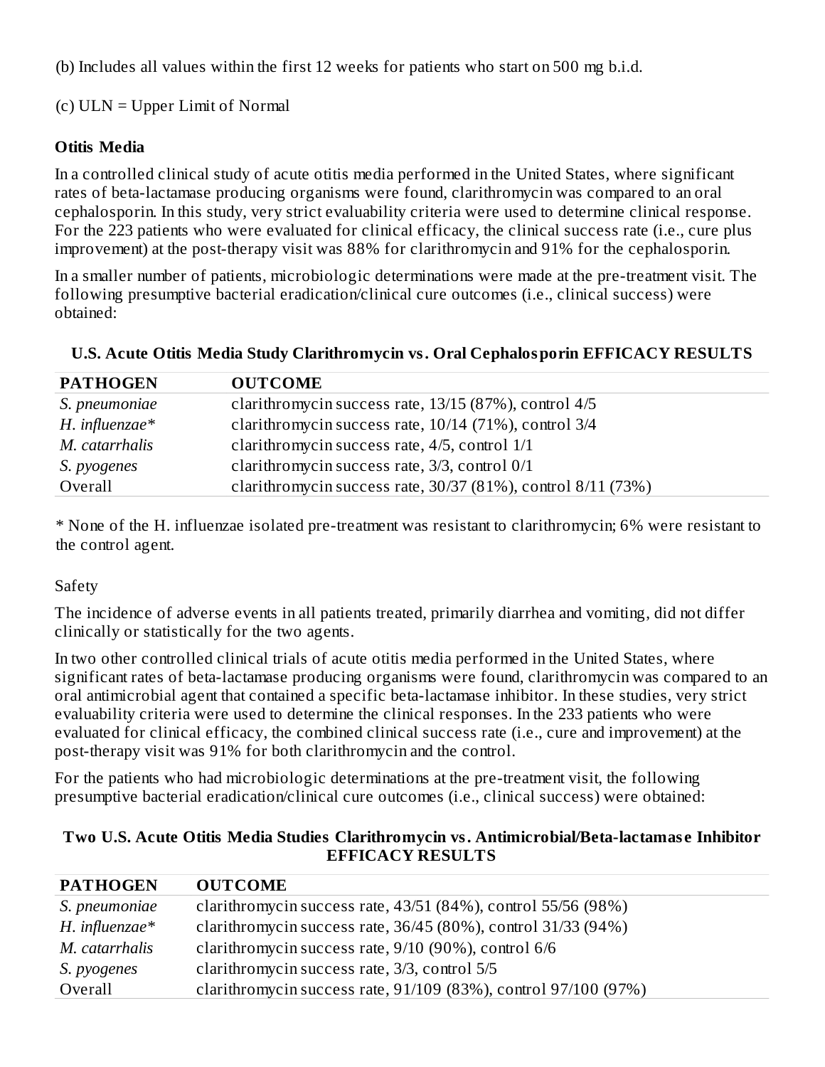(b) Includes all values within the first 12 weeks for patients who start on 500 mg b.i.d.

(c) ULN = Upper Limit of Normal

**Otitis Media**

In a controlled clinical study of acute otitis media performed in the United States, where significant rates of beta-lactamase producing organisms were found, clarithromycin was compared to an oral cephalosporin. In this study, very strict evaluability criteria were used to determine clinical response. For the 223 patients who were evaluated for clinical efficacy, the clinical success rate (i.e., cure plus improvement) at the post-therapy visit was 88% for clarithromycin and 91% for the cephalosporin.

In a smaller number of patients, microbiologic determinations were made at the pre-treatment visit. The following presumptive bacterial eradication/clinical cure outcomes (i.e., clinical success) were obtained:

**U.S. Acute Otitis Media Study Clarithromycin vs. Oral Cephalosporin EFFICACY RESULTS**

| PATHOGEN | OUTCOME |
| --- | --- |
| *S. pneumoniae* | clarithromycin success rate, 13/15 (87%), control 4/5 |
| *H. influenzae*\* | clarithromycin success rate, 10/14 (71%), control 3/4 |
| *M. catarrhalis* | clarithromycin success rate, 4/5, control 1/1 |
| *S. pyogenes* | clarithromycin success rate, 3/3, control 0/1 |
| Overall | clarithromycin success rate, 30/37 (81%), control 8/11 (73%) |

\* None of the H. influenzae isolated pre-treatment was resistant to clarithromycin; 6% were resistant to the control agent.

Safety

The incidence of adverse events in all patients treated, primarily diarrhea and vomiting, did not differ clinically or statistically for the two agents.

In two other controlled clinical trials of acute otitis media performed in the United States, where significant rates of beta-lactamase producing organisms were found, clarithromycin was compared to an oral antimicrobial agent that contained a specific beta-lactamase inhibitor. In these studies, very strict evaluability criteria were used to determine the clinical responses. In the 233 patients who were evaluated for clinical efficacy, the combined clinical success rate (i.e., cure and improvement) at the post-therapy visit was 91% for both clarithromycin and the control.

For the patients who had microbiologic determinations at the pre-treatment visit, the following presumptive bacterial eradication/clinical cure outcomes (i.e., clinical success) were obtained:

**Two U.S. Acute Otitis Media Studies Clarithromycin vs. Antimicrobial/Beta-lactamase Inhibitor EFFICACY RESULTS**

| PATHOGEN | OUTCOME |
| --- | --- |
| *S. pneumoniae* | clarithromycin success rate, 43/51 (84%), control 55/56 (98%) |
| *H. influenzae*\* | clarithromycin success rate, 36/45 (80%), control 31/33 (94%) |
| *M. catarrhalis* | clarithromycin success rate, 9/10 (90%), control 6/6 |
| *S. pyogenes* | clarithromycin success rate, 3/3, control 5/5 |
| Overall | clarithromycin success rate, 91/109 (83%), control 97/100 (97%) |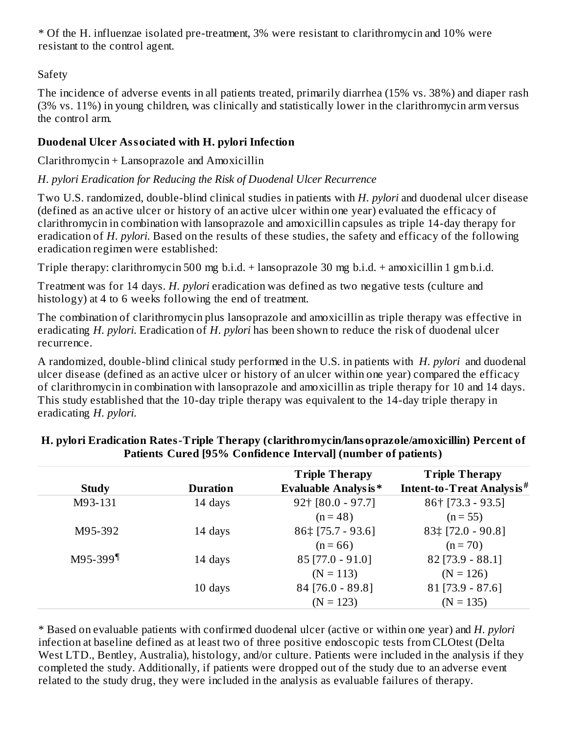* Of the H. influenzae isolated pre-treatment, 3% were resistant to clarithromycin and 10% were resistant to the control agent.

Safety

The incidence of adverse events in all patients treated, primarily diarrhea (15% vs. 38%) and diaper rash (3% vs. 11%) in young children, was clinically and statistically lower in the clarithromycin arm versus the control arm.

**Duodenal Ulcer Associated with H. pylori Infection**

Clarithromycin + Lansoprazole and Amoxicillin

*H. pylori Eradication for Reducing the Risk of Duodenal Ulcer Recurrence*

Two U.S. randomized, double-blind clinical studies in patients with *H. pylori* and duodenal ulcer disease (defined as an active ulcer or history of an active ulcer within one year) evaluated the efficacy of clarithromycin in combination with lansoprazole and amoxicillin capsules as triple 14-day therapy for eradication of *H. pylori.* Based on the results of these studies, the safety and efficacy of the following eradication regimen were established:

Triple therapy: clarithromycin 500 mg b.i.d. + lansoprazole 30 mg b.i.d. + amoxicillin 1 gm b.i.d.

Treatment was for 14 days. *H. pylori* eradication was defined as two negative tests (culture and histology) at 4 to 6 weeks following the end of treatment.

The combination of clarithromycin plus lansoprazole and amoxicillin as triple therapy was effective in eradicating *H. pylori.* Eradication of *H. pylori* has been shown to reduce the risk of duodenal ulcer recurrence.

A randomized, double-blind clinical study performed in the U.S. in patients with *H. pylori* and duodenal ulcer disease (defined as an active ulcer or history of an ulcer within one year) compared the efficacy of clarithromycin in combination with lansoprazole and amoxicillin as triple therapy for 10 and 14 days. This study established that the 10-day triple therapy was equivalent to the 14-day triple therapy in eradicating *H. pylori.*

**H. pylori Eradication Rates-Triple Therapy (clarithromycin/lansoprazole/amoxicillin) Percent of Patients Cured [95% Confidence Interval] (number of patients)**

| Study | Duration | Triple Therapy Evaluable Analysis* | Triple Therapy Intent-to-Treat Analysis# |
|---|---|---|---|
| M93-131 | 14 days | 92† [80.0 - 97.7] (n = 48) | 86† [73.3 - 93.5] (n = 55) |
| M95-392 | 14 days | 86‡ [75.7 - 93.6] (n = 66) | 83‡ [72.0 - 90.8] (n = 70) |
| M95-399¶ | 14 days | 85 [77.0 - 91.0] (N = 113) | 82 [73.9 - 88.1] (N = 126) |
| | 10 days | 84 [76.0 - 89.8] (N = 123) | 81 [73.9 - 87.6] (N = 135) |

* Based on evaluable patients with confirmed duodenal ulcer (active or within one year) and *H. pylori* infection at baseline defined as at least two of three positive endoscopic tests from CLOtest (Delta West LTD., Bentley, Australia), histology, and/or culture. Patients were included in the analysis if they completed the study. Additionally, if patients were dropped out of the study due to an adverse event related to the study drug, they were included in the analysis as evaluable failures of therapy.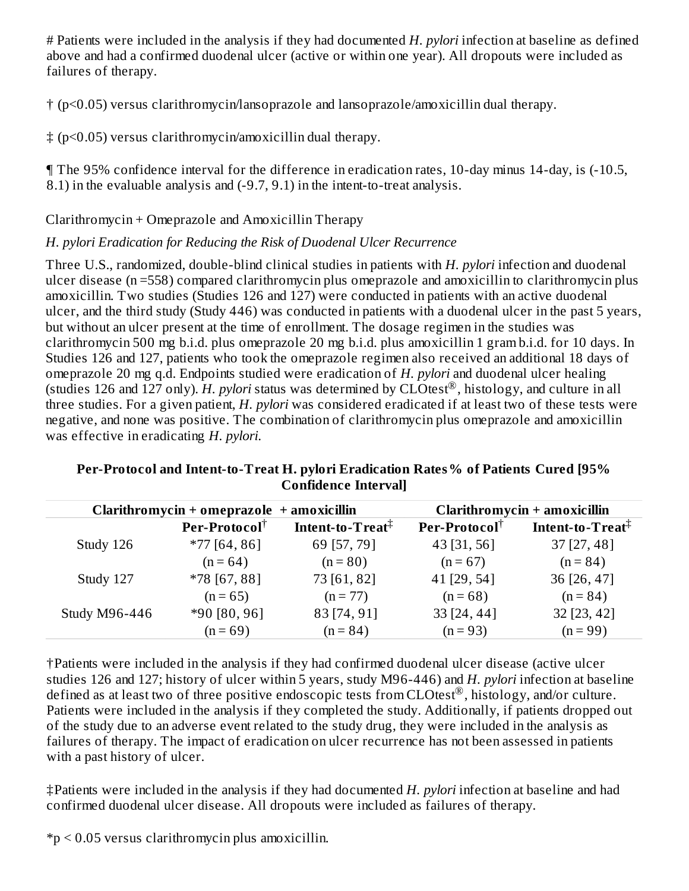# Patients were included in the analysis if they had documented *H. pylori* infection at baseline as defined above and had a confirmed duodenal ulcer (active or within one year). All dropouts were included as failures of therapy.

† ($p<0.05$) versus clarithromycin/lansoprazole and lansoprazole/amoxicillin dual therapy.

‡ ($p<0.05$) versus clarithromycin/amoxicillin dual therapy.

¶ The 95% confidence interval for the difference in eradication rates, 10-day minus 14-day, is (-10.5, 8.1) in the evaluable analysis and (-9.7, 9.1) in the intent-to-treat analysis.

Clarithromycin + Omeprazole and Amoxicillin Therapy

*H. pylori Eradication for Reducing the Risk of Duodenal Ulcer Recurrence*

Three U.S., randomized, double-blind clinical studies in patients with *H. pylori* infection and duodenal ulcer disease (n =558) compared clarithromycin plus omeprazole and amoxicillin to clarithromycin plus amoxicillin. Two studies (Studies 126 and 127) were conducted in patients with an active duodenal ulcer, and the third study (Study 446) was conducted in patients with a duodenal ulcer in the past 5 years, but without an ulcer present at the time of enrollment. The dosage regimen in the studies was clarithromycin 500 mg b.i.d. plus omeprazole 20 mg b.i.d. plus amoxicillin 1 gram b.i.d. for 10 days. In Studies 126 and 127, patients who took the omeprazole regimen also received an additional 18 days of omeprazole 20 mg q.d. Endpoints studied were eradication of *H. pylori* and duodenal ulcer healing (studies 126 and 127 only). *H. pylori* status was determined by CLOtest®, histology, and culture in all three studies. For a given patient, *H. pylori* was considered eradicated if at least two of these tests were negative, and none was positive. The combination of clarithromycin plus omeprazole and amoxicillin was effective in eradicating *H. pylori*.

**Per-Protocol and Intent-to-Treat H. pylori Eradication Rates % of Patients Cured [95% Confidence Interval]**

| | **Clarithromycin + omeprazole + amoxicillin** | | **Clarithromycin + amoxicillin** | |
|---|---|---|---|---|
| | **Per-Protocol†** | **Intent-to-Treat‡** | **Per-Protocol†** | **Intent-to-Treat‡** |
| Study 126 | *77 [64, 86] (n = 64) | 69 [57, 79] (n = 80) | 43 [31, 56] (n = 67) | 37 [27, 48] (n = 84) |
| Study 127 | *78 [67, 88] (n = 65) | 73 [61, 82] (n = 77) | 41 [29, 54] (n = 68) | 36 [26, 47] (n = 84) |
| Study M96-446 | *90 [80, 96] (n = 69) | 83 [74, 91] (n = 84) | 33 [24, 44] (n = 93) | 32 [23, 42] (n = 99) |

†Patients were included in the analysis if they had confirmed duodenal ulcer disease (active ulcer studies 126 and 127; history of ulcer within 5 years, study M96-446) and *H. pylori* infection at baseline defined as at least two of three positive endoscopic tests from CLOtest®, histology, and/or culture. Patients were included in the analysis if they completed the study. Additionally, if patients dropped out of the study due to an adverse event related to the study drug, they were included in the analysis as failures of therapy. The impact of eradication on ulcer recurrence has not been assessed in patients with a past history of ulcer.

‡Patients were included in the analysis if they had documented *H. pylori* infection at baseline and had confirmed duodenal ulcer disease. All dropouts were included as failures of therapy.

*$p < 0.05$ versus clarithromycin plus amoxicillin.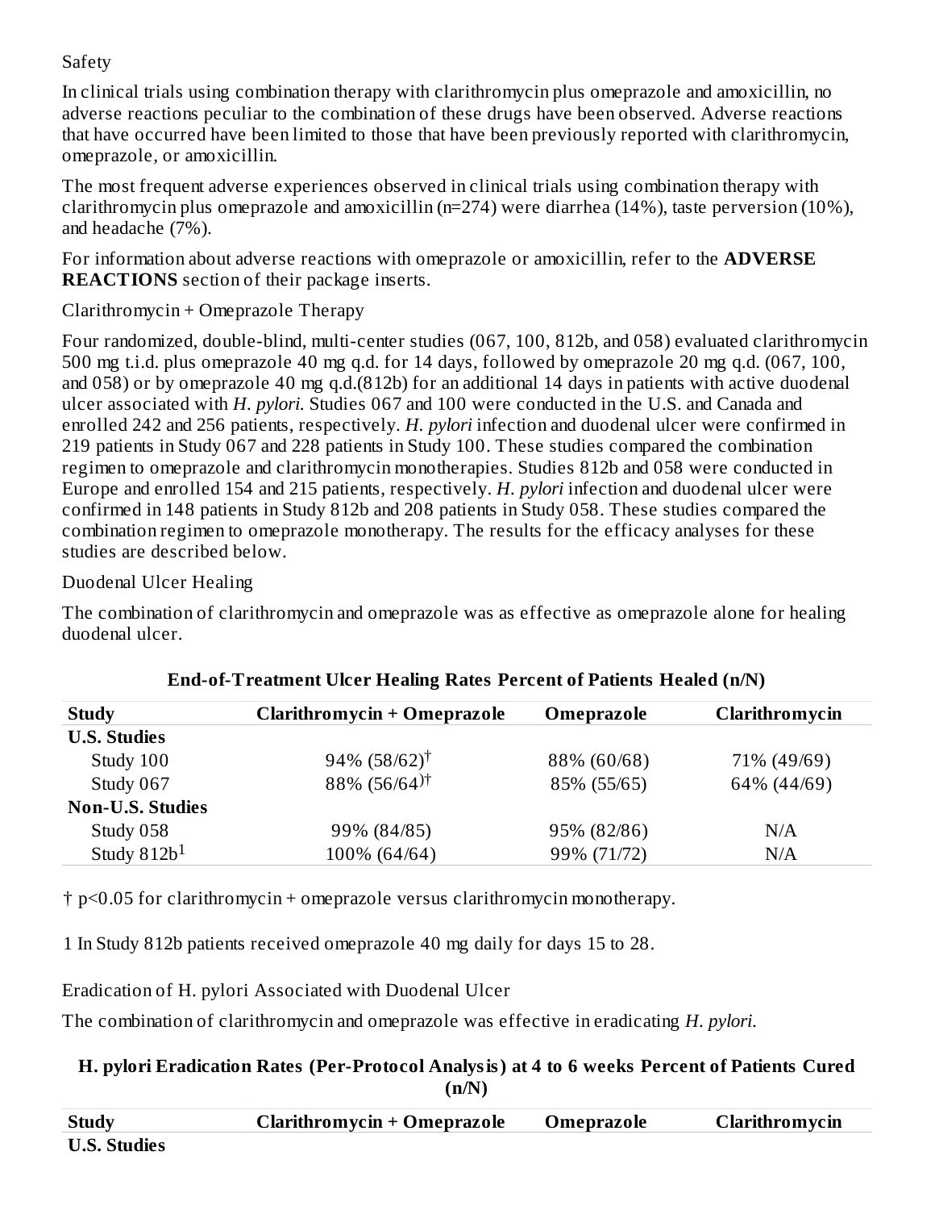Safety

In clinical trials using combination therapy with clarithromycin plus omeprazole and amoxicillin, no adverse reactions peculiar to the combination of these drugs have been observed. Adverse reactions that have occurred have been limited to those that have been previously reported with clarithromycin, omeprazole, or amoxicillin.

The most frequent adverse experiences observed in clinical trials using combination therapy with clarithromycin plus omeprazole and amoxicillin (n=274) were diarrhea (14%), taste perversion (10%), and headache (7%).

For information about adverse reactions with omeprazole or amoxicillin, refer to the **ADVERSE REACTIONS** section of their package inserts.

Clarithromycin + Omeprazole Therapy

Four randomized, double-blind, multi-center studies (067, 100, 812b, and 058) evaluated clarithromycin 500 mg t.i.d. plus omeprazole 40 mg q.d. for 14 days, followed by omeprazole 20 mg q.d. (067, 100, and 058) or by omeprazole 40 mg q.d.(812b) for an additional 14 days in patients with active duodenal ulcer associated with *H. pylori.* Studies 067 and 100 were conducted in the U.S. and Canada and enrolled 242 and 256 patients, respectively. *H. pylori* infection and duodenal ulcer were confirmed in 219 patients in Study 067 and 228 patients in Study 100. These studies compared the combination regimen to omeprazole and clarithromycin monotherapies. Studies 812b and 058 were conducted in Europe and enrolled 154 and 215 patients, respectively. *H. pylori* infection and duodenal ulcer were confirmed in 148 patients in Study 812b and 208 patients in Study 058. These studies compared the combination regimen to omeprazole monotherapy. The results for the efficacy analyses for these studies are described below.

Duodenal Ulcer Healing

The combination of clarithromycin and omeprazole was as effective as omeprazole alone for healing duodenal ulcer.

**End-of-Treatment Ulcer Healing Rates Percent of Patients Healed (n/N)**

| Study | Clarithromycin + Omeprazole | Omeprazole | Clarithromycin |
|---|---|---|---|
| **U.S. Studies** | | | |
| Study 100 | 94% (58/62)† | 88% (60/68) | 71% (49/69) |
| Study 067 | 88% (56/64)† | 85% (55/65) | 64% (44/69) |
| **Non-U.S. Studies** | | | |
| Study 058 | 99% (84/85) | 95% (82/86) | N/A |
| Study 812b[1] | 100% (64/64) | 99% (71/72) | N/A |

† $p<0.05$ for clarithromycin + omeprazole versus clarithromycin monotherapy.

1 In Study 812b patients received omeprazole 40 mg daily for days 15 to 28.

Eradication of H. pylori Associated with Duodenal Ulcer

The combination of clarithromycin and omeprazole was effective in eradicating *H. pylori.*

**H. pylori Eradication Rates (Per-Protocol Analysis) at 4 to 6 weeks Percent of Patients Cured (n/N)**

| Study | Clarithromycin + Omeprazole | Omeprazole | Clarithromycin |
|---|---|---|---|
| **U.S. Studies** | | | |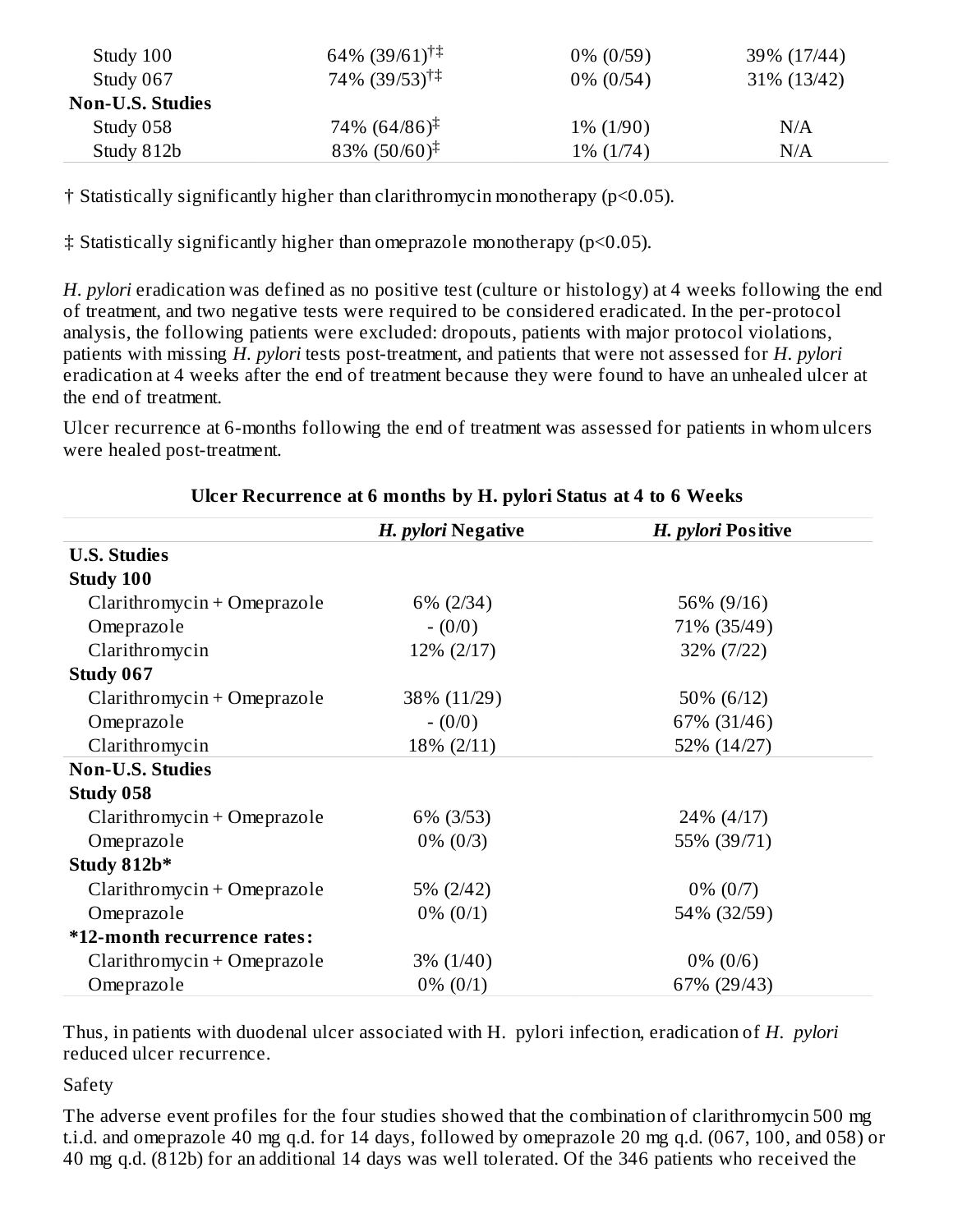| | | | |
|---|---|---|---|
| Study 100 | 64% (39/61)[†‡] | 0% (0/59) | 39% (17/44) |
| Study 067 | 74% (39/53)[†‡] | 0% (0/54) | 31% (13/42) |
| **Non-U.S. Studies** | | | |
| Study 058 | 74% (64/86)[‡] | 1% (1/90) | N/A |
| Study 812b | 83% (50/60)[‡] | 1% (1/74) | N/A |

† Statistically significantly higher than clarithromycin monotherapy ($p<0.05$).

‡ Statistically significantly higher than omeprazole monotherapy ($p<0.05$).

*H. pylori* eradication was defined as no positive test (culture or histology) at 4 weeks following the end of treatment, and two negative tests were required to be considered eradicated. In the per-protocol analysis, the following patients were excluded: dropouts, patients with major protocol violations, patients with missing *H. pylori* tests post-treatment, and patients that were not assessed for *H. pylori* eradication at 4 weeks after the end of treatment because they were found to have an unhealed ulcer at the end of treatment.

Ulcer recurrence at 6-months following the end of treatment was assessed for patients in whom ulcers were healed post-treatment.

**Ulcer Recurrence at 6 months by H. pylori Status at 4 to 6 Weeks**

| | *H. pylori* **Negative** | *H. pylori* **Positive** |
|---|---|---|
| **U.S. Studies** | | |
| **Study 100** | | |
| Clarithromycin + Omeprazole | 6% (2/34) | 56% (9/16) |
| Omeprazole | - (0/0) | 71% (35/49) |
| Clarithromycin | 12% (2/17) | 32% (7/22) |
| **Study 067** | | |
| Clarithromycin + Omeprazole | 38% (11/29) | 50% (6/12) |
| Omeprazole | - (0/0) | 67% (31/46) |
| Clarithromycin | 18% (2/11) | 52% (14/27) |
| **Non-U.S. Studies** | | |
| **Study 058** | | |
| Clarithromycin + Omeprazole | 6% (3/53) | 24% (4/17) |
| Omeprazole | 0% (0/3) | 55% (39/71) |
| **Study 812b*** | | |
| Clarithromycin + Omeprazole | 5% (2/42) | 0% (0/7) |
| Omeprazole | 0% (0/1) | 54% (32/59) |
| ***12-month recurrence rates:** | | |
| Clarithromycin + Omeprazole | 3% (1/40) | 0% (0/6) |
| Omeprazole | 0% (0/1) | 67% (29/43) |

Thus, in patients with duodenal ulcer associated with H. pylori infection, eradication of *H. pylori* reduced ulcer recurrence.

Safety

The adverse event profiles for the four studies showed that the combination of clarithromycin 500 mg t.i.d. and omeprazole 40 mg q.d. for 14 days, followed by omeprazole 20 mg q.d. (067, 100, and 058) or 40 mg q.d. (812b) for an additional 14 days was well tolerated. Of the 346 patients who received the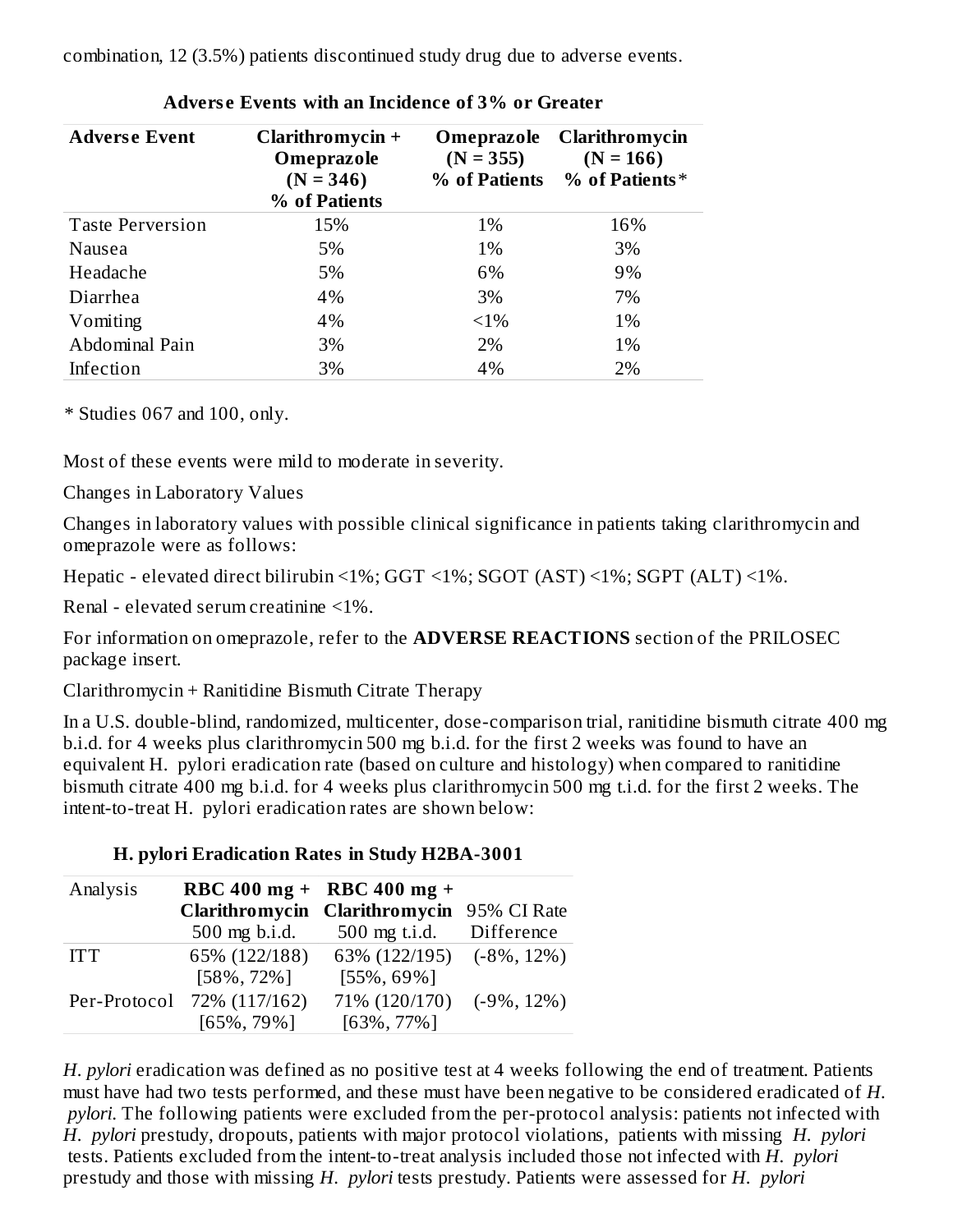combination, 12 (3.5%) patients discontinued study drug due to adverse events.

**Adverse Events with an Incidence of 3% or Greater**

| Adverse Event | Clarithromycin + Omeprazole (N = 346) % of Patients | Omeprazole (N = 355) % of Patients | Clarithromycin (N = 166) % of Patients* |
|---|---|---|---|
| Taste Perversion | 15% | 1% | 16% |
| Nausea | 5% | 1% | 3% |
| Headache | 5% | 6% | 9% |
| Diarrhea | 4% | 3% | 7% |
| Vomiting | 4% | <1% | 1% |
| Abdominal Pain | 3% | 2% | 1% |
| Infection | 3% | 4% | 2% |

* Studies 067 and 100, only.

Most of these events were mild to moderate in severity.

Changes in Laboratory Values

Changes in laboratory values with possible clinical significance in patients taking clarithromycin and omeprazole were as follows:

Hepatic - elevated direct bilirubin <1%; GGT <1%; SGOT (AST) <1%; SGPT (ALT) <1%.

Renal - elevated serum creatinine <1%.

For information on omeprazole, refer to the **ADVERSE REACTIONS** section of the PRILOSEC package insert.

Clarithromycin + Ranitidine Bismuth Citrate Therapy

In a U.S. double-blind, randomized, multicenter, dose-comparison trial, ranitidine bismuth citrate 400 mg b.i.d. for 4 weeks plus clarithromycin 500 mg b.i.d. for the first 2 weeks was found to have an equivalent H. pylori eradication rate (based on culture and histology) when compared to ranitidine bismuth citrate 400 mg b.i.d. for 4 weeks plus clarithromycin 500 mg t.i.d. for the first 2 weeks. The intent-to-treat H. pylori eradication rates are shown below:

**H. pylori Eradication Rates in Study H2BA-3001**

| Analysis | **RBC 400 mg + Clarithromycin** 500 mg b.i.d. | **RBC 400 mg + Clarithromycin** 500 mg t.i.d. | 95% CI Rate Difference |
|---|---|---|---|
| ITT | 65% (122/188) [58%, 72%] | 63% (122/195) [55%, 69%] | (-8%, 12%) |
| Per-Protocol | 72% (117/162) [65%, 79%] | 71% (120/170) [63%, 77%] | (-9%, 12%) |

*H. pylori* eradication was defined as no positive test at 4 weeks following the end of treatment. Patients must have had two tests performed, and these must have been negative to be considered eradicated of *H. pylori.* The following patients were excluded from the per-protocol analysis: patients not infected with *H. pylori* prestudy, dropouts, patients with major protocol violations, patients with missing *H. pylori* tests. Patients excluded from the intent-to-treat analysis included those not infected with *H. pylori* prestudy and those with missing *H. pylori* tests prestudy. Patients were assessed for *H. pylori*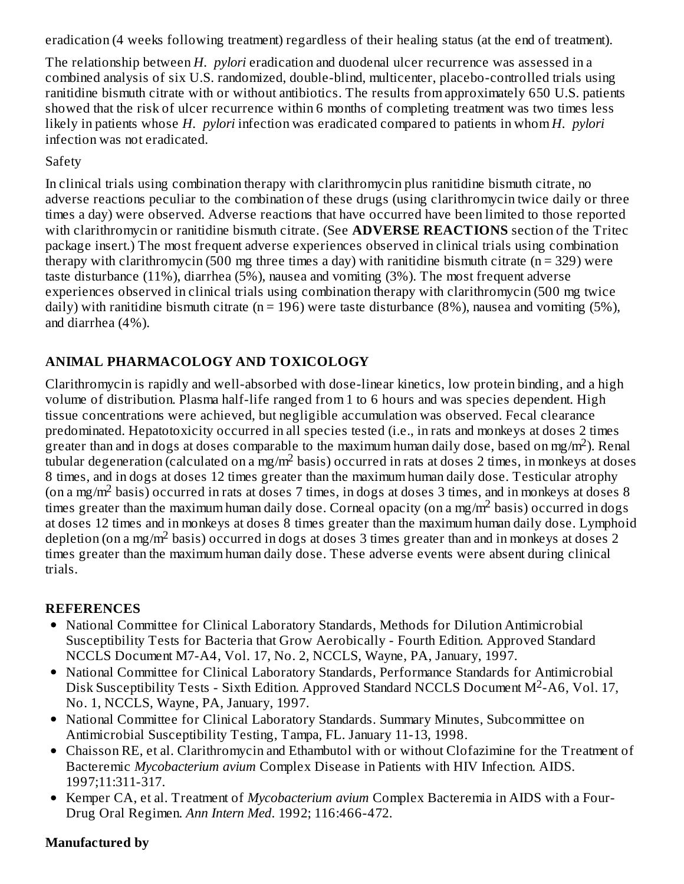eradication (4 weeks following treatment) regardless of their healing status (at the end of treatment).

The relationship between *H. pylori* eradication and duodenal ulcer recurrence was assessed in a combined analysis of six U.S. randomized, double-blind, multicenter, placebo-controlled trials using ranitidine bismuth citrate with or without antibiotics. The results from approximately 650 U.S. patients showed that the risk of ulcer recurrence within 6 months of completing treatment was two times less likely in patients whose *H. pylori* infection was eradicated compared to patients in whom *H. pylori* infection was not eradicated.

Safety

In clinical trials using combination therapy with clarithromycin plus ranitidine bismuth citrate, no adverse reactions peculiar to the combination of these drugs (using clarithromycin twice daily or three times a day) were observed. Adverse reactions that have occurred have been limited to those reported with clarithromycin or ranitidine bismuth citrate. (See **ADVERSE REACTIONS** section of the Tritec package insert.) The most frequent adverse experiences observed in clinical trials using combination therapy with clarithromycin (500 mg three times a day) with ranitidine bismuth citrate (n = 329) were taste disturbance (11%), diarrhea (5%), nausea and vomiting (3%). The most frequent adverse experiences observed in clinical trials using combination therapy with clarithromycin (500 mg twice daily) with ranitidine bismuth citrate (n = 196) were taste disturbance (8%), nausea and vomiting (5%), and diarrhea (4%).

## ANIMAL PHARMACOLOGY AND TOXICOLOGY

Clarithromycin is rapidly and well-absorbed with dose-linear kinetics, low protein binding, and a high volume of distribution. Plasma half-life ranged from 1 to 6 hours and was species dependent. High tissue concentrations were achieved, but negligible accumulation was observed. Fecal clearance predominated. Hepatotoxicity occurred in all species tested (i.e., in rats and monkeys at doses 2 times greater than and in dogs at doses comparable to the maximum human daily dose, based on $mg/m^2$). Renal tubular degeneration (calculated on a $mg/m^2$ basis) occurred in rats at doses 2 times, in monkeys at doses 8 times, and in dogs at doses 12 times greater than the maximum human daily dose. Testicular atrophy (on a $mg/m^2$ basis) occurred in rats at doses 7 times, in dogs at doses 3 times, and in monkeys at doses 8 times greater than the maximum human daily dose. Corneal opacity (on a $mg/m^2$ basis) occurred in dogs at doses 12 times and in monkeys at doses 8 times greater than the maximum human daily dose. Lymphoid depletion (on a $mg/m^2$ basis) occurred in dogs at doses 3 times greater than and in monkeys at doses 2 times greater than the maximum human daily dose. These adverse events were absent during clinical trials.

## REFERENCES

- National Committee for Clinical Laboratory Standards, Methods for Dilution Antimicrobial Susceptibility Tests for Bacteria that Grow Aerobically - Fourth Edition. Approved Standard NCCLS Document M7-A4, Vol. 17, No. 2, NCCLS, Wayne, PA, January, 1997.
- National Committee for Clinical Laboratory Standards, Performance Standards for Antimicrobial Disk Susceptibility Tests - Sixth Edition. Approved Standard NCCLS Document $M^2$-A6, Vol. 17, No. 1, NCCLS, Wayne, PA, January, 1997.
- National Committee for Clinical Laboratory Standards. Summary Minutes, Subcommittee on Antimicrobial Susceptibility Testing, Tampa, FL. January 11-13, 1998.
- Chaisson RE, et al. Clarithromycin and Ethambutol with or without Clofazimine for the Treatment of Bacteremic *Mycobacterium avium* Complex Disease in Patients with HIV Infection. AIDS. 1997;11:311-317.
- Kemper CA, et al. Treatment of *Mycobacterium avium* Complex Bacteremia in AIDS with a Four-Drug Oral Regimen. *Ann Intern Med*. 1992; 116:466-472.

**Manufactured by**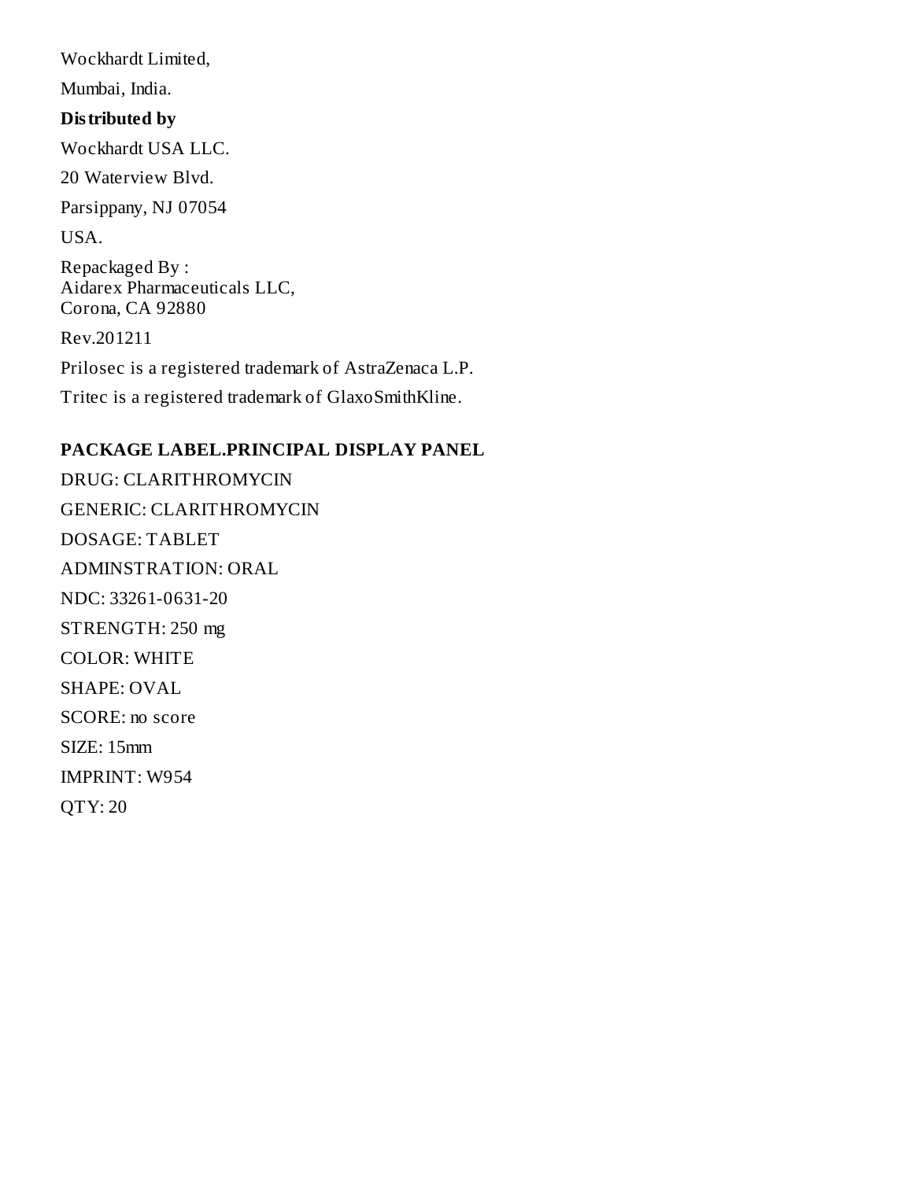Wockhardt Limited,

Mumbai, India.

**Distributed by**

Wockhardt USA LLC.

20 Waterview Blvd.

Parsippany, NJ 07054

USA.

Repackaged By :
Aidarex Pharmaceuticals LLC,
Corona, CA 92880

Rev.201211

Prilosec is a registered trademark of AstraZenaca L.P.

Tritec is a registered trademark of GlaxoSmithKline.

## PACKAGE LABEL.PRINCIPAL DISPLAY PANEL

DRUG: CLARITHROMYCIN

GENERIC: CLARITHROMYCIN

DOSAGE: TABLET

ADMINSTRATION: ORAL

NDC: 33261-0631-20

STRENGTH: 250 mg

COLOR: WHITE

SHAPE: OVAL

SCORE: no score

SIZE: 15mm

IMPRINT: W954

QTY: 20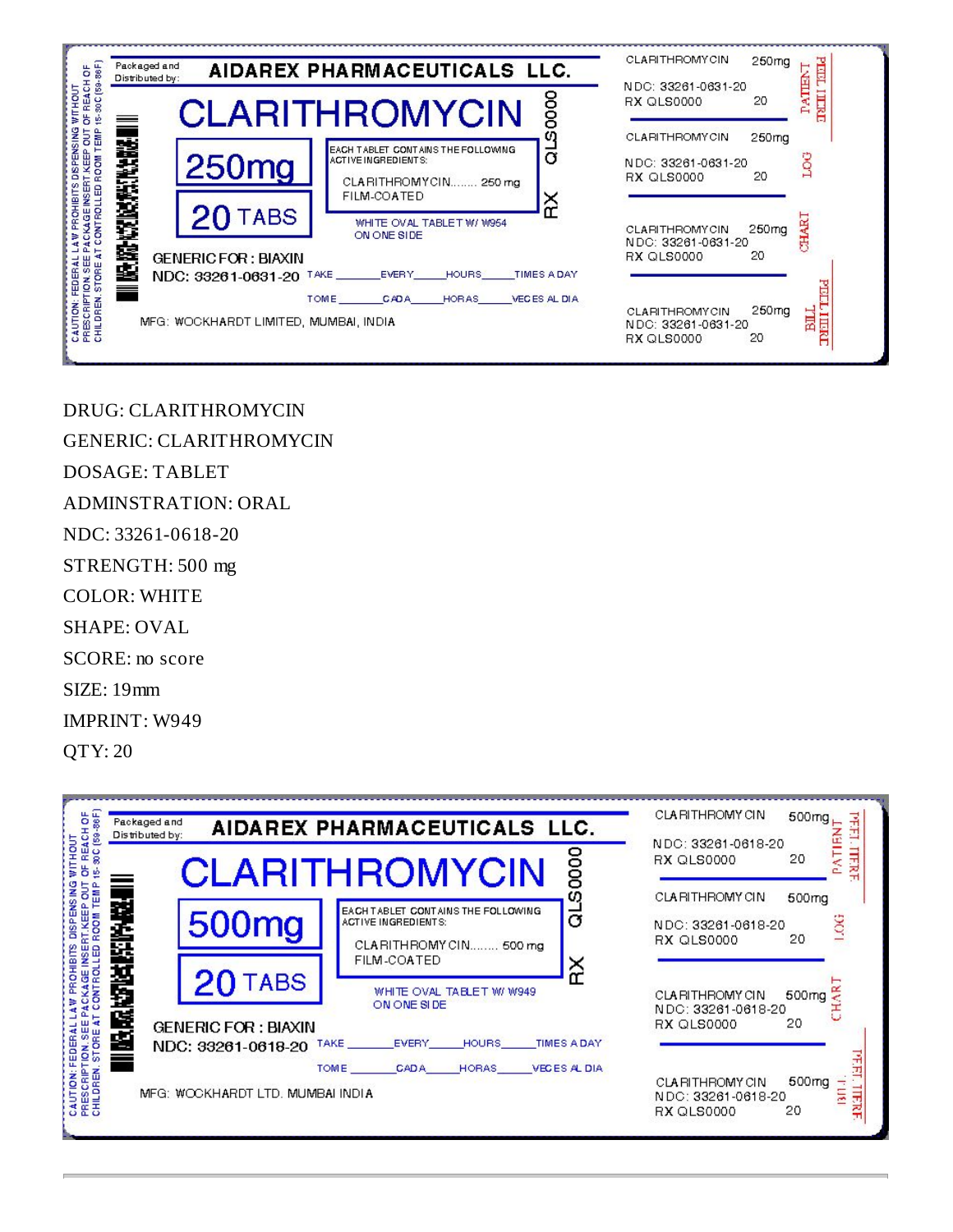CAUTION: FEDERAL LAW PROHIBITS DISPENSING WITHOUT PRESCRIPTION. SEE PACKAGE INSERT. KEEP OUT OF REACH OF CHILDREN. STORE AT CONTROLLED ROOM TEMP 15-30C (59-86F)

Packaged and Distributed by: **AIDAREX PHARMACEUTICALS LLC.**

# CLARITHROMYCIN

**250mg**

**20 TABS**

EACH TABLET CONTAINS THE FOLLOWING ACTIVE INGREDIENTS:

CLARITHROMYCIN........ 250 mg FILM-COATED

WHITE OVAL TABLET W/ W954 ON ONE SIDE

QLS0000

RX

GENERIC FOR : BIAXIN

NDC: 33261-0631-20

TAKE _______ EVERY _____ HOURS _____ TIMES A DAY

TOME _______ CADA _____ HORAS _____ VECES AL DIA

MFG: WOCKHARDT LIMITED, MUMBAI, INDIA

CLARITHROMYCIN 250mg NDC: 33261-0631-20 RX QLS0000 20 — PATIENT PEEL HERE

CLARITHROMYCIN 250mg NDC: 33261-0631-20 RX QLS0000 20 — LOG

CLARITHROMYCIN 250mg NDC: 33261-0631-20 RX QLS0000 20 — CHART

CLARITHROMYCIN 250mg NDC: 33261-0631-20 RX QLS0000 20 — BILL PEEL HERE

DRUG: CLARITHROMYCIN

GENERIC: CLARITHROMYCIN

DOSAGE: TABLET

ADMINSTRATION: ORAL

NDC: 33261-0618-20

STRENGTH: 500 mg

COLOR: WHITE

SHAPE: OVAL

SCORE: no score

SIZE: 19mm

IMPRINT: W949

QTY: 20

CAUTION: FEDERAL LAW PROHIBITS DISPENSING WITHOUT PRESCRIPTION. SEE PACKAGE INSERT. KEEP OUT OF REACH OF CHILDREN. STORE AT CONTROLLED ROOM TEMP 15-30C (59-86F)

Packaged and Distributed by: **AIDAREX PHARMACEUTICALS LLC.**

# CLARITHROMYCIN

**500mg**

**20 TABS**

EACH TABLET CONTAINS THE FOLLOWING ACTIVE INGREDIENTS:

CLARITHROMYCIN........ 500 mg FILM-COATED

WHITE OVAL TABLET W/ W949 ON ONE SIDE

QLS0000

RX

GENERIC FOR : BIAXIN

NDC: 33261-0618-20

TAKE _______ EVERY _____ HOURS _____ TIMES A DAY

TOME _______ CADA _____ HORAS _____ VECES AL DIA

MFG: WOCKHARDT LTD. MUMBAI INDIA

CLARITHROMYCIN 500mg NDC: 33261-0618-20 RX QLS0000 20 — PATIENT PEEL HERE

CLARITHROMYCIN 500mg NDC: 33261-0618-20 RX QLS0000 20 — LOG

CLARITHROMYCIN 500mg NDC: 33261-0618-20 RX QLS0000 20 — CHART

CLARITHROMYCIN 500mg NDC: 33261-0618-20 RX QLS0000 20 — BILL PEEL HERE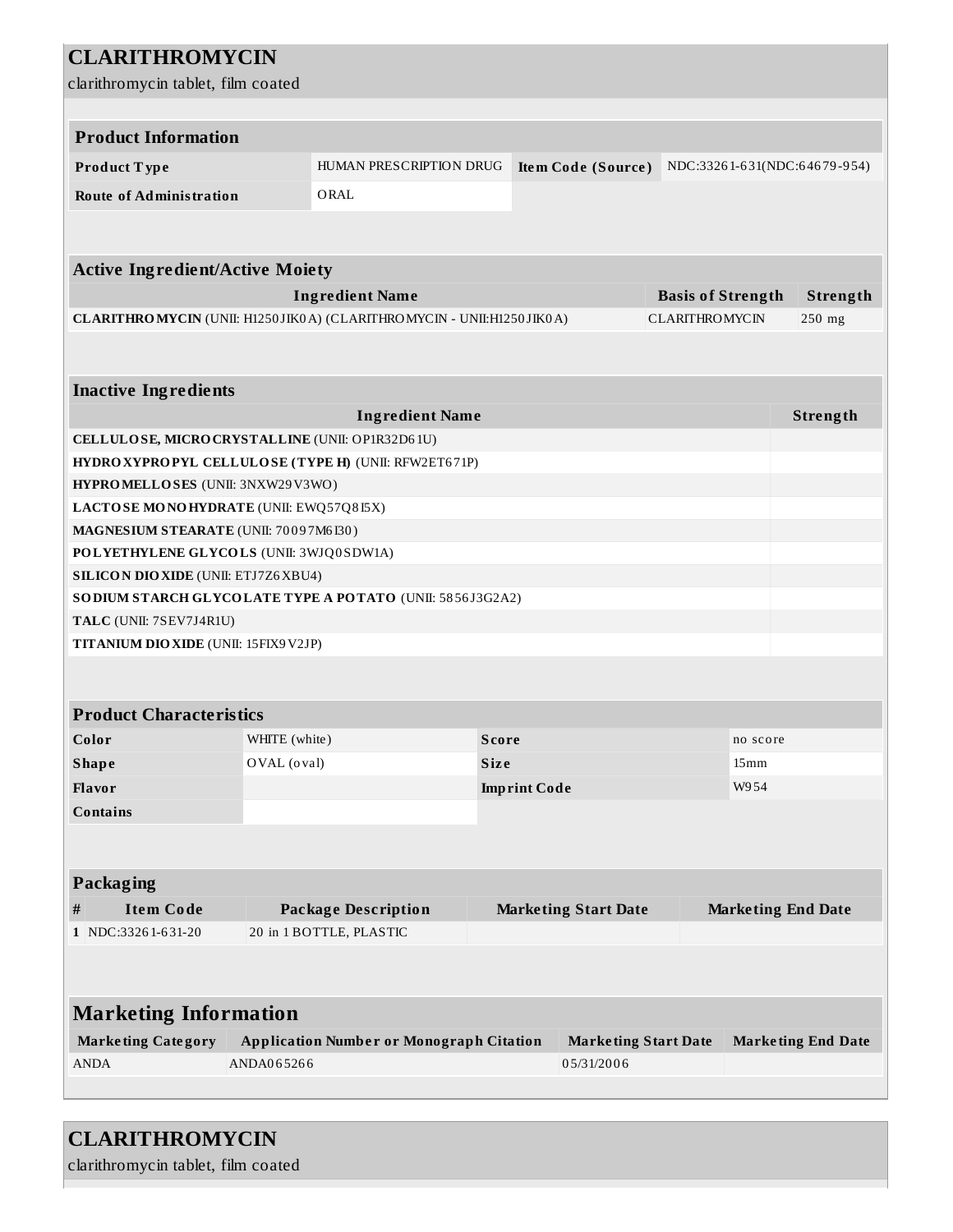# CLARITHROMYCIN

clarithromycin tablet, film coated

| **Product Information** | | | |
|---|---|---|---|
| **Product Type** | HUMAN PRESCRIPTION DRUG | **Item Code (Source)** | NDC:33261-631(NDC:64679-954) |
| **Route of Administration** | ORAL | | |

| **Active Ingredient/Active Moiety** | | |
|---|---|---|
| **Ingredient Name** | **Basis of Strength** | **Strength** |
| **CLARITHROMYCIN** (UNII: H1250JIK0A) (CLARITHROMYCIN - UNII:H1250JIK0A) | CLARITHROMYCIN | 250 mg |

| **Inactive Ingredients** | |
|---|---|
| **Ingredient Name** | **Strength** |
| **CELLULOSE, MICROCRYSTALLINE** (UNII: OP1R32D61U) | |
| **HYDROXYPROPYL CELLULOSE (TYPE H)** (UNII: RFW2ET671P) | |
| **HYPROMELLOSES** (UNII: 3NXW29V3WO) | |
| **LACTOSE MONOHYDRATE** (UNII: EWQ57Q8I5X) | |
| **MAGNESIUM STEARATE** (UNII: 70097M6I30) | |
| **POLYETHYLENE GLYCOLS** (UNII: 3WJQ0SDW1A) | |
| **SILICON DIOXIDE** (UNII: ETJ7Z6XBU4) | |
| **SODIUM STARCH GLYCOLATE TYPE A POTATO** (UNII: 5856J3G2A2) | |
| **TALC** (UNII: 7SEV7J4R1U) | |
| **TITANIUM DIOXIDE** (UNII: 15FIX9V2JP) | |

| **Product Characteristics** | | | |
|---|---|---|---|
| **Color** | WHITE (white) | **Score** | no score |
| **Shape** | OVAL (oval) | **Size** | 15mm |
| **Flavor** | | **Imprint Code** | W954 |
| **Contains** | | | |

| **Packaging** | | | | |
|---|---|---|---|---|
| **#** | **Item Code** | **Package Description** | **Marketing Start Date** | **Marketing End Date** |
| **1** | NDC:33261-631-20 | 20 in 1 BOTTLE, PLASTIC | | |

| **Marketing Information** | | | |
|---|---|---|---|
| **Marketing Category** | **Application Number or Monograph Citation** | **Marketing Start Date** | **Marketing End Date** |
| ANDA | ANDA065266 | 05/31/2006 | |

# CLARITHROMYCIN

clarithromycin tablet, film coated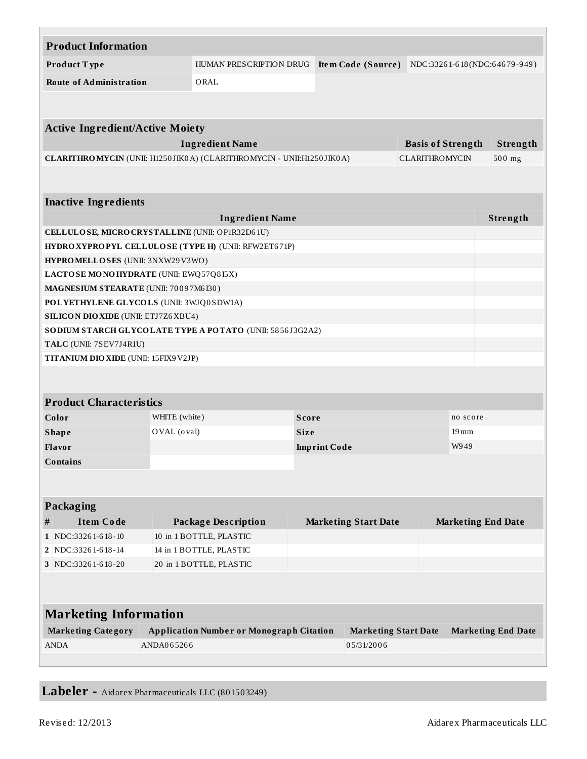| Product Information | | | |
|---|---|---|---|
| **Product Type** | HUMAN PRESCRIPTION DRUG | **Item Code (Source)** | NDC:33261-618(NDC:64679-949) |
| **Route of Administration** | ORAL | | |

| Active Ingredient/Active Moiety | | |
|---|---|---|
| **Ingredient Name** | **Basis of Strength** | **Strength** |
| **CLARITHROMYCIN** (UNII: H1250JIK0A) (CLARITHROMYCIN - UNII:H1250JIK0A) | CLARITHROMYCIN | 500 mg |

| Inactive Ingredients | |
|---|---|
| **Ingredient Name** | **Strength** |
| **CELLULOSE, MICROCRYSTALLINE** (UNII: OP1R32D61U) | |
| **HYDROXYPROPYL CELLULOSE (TYPE H)** (UNII: RFW2ET671P) | |
| **HYPROMELLOSES** (UNII: 3NXW29V3WO) | |
| **LACTOSE MONOHYDRATE** (UNII: EWQ57Q8I5X) | |
| **MAGNESIUM STEARATE** (UNII: 70097M6I30) | |
| **POLYETHYLENE GLYCOLS** (UNII: 3WJQ0SDW1A) | |
| **SILICON DIOXIDE** (UNII: ETJ7Z6XBU4) | |
| **SODIUM STARCH GLYCOLATE TYPE A POTATO** (UNII: 5856J3G2A2) | |
| **TALC** (UNII: 7SEV7J4R1U) | |
| **TITANIUM DIOXIDE** (UNII: 15FIX9V2JP) | |

| Product Characteristics | | | |
|---|---|---|---|
| **Color** | WHITE (white) | **Score** | no score |
| **Shape** | OVAL (oval) | **Size** | 19mm |
| **Flavor** | | **Imprint Code** | W949 |
| **Contains** | | | |

| Packaging | | | | |
|---|---|---|---|---|
| **#** | **Item Code** | **Package Description** | **Marketing Start Date** | **Marketing End Date** |
| **1** | NDC:33261-618-10 | 10 in 1 BOTTLE, PLASTIC | | |
| **2** | NDC:33261-618-14 | 14 in 1 BOTTLE, PLASTIC | | |
| **3** | NDC:33261-618-20 | 20 in 1 BOTTLE, PLASTIC | | |

| Marketing Information | | | |
|---|---|---|---|
| **Marketing Category** | **Application Number or Monograph Citation** | **Marketing Start Date** | **Marketing End Date** |
| ANDA | ANDA065266 | 05/31/2006 | |

## Labeler - Aidarex Pharmaceuticals LLC (801503249)

Revised: 12/2013

Aidarex Pharmaceuticals LLC